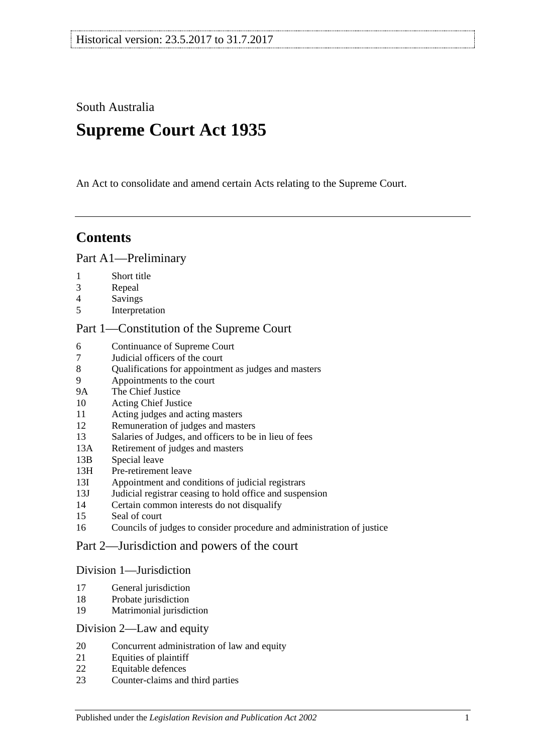Historical version: 23.5.2017 to 31.7.2017

South Australia

# Supreme Court Act 1935

An Act to consolidate and amend certain Acts relating to the Supreme Court.

## Contents

### Part A1—Preliminary

1 Short title
3 Repeal
4 Savings
5 Interpretation

### Part 1—Constitution of the Supreme Court

6 Continuance of Supreme Court
7 Judicial officers of the court
8 Qualifications for appointment as judges and masters
9 Appointments to the court
9A The Chief Justice
10 Acting Chief Justice
11 Acting judges and acting masters
12 Remuneration of judges and masters
13 Salaries of Judges, and officers to be in lieu of fees
13A Retirement of judges and masters
13B Special leave
13H Pre-retirement leave
13I Appointment and conditions of judicial registrars
13J Judicial registrar ceasing to hold office and suspension
14 Certain common interests do not disqualify
15 Seal of court
16 Councils of judges to consider procedure and administration of justice

### Part 2—Jurisdiction and powers of the court

#### Division 1—Jurisdiction

17 General jurisdiction
18 Probate jurisdiction
19 Matrimonial jurisdiction

#### Division 2—Law and equity

20 Concurrent administration of law and equity
21 Equities of plaintiff
22 Equitable defences
23 Counter-claims and third parties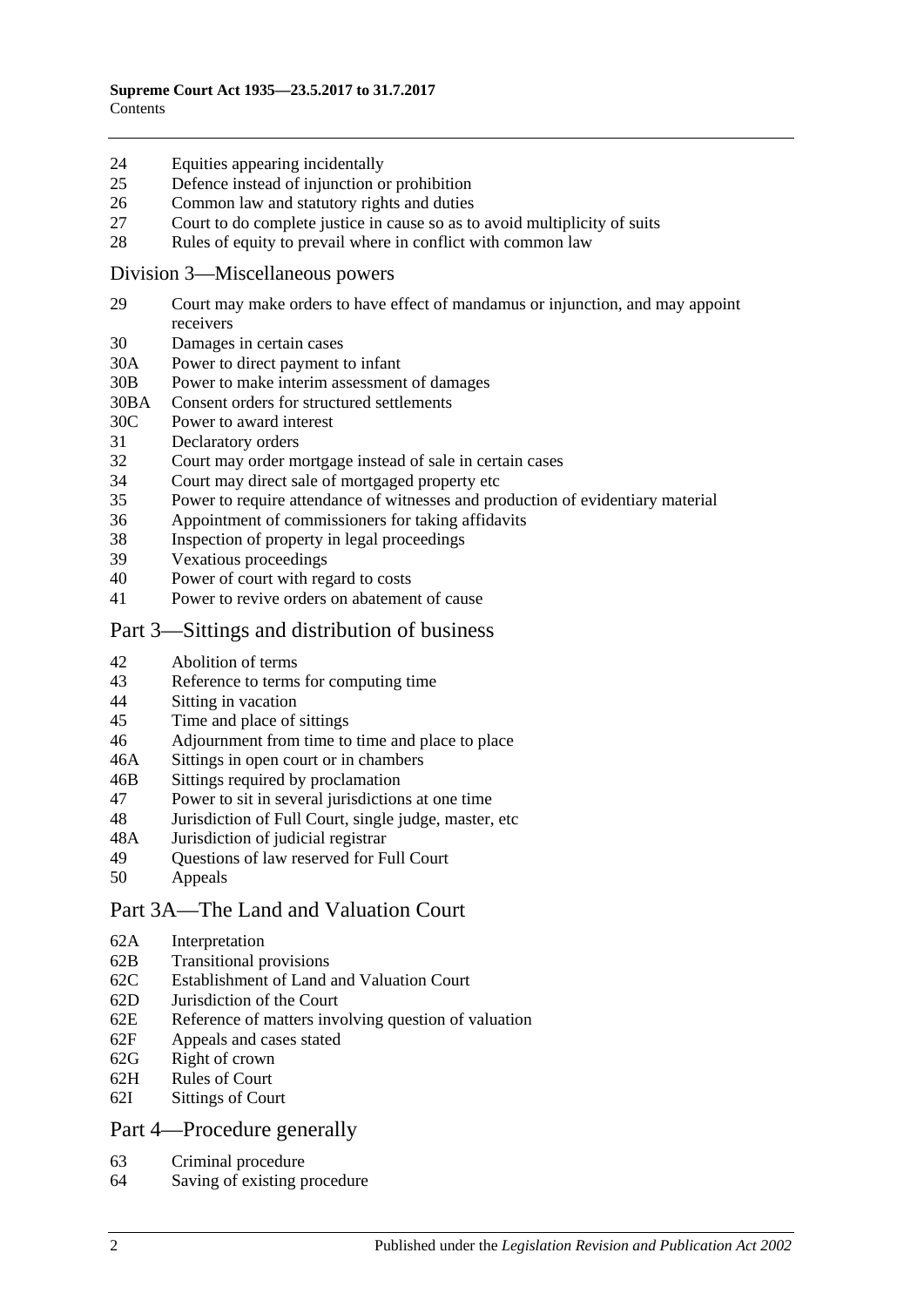24 Equities appearing incidentally
25 Defence instead of injunction or prohibition
26 Common law and statutory rights and duties
27 Court to do complete justice in cause so as to avoid multiplicity of suits
28 Rules of equity to prevail where in conflict with common law

## Division 3—Miscellaneous powers

29 Court may make orders to have effect of mandamus or injunction, and may appoint receivers
30 Damages in certain cases
30A Power to direct payment to infant
30B Power to make interim assessment of damages
30BA Consent orders for structured settlements
30C Power to award interest
31 Declaratory orders
32 Court may order mortgage instead of sale in certain cases
34 Court may direct sale of mortgaged property etc
35 Power to require attendance of witnesses and production of evidentiary material
36 Appointment of commissioners for taking affidavits
38 Inspection of property in legal proceedings
39 Vexatious proceedings
40 Power of court with regard to costs
41 Power to revive orders on abatement of cause

## Part 3—Sittings and distribution of business

42 Abolition of terms
43 Reference to terms for computing time
44 Sitting in vacation
45 Time and place of sittings
46 Adjournment from time to time and place to place
46A Sittings in open court or in chambers
46B Sittings required by proclamation
47 Power to sit in several jurisdictions at one time
48 Jurisdiction of Full Court, single judge, master, etc
48A Jurisdiction of judicial registrar
49 Questions of law reserved for Full Court
50 Appeals

## Part 3A—The Land and Valuation Court

62A Interpretation
62B Transitional provisions
62C Establishment of Land and Valuation Court
62D Jurisdiction of the Court
62E Reference of matters involving question of valuation
62F Appeals and cases stated
62G Right of crown
62H Rules of Court
62I Sittings of Court

## Part 4—Procedure generally

63 Criminal procedure
64 Saving of existing procedure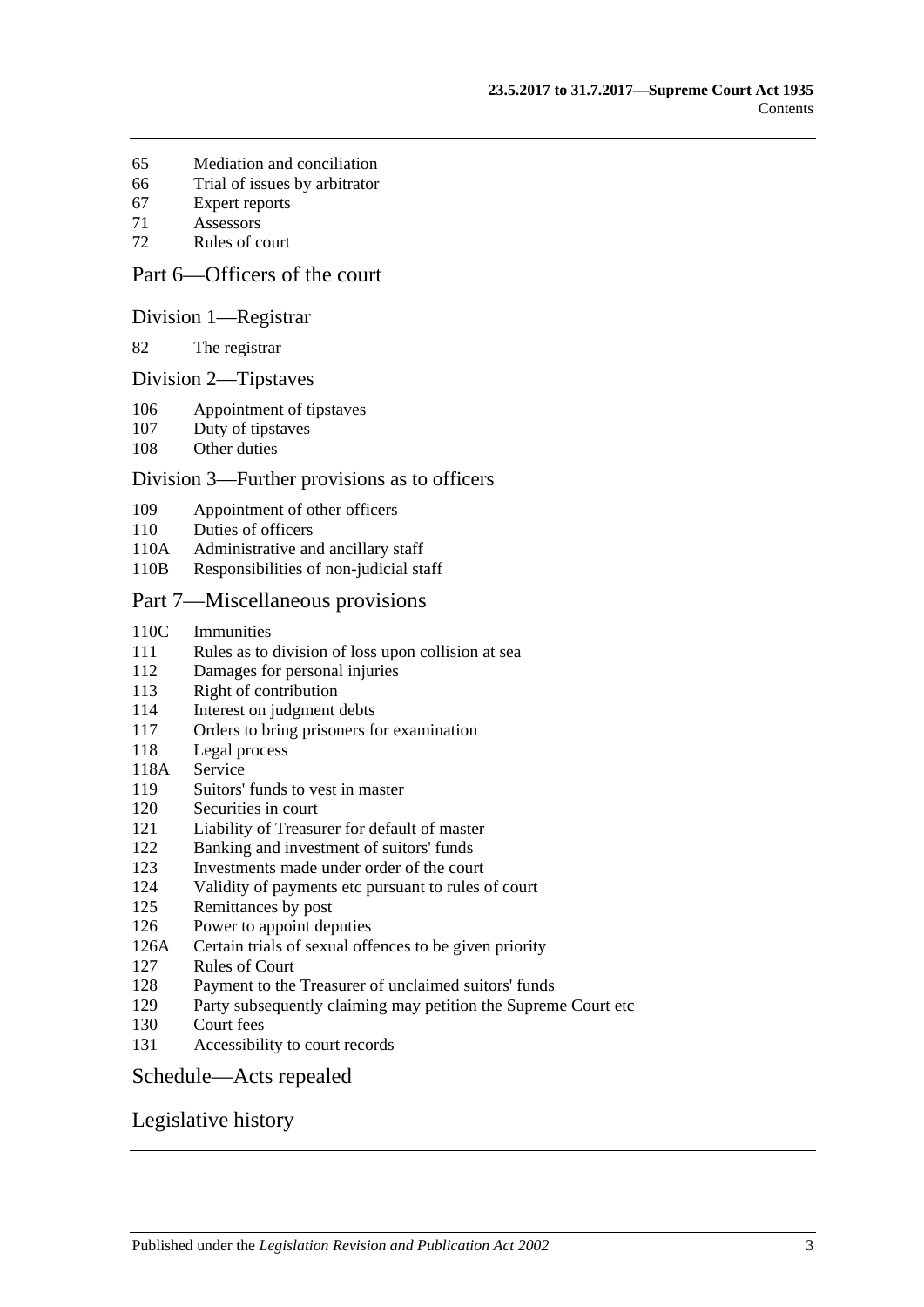65 Mediation and conciliation
66 Trial of issues by arbitrator
67 Expert reports
71 Assessors
72 Rules of court

## Part 6—Officers of the court

### Division 1—Registrar

82 The registrar

### Division 2—Tipstaves

106 Appointment of tipstaves
107 Duty of tipstaves
108 Other duties

### Division 3—Further provisions as to officers

109 Appointment of other officers
110 Duties of officers
110A Administrative and ancillary staff
110B Responsibilities of non-judicial staff

## Part 7—Miscellaneous provisions

110C Immunities
111 Rules as to division of loss upon collision at sea
112 Damages for personal injuries
113 Right of contribution
114 Interest on judgment debts
117 Orders to bring prisoners for examination
118 Legal process
118A Service
119 Suitors' funds to vest in master
120 Securities in court
121 Liability of Treasurer for default of master
122 Banking and investment of suitors' funds
123 Investments made under order of the court
124 Validity of payments etc pursuant to rules of court
125 Remittances by post
126 Power to appoint deputies
126A Certain trials of sexual offences to be given priority
127 Rules of Court
128 Payment to the Treasurer of unclaimed suitors' funds
129 Party subsequently claiming may petition the Supreme Court etc
130 Court fees
131 Accessibility to court records

## Schedule—Acts repealed

## Legislative history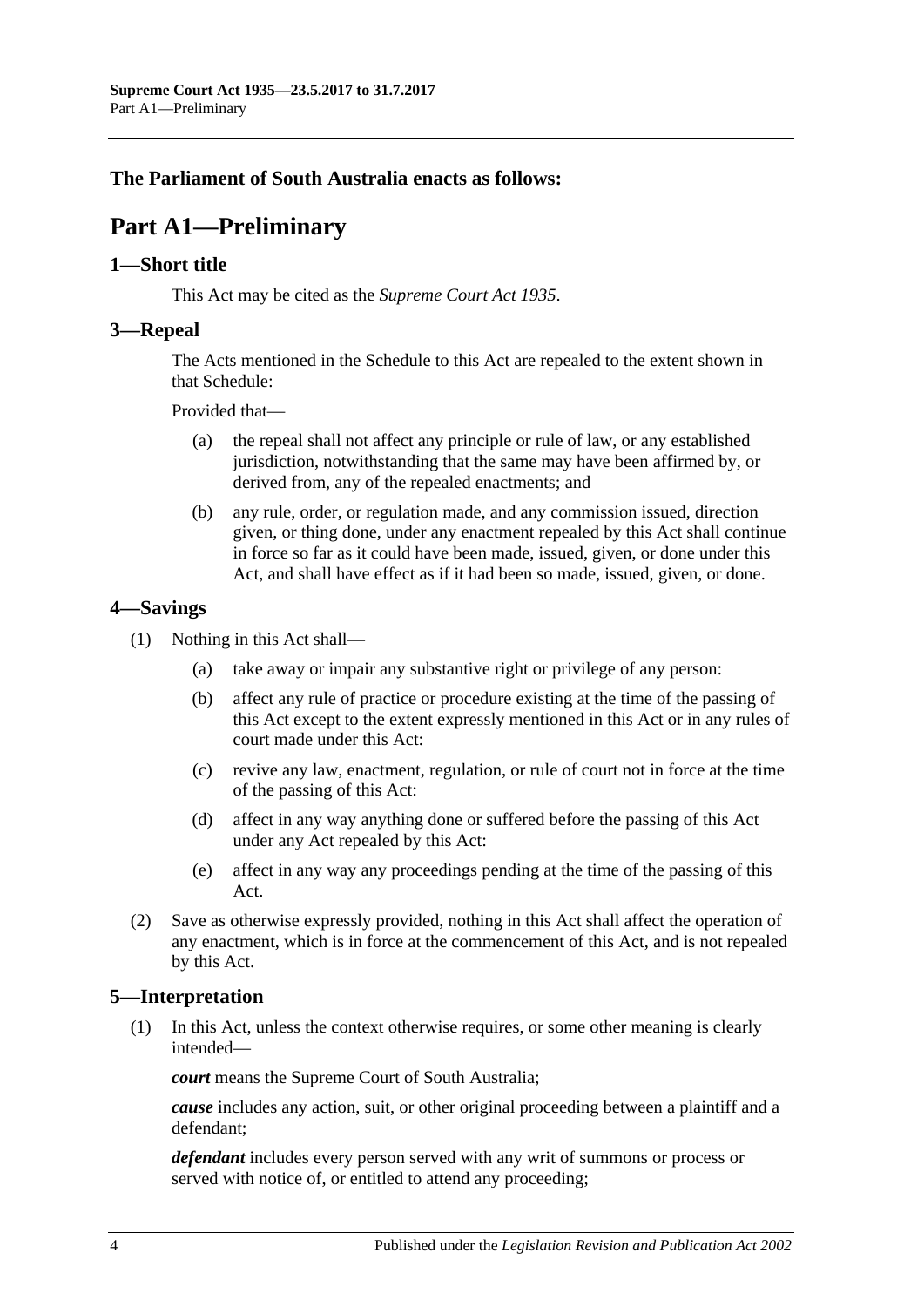**The Parliament of South Australia enacts as follows:**

# Part A1—Preliminary

## 1—Short title

This Act may be cited as the *Supreme Court Act 1935*.

## 3—Repeal

The Acts mentioned in the Schedule to this Act are repealed to the extent shown in that Schedule:

Provided that—

- (a) the repeal shall not affect any principle or rule of law, or any established jurisdiction, notwithstanding that the same may have been affirmed by, or derived from, any of the repealed enactments; and
- (b) any rule, order, or regulation made, and any commission issued, direction given, or thing done, under any enactment repealed by this Act shall continue in force so far as it could have been made, issued, given, or done under this Act, and shall have effect as if it had been so made, issued, given, or done.

## 4—Savings

(1) Nothing in this Act shall—

- (a) take away or impair any substantive right or privilege of any person:
- (b) affect any rule of practice or procedure existing at the time of the passing of this Act except to the extent expressly mentioned in this Act or in any rules of court made under this Act:
- (c) revive any law, enactment, regulation, or rule of court not in force at the time of the passing of this Act:
- (d) affect in any way anything done or suffered before the passing of this Act under any Act repealed by this Act:
- (e) affect in any way any proceedings pending at the time of the passing of this Act.

(2) Save as otherwise expressly provided, nothing in this Act shall affect the operation of any enactment, which is in force at the commencement of this Act, and is not repealed by this Act.

## 5—Interpretation

(1) In this Act, unless the context otherwise requires, or some other meaning is clearly intended—

***court*** means the Supreme Court of South Australia;

***cause*** includes any action, suit, or other original proceeding between a plaintiff and a defendant;

***defendant*** includes every person served with any writ of summons or process or served with notice of, or entitled to attend any proceeding;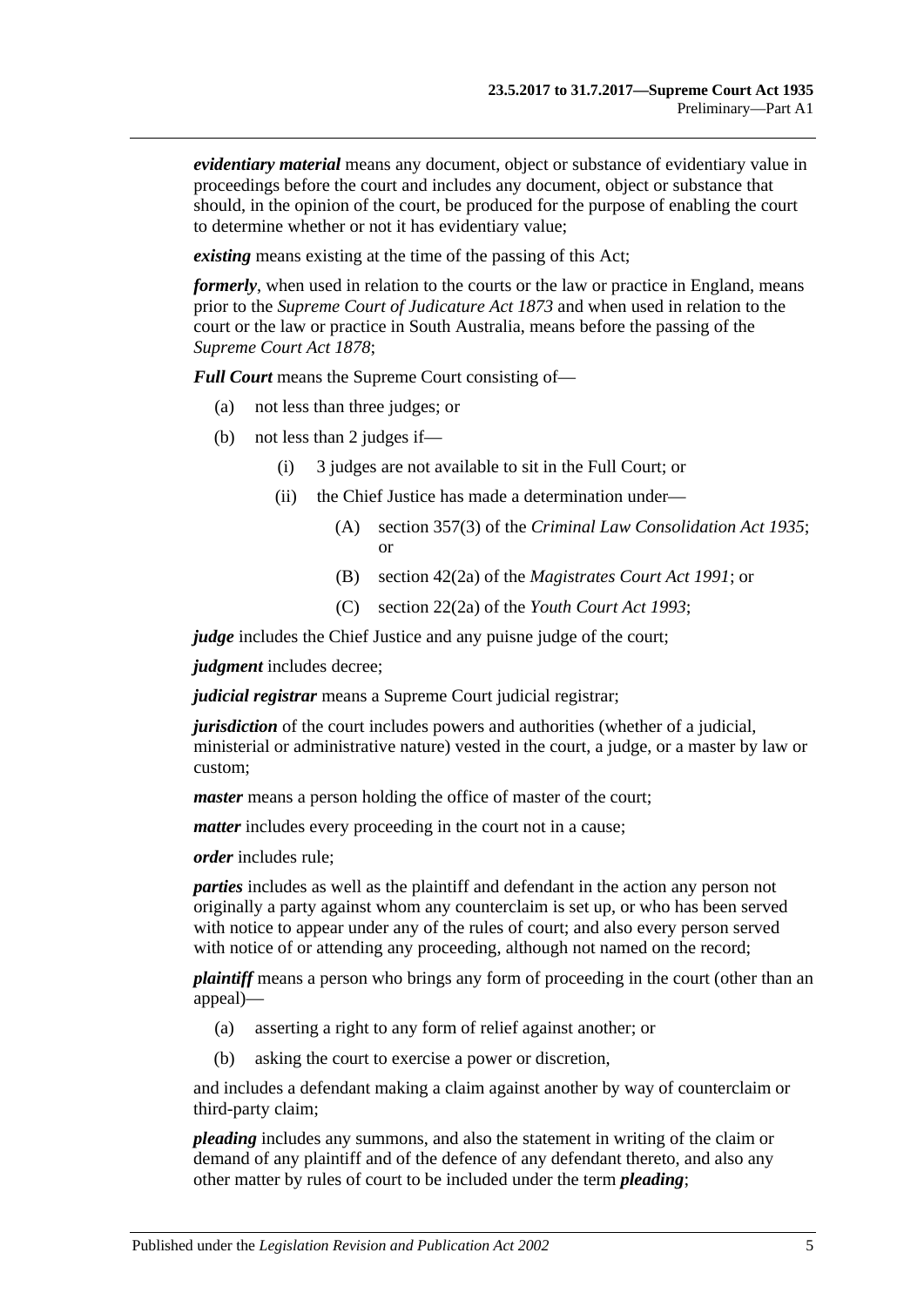***evidentiary material*** means any document, object or substance of evidentiary value in proceedings before the court and includes any document, object or substance that should, in the opinion of the court, be produced for the purpose of enabling the court to determine whether or not it has evidentiary value;

***existing*** means existing at the time of the passing of this Act;

***formerly***, when used in relation to the courts or the law or practice in England, means prior to the *Supreme Court of Judicature Act 1873* and when used in relation to the court or the law or practice in South Australia, means before the passing of the *Supreme Court Act 1878*;

***Full Court*** means the Supreme Court consisting of—

- (a) not less than three judges; or
- (b) not less than 2 judges if—
  - (i) 3 judges are not available to sit in the Full Court; or
  - (ii) the Chief Justice has made a determination under—
    - (A) section 357(3) of the *Criminal Law Consolidation Act 1935*; or
    - (B) section 42(2a) of the *Magistrates Court Act 1991*; or
    - (C) section 22(2a) of the *Youth Court Act 1993*;

***judge*** includes the Chief Justice and any puisne judge of the court;

***judgment*** includes decree;

***judicial registrar*** means a Supreme Court judicial registrar;

***jurisdiction*** of the court includes powers and authorities (whether of a judicial, ministerial or administrative nature) vested in the court, a judge, or a master by law or custom;

***master*** means a person holding the office of master of the court;

***matter*** includes every proceeding in the court not in a cause;

***order*** includes rule;

***parties*** includes as well as the plaintiff and defendant in the action any person not originally a party against whom any counterclaim is set up, or who has been served with notice to appear under any of the rules of court; and also every person served with notice of or attending any proceeding, although not named on the record;

***plaintiff*** means a person who brings any form of proceeding in the court (other than an appeal)—

- (a) asserting a right to any form of relief against another; or
- (b) asking the court to exercise a power or discretion,

and includes a defendant making a claim against another by way of counterclaim or third-party claim;

***pleading*** includes any summons, and also the statement in writing of the claim or demand of any plaintiff and of the defence of any defendant thereto, and also any other matter by rules of court to be included under the term ***pleading***;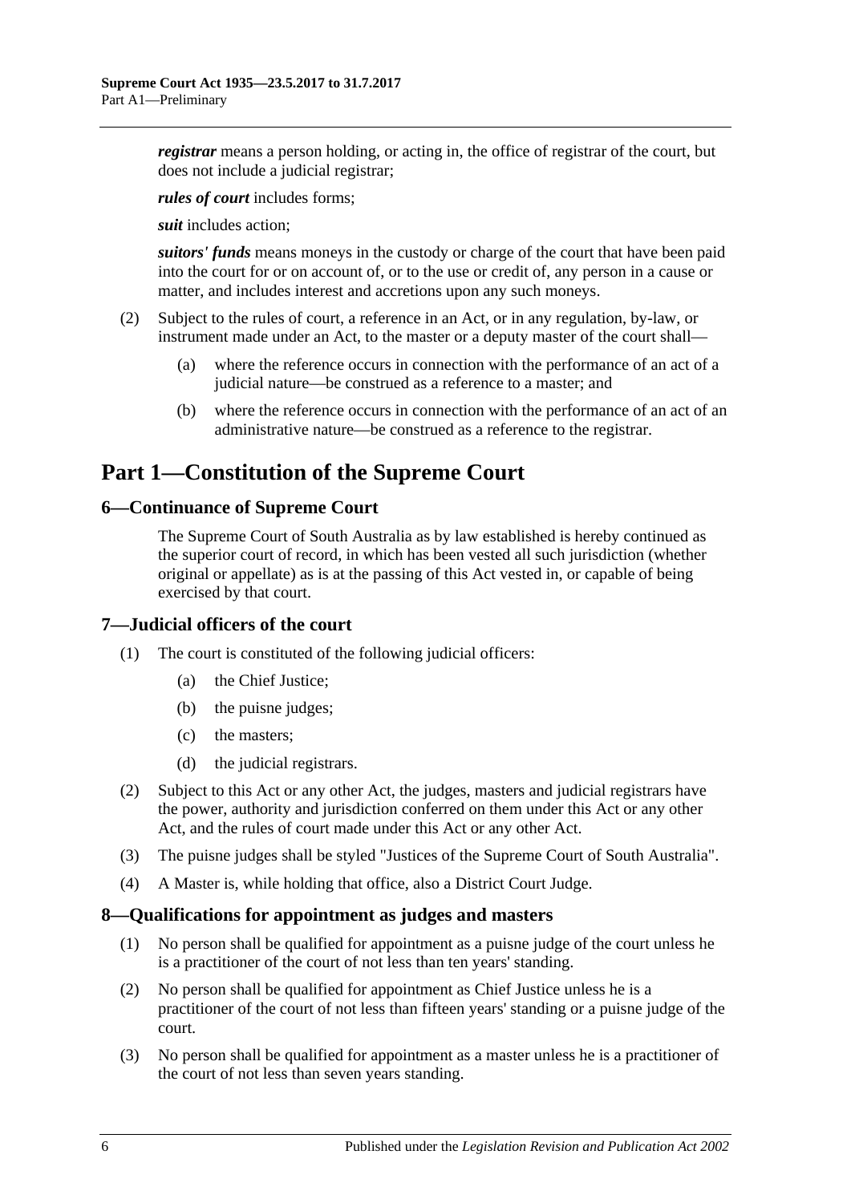***registrar*** means a person holding, or acting in, the office of registrar of the court, but does not include a judicial registrar;

***rules of court*** includes forms;

***suit*** includes action;

***suitors' funds*** means moneys in the custody or charge of the court that have been paid into the court for or on account of, or to the use or credit of, any person in a cause or matter, and includes interest and accretions upon any such moneys.

(2) Subject to the rules of court, a reference in an Act, or in any regulation, by-law, or instrument made under an Act, to the master or a deputy master of the court shall—

(a) where the reference occurs in connection with the performance of an act of a judicial nature—be construed as a reference to a master; and

(b) where the reference occurs in connection with the performance of an act of an administrative nature—be construed as a reference to the registrar.

# Part 1—Constitution of the Supreme Court

## 6—Continuance of Supreme Court

The Supreme Court of South Australia as by law established is hereby continued as the superior court of record, in which has been vested all such jurisdiction (whether original or appellate) as is at the passing of this Act vested in, or capable of being exercised by that court.

## 7—Judicial officers of the court

(1) The court is constituted of the following judicial officers:

(a) the Chief Justice;

(b) the puisne judges;

(c) the masters;

(d) the judicial registrars.

(2) Subject to this Act or any other Act, the judges, masters and judicial registrars have the power, authority and jurisdiction conferred on them under this Act or any other Act, and the rules of court made under this Act or any other Act.

(3) The puisne judges shall be styled "Justices of the Supreme Court of South Australia".

(4) A Master is, while holding that office, also a District Court Judge.

## 8—Qualifications for appointment as judges and masters

(1) No person shall be qualified for appointment as a puisne judge of the court unless he is a practitioner of the court of not less than ten years' standing.

(2) No person shall be qualified for appointment as Chief Justice unless he is a practitioner of the court of not less than fifteen years' standing or a puisne judge of the court.

(3) No person shall be qualified for appointment as a master unless he is a practitioner of the court of not less than seven years standing.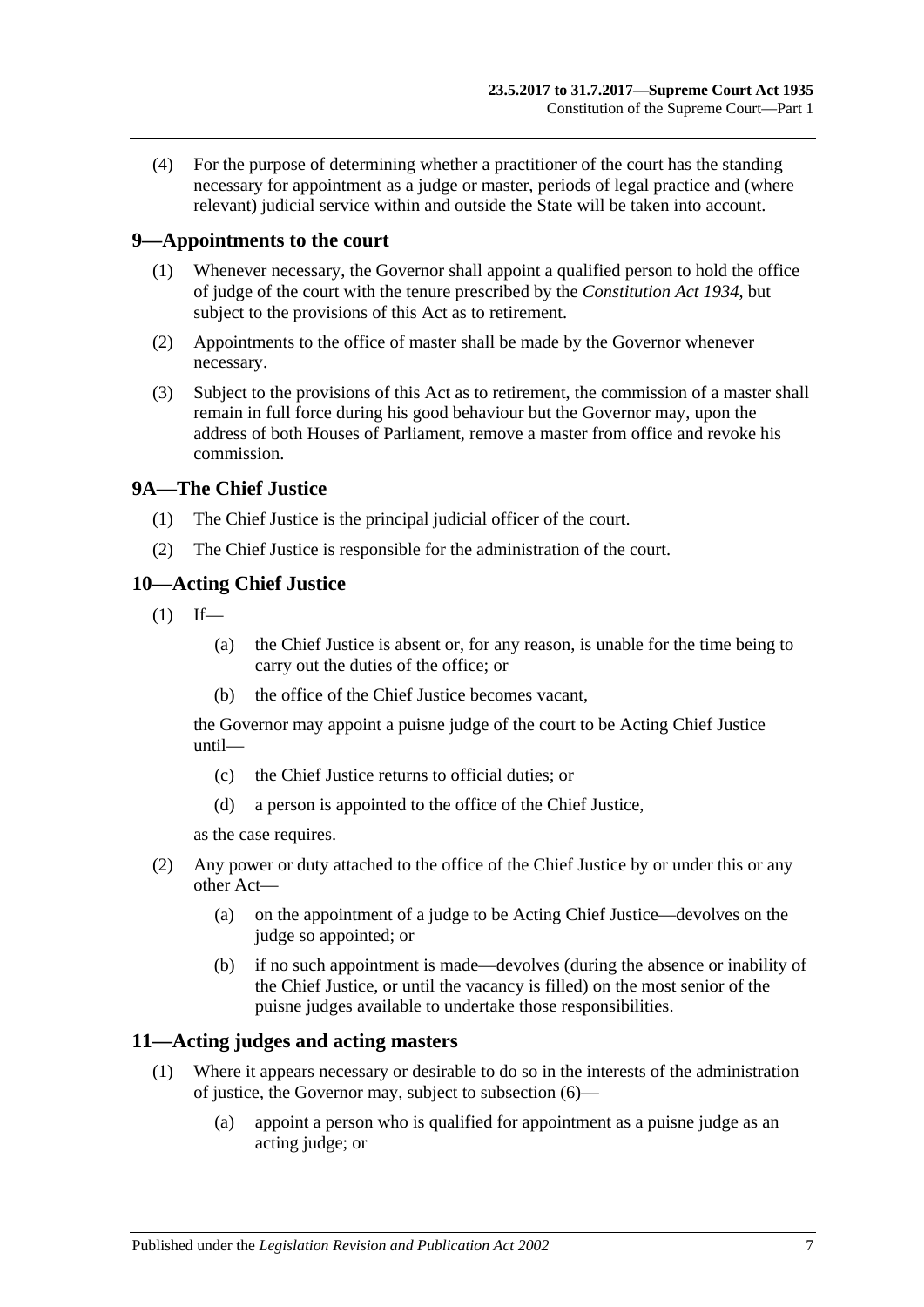(4) For the purpose of determining whether a practitioner of the court has the standing necessary for appointment as a judge or master, periods of legal practice and (where relevant) judicial service within and outside the State will be taken into account.

## 9—Appointments to the court

(1) Whenever necessary, the Governor shall appoint a qualified person to hold the office of judge of the court with the tenure prescribed by the *Constitution Act 1934*, but subject to the provisions of this Act as to retirement.

(2) Appointments to the office of master shall be made by the Governor whenever necessary.

(3) Subject to the provisions of this Act as to retirement, the commission of a master shall remain in full force during his good behaviour but the Governor may, upon the address of both Houses of Parliament, remove a master from office and revoke his commission.

## 9A—The Chief Justice

(1) The Chief Justice is the principal judicial officer of the court.

(2) The Chief Justice is responsible for the administration of the court.

## 10—Acting Chief Justice

(1) If—

(a) the Chief Justice is absent or, for any reason, is unable for the time being to carry out the duties of the office; or

(b) the office of the Chief Justice becomes vacant,

the Governor may appoint a puisne judge of the court to be Acting Chief Justice until—

(c) the Chief Justice returns to official duties; or

(d) a person is appointed to the office of the Chief Justice,

as the case requires.

(2) Any power or duty attached to the office of the Chief Justice by or under this or any other Act—

(a) on the appointment of a judge to be Acting Chief Justice—devolves on the judge so appointed; or

(b) if no such appointment is made—devolves (during the absence or inability of the Chief Justice, or until the vacancy is filled) on the most senior of the puisne judges available to undertake those responsibilities.

## 11—Acting judges and acting masters

(1) Where it appears necessary or desirable to do so in the interests of the administration of justice, the Governor may, subject to subsection (6)—

(a) appoint a person who is qualified for appointment as a puisne judge as an acting judge; or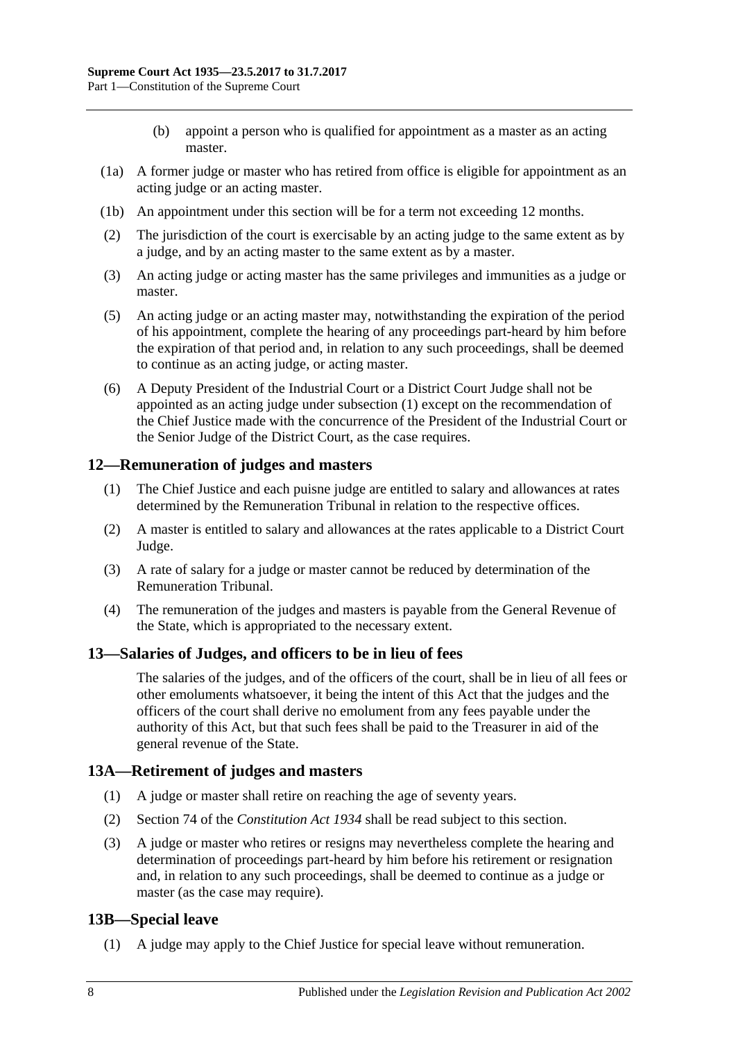(b) appoint a person who is qualified for appointment as a master as an acting master.

(1a) A former judge or master who has retired from office is eligible for appointment as an acting judge or an acting master.

(1b) An appointment under this section will be for a term not exceeding 12 months.

(2) The jurisdiction of the court is exercisable by an acting judge to the same extent as by a judge, and by an acting master to the same extent as by a master.

(3) An acting judge or acting master has the same privileges and immunities as a judge or master.

(5) An acting judge or an acting master may, notwithstanding the expiration of the period of his appointment, complete the hearing of any proceedings part-heard by him before the expiration of that period and, in relation to any such proceedings, shall be deemed to continue as an acting judge, or acting master.

(6) A Deputy President of the Industrial Court or a District Court Judge shall not be appointed as an acting judge under subsection (1) except on the recommendation of the Chief Justice made with the concurrence of the President of the Industrial Court or the Senior Judge of the District Court, as the case requires.

## 12—Remuneration of judges and masters

(1) The Chief Justice and each puisne judge are entitled to salary and allowances at rates determined by the Remuneration Tribunal in relation to the respective offices.

(2) A master is entitled to salary and allowances at the rates applicable to a District Court Judge.

(3) A rate of salary for a judge or master cannot be reduced by determination of the Remuneration Tribunal.

(4) The remuneration of the judges and masters is payable from the General Revenue of the State, which is appropriated to the necessary extent.

## 13—Salaries of Judges, and officers to be in lieu of fees

The salaries of the judges, and of the officers of the court, shall be in lieu of all fees or other emoluments whatsoever, it being the intent of this Act that the judges and the officers of the court shall derive no emolument from any fees payable under the authority of this Act, but that such fees shall be paid to the Treasurer in aid of the general revenue of the State.

## 13A—Retirement of judges and masters

(1) A judge or master shall retire on reaching the age of seventy years.

(2) Section 74 of the *Constitution Act 1934* shall be read subject to this section.

(3) A judge or master who retires or resigns may nevertheless complete the hearing and determination of proceedings part-heard by him before his retirement or resignation and, in relation to any such proceedings, shall be deemed to continue as a judge or master (as the case may require).

## 13B—Special leave

(1) A judge may apply to the Chief Justice for special leave without remuneration.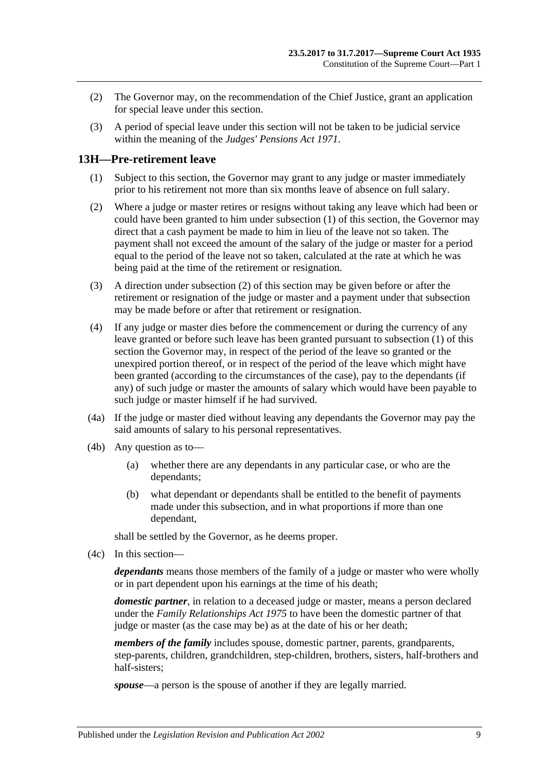(2) The Governor may, on the recommendation of the Chief Justice, grant an application for special leave under this section.

(3) A period of special leave under this section will not be taken to be judicial service within the meaning of the *Judges' Pensions Act 1971*.

## 13H—Pre-retirement leave

(1) Subject to this section, the Governor may grant to any judge or master immediately prior to his retirement not more than six months leave of absence on full salary.

(2) Where a judge or master retires or resigns without taking any leave which had been or could have been granted to him under subsection (1) of this section, the Governor may direct that a cash payment be made to him in lieu of the leave not so taken. The payment shall not exceed the amount of the salary of the judge or master for a period equal to the period of the leave not so taken, calculated at the rate at which he was being paid at the time of the retirement or resignation.

(3) A direction under subsection (2) of this section may be given before or after the retirement or resignation of the judge or master and a payment under that subsection may be made before or after that retirement or resignation.

(4) If any judge or master dies before the commencement or during the currency of any leave granted or before such leave has been granted pursuant to subsection (1) of this section the Governor may, in respect of the period of the leave so granted or the unexpired portion thereof, or in respect of the period of the leave which might have been granted (according to the circumstances of the case), pay to the dependants (if any) of such judge or master the amounts of salary which would have been payable to such judge or master himself if he had survived.

(4a) If the judge or master died without leaving any dependants the Governor may pay the said amounts of salary to his personal representatives.

(4b) Any question as to—

(a) whether there are any dependants in any particular case, or who are the dependants;

(b) what dependant or dependants shall be entitled to the benefit of payments made under this subsection, and in what proportions if more than one dependant,

shall be settled by the Governor, as he deems proper.

(4c) In this section—

***dependants*** means those members of the family of a judge or master who were wholly or in part dependent upon his earnings at the time of his death;

***domestic partner***, in relation to a deceased judge or master, means a person declared under the *Family Relationships Act 1975* to have been the domestic partner of that judge or master (as the case may be) as at the date of his or her death;

***members of the family*** includes spouse, domestic partner, parents, grandparents, step-parents, children, grandchildren, step-children, brothers, sisters, half-brothers and half-sisters;

***spouse***—a person is the spouse of another if they are legally married.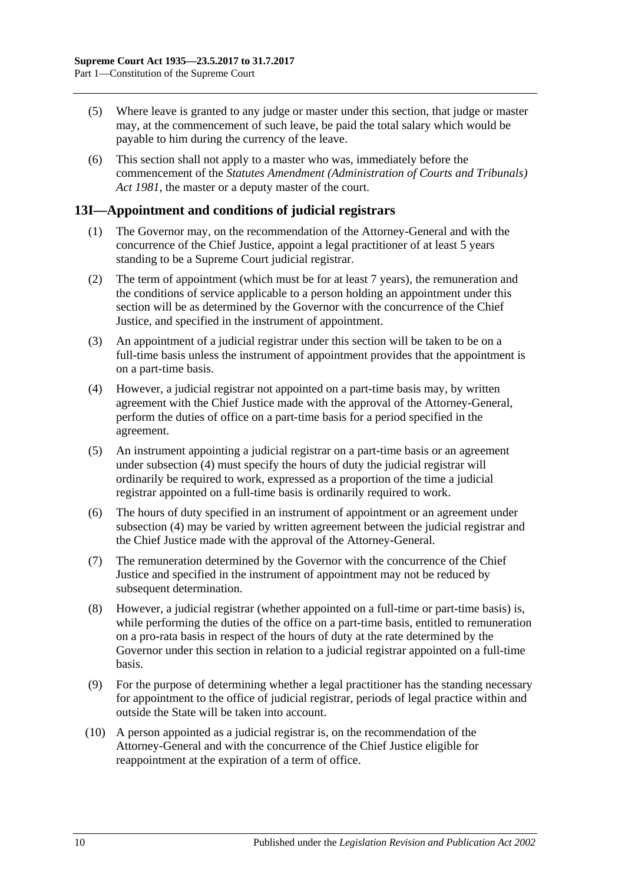(5) Where leave is granted to any judge or master under this section, that judge or master may, at the commencement of such leave, be paid the total salary which would be payable to him during the currency of the leave.

(6) This section shall not apply to a master who was, immediately before the commencement of the *Statutes Amendment (Administration of Courts and Tribunals) Act 1981*, the master or a deputy master of the court.

## 13I—Appointment and conditions of judicial registrars

(1) The Governor may, on the recommendation of the Attorney-General and with the concurrence of the Chief Justice, appoint a legal practitioner of at least 5 years standing to be a Supreme Court judicial registrar.

(2) The term of appointment (which must be for at least 7 years), the remuneration and the conditions of service applicable to a person holding an appointment under this section will be as determined by the Governor with the concurrence of the Chief Justice, and specified in the instrument of appointment.

(3) An appointment of a judicial registrar under this section will be taken to be on a full-time basis unless the instrument of appointment provides that the appointment is on a part-time basis.

(4) However, a judicial registrar not appointed on a part-time basis may, by written agreement with the Chief Justice made with the approval of the Attorney-General, perform the duties of office on a part-time basis for a period specified in the agreement.

(5) An instrument appointing a judicial registrar on a part-time basis or an agreement under subsection (4) must specify the hours of duty the judicial registrar will ordinarily be required to work, expressed as a proportion of the time a judicial registrar appointed on a full-time basis is ordinarily required to work.

(6) The hours of duty specified in an instrument of appointment or an agreement under subsection (4) may be varied by written agreement between the judicial registrar and the Chief Justice made with the approval of the Attorney-General.

(7) The remuneration determined by the Governor with the concurrence of the Chief Justice and specified in the instrument of appointment may not be reduced by subsequent determination.

(8) However, a judicial registrar (whether appointed on a full-time or part-time basis) is, while performing the duties of the office on a part-time basis, entitled to remuneration on a pro-rata basis in respect of the hours of duty at the rate determined by the Governor under this section in relation to a judicial registrar appointed on a full-time basis.

(9) For the purpose of determining whether a legal practitioner has the standing necessary for appointment to the office of judicial registrar, periods of legal practice within and outside the State will be taken into account.

(10) A person appointed as a judicial registrar is, on the recommendation of the Attorney-General and with the concurrence of the Chief Justice eligible for reappointment at the expiration of a term of office.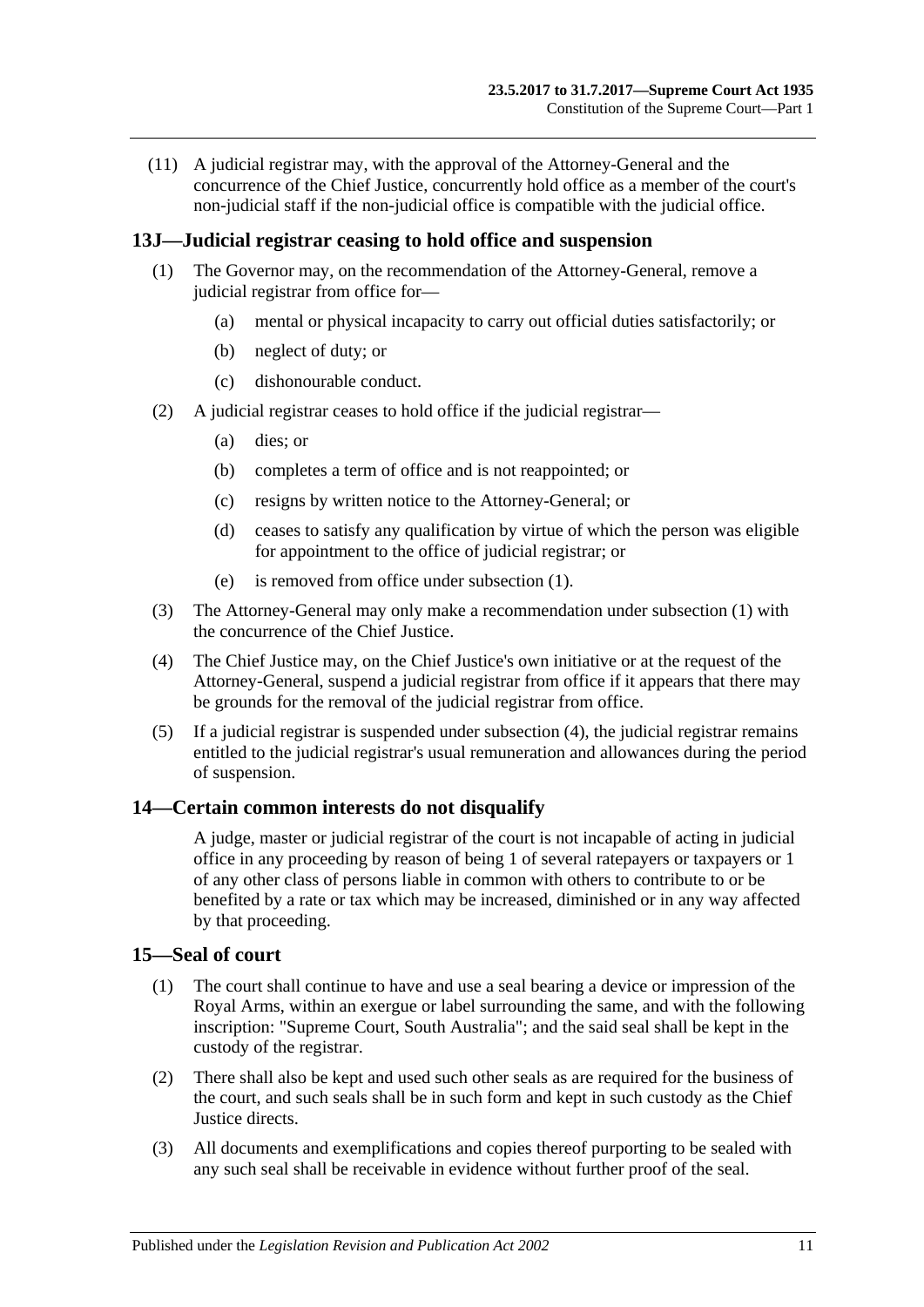(11) A judicial registrar may, with the approval of the Attorney-General and the concurrence of the Chief Justice, concurrently hold office as a member of the court's non-judicial staff if the non-judicial office is compatible with the judicial office.

## 13J—Judicial registrar ceasing to hold office and suspension

(1) The Governor may, on the recommendation of the Attorney-General, remove a judicial registrar from office for—

(a) mental or physical incapacity to carry out official duties satisfactorily; or

(b) neglect of duty; or

(c) dishonourable conduct.

(2) A judicial registrar ceases to hold office if the judicial registrar—

(a) dies; or

(b) completes a term of office and is not reappointed; or

(c) resigns by written notice to the Attorney-General; or

(d) ceases to satisfy any qualification by virtue of which the person was eligible for appointment to the office of judicial registrar; or

(e) is removed from office under subsection (1).

(3) The Attorney-General may only make a recommendation under subsection (1) with the concurrence of the Chief Justice.

(4) The Chief Justice may, on the Chief Justice's own initiative or at the request of the Attorney-General, suspend a judicial registrar from office if it appears that there may be grounds for the removal of the judicial registrar from office.

(5) If a judicial registrar is suspended under subsection (4), the judicial registrar remains entitled to the judicial registrar's usual remuneration and allowances during the period of suspension.

## 14—Certain common interests do not disqualify

A judge, master or judicial registrar of the court is not incapable of acting in judicial office in any proceeding by reason of being 1 of several ratepayers or taxpayers or 1 of any other class of persons liable in common with others to contribute to or be benefited by a rate or tax which may be increased, diminished or in any way affected by that proceeding.

## 15—Seal of court

(1) The court shall continue to have and use a seal bearing a device or impression of the Royal Arms, within an exergue or label surrounding the same, and with the following inscription: "Supreme Court, South Australia"; and the said seal shall be kept in the custody of the registrar.

(2) There shall also be kept and used such other seals as are required for the business of the court, and such seals shall be in such form and kept in such custody as the Chief Justice directs.

(3) All documents and exemplifications and copies thereof purporting to be sealed with any such seal shall be receivable in evidence without further proof of the seal.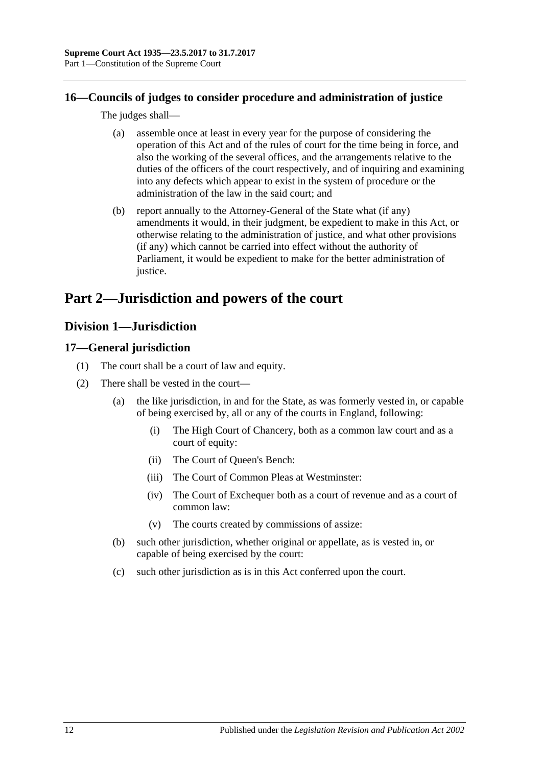### 16—Councils of judges to consider procedure and administration of justice

The judges shall—

(a) assemble once at least in every year for the purpose of considering the operation of this Act and of the rules of court for the time being in force, and also the working of the several offices, and the arrangements relative to the duties of the officers of the court respectively, and of inquiring and examining into any defects which appear to exist in the system of procedure or the administration of the law in the said court; and

(b) report annually to the Attorney-General of the State what (if any) amendments it would, in their judgment, be expedient to make in this Act, or otherwise relating to the administration of justice, and what other provisions (if any) which cannot be carried into effect without the authority of Parliament, it would be expedient to make for the better administration of justice.

# Part 2—Jurisdiction and powers of the court

## Division 1—Jurisdiction

### 17—General jurisdiction

(1) The court shall be a court of law and equity.

(2) There shall be vested in the court—

(a) the like jurisdiction, in and for the State, as was formerly vested in, or capable of being exercised by, all or any of the courts in England, following:

(i) The High Court of Chancery, both as a common law court and as a court of equity:

(ii) The Court of Queen's Bench:

(iii) The Court of Common Pleas at Westminster:

(iv) The Court of Exchequer both as a court of revenue and as a court of common law:

(v) The courts created by commissions of assize:

(b) such other jurisdiction, whether original or appellate, as is vested in, or capable of being exercised by the court:

(c) such other jurisdiction as is in this Act conferred upon the court.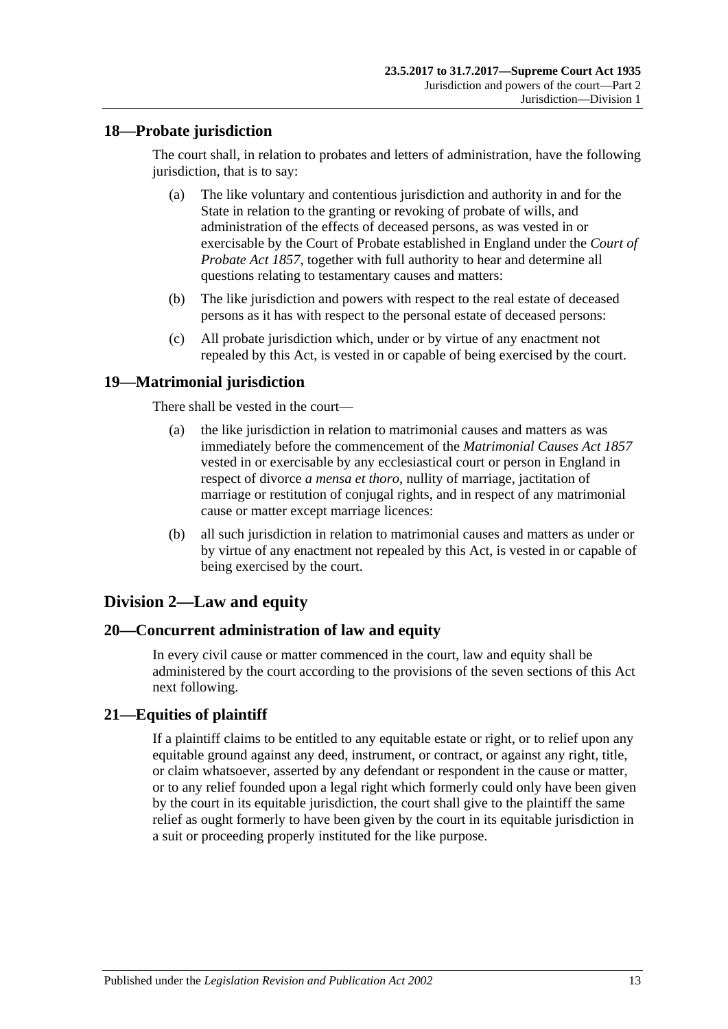## 18—Probate jurisdiction

The court shall, in relation to probates and letters of administration, have the following jurisdiction, that is to say:

(a) The like voluntary and contentious jurisdiction and authority in and for the State in relation to the granting or revoking of probate of wills, and administration of the effects of deceased persons, as was vested in or exercisable by the Court of Probate established in England under the *Court of Probate Act 1857*, together with full authority to hear and determine all questions relating to testamentary causes and matters:

(b) The like jurisdiction and powers with respect to the real estate of deceased persons as it has with respect to the personal estate of deceased persons:

(c) All probate jurisdiction which, under or by virtue of any enactment not repealed by this Act, is vested in or capable of being exercised by the court.

## 19—Matrimonial jurisdiction

There shall be vested in the court—

(a) the like jurisdiction in relation to matrimonial causes and matters as was immediately before the commencement of the *Matrimonial Causes Act 1857* vested in or exercisable by any ecclesiastical court or person in England in respect of divorce *a mensa et thoro*, nullity of marriage, jactitation of marriage or restitution of conjugal rights, and in respect of any matrimonial cause or matter except marriage licences:

(b) all such jurisdiction in relation to matrimonial causes and matters as under or by virtue of any enactment not repealed by this Act, is vested in or capable of being exercised by the court.

# Division 2—Law and equity

## 20—Concurrent administration of law and equity

In every civil cause or matter commenced in the court, law and equity shall be administered by the court according to the provisions of the seven sections of this Act next following.

## 21—Equities of plaintiff

If a plaintiff claims to be entitled to any equitable estate or right, or to relief upon any equitable ground against any deed, instrument, or contract, or against any right, title, or claim whatsoever, asserted by any defendant or respondent in the cause or matter, or to any relief founded upon a legal right which formerly could only have been given by the court in its equitable jurisdiction, the court shall give to the plaintiff the same relief as ought formerly to have been given by the court in its equitable jurisdiction in a suit or proceeding properly instituted for the like purpose.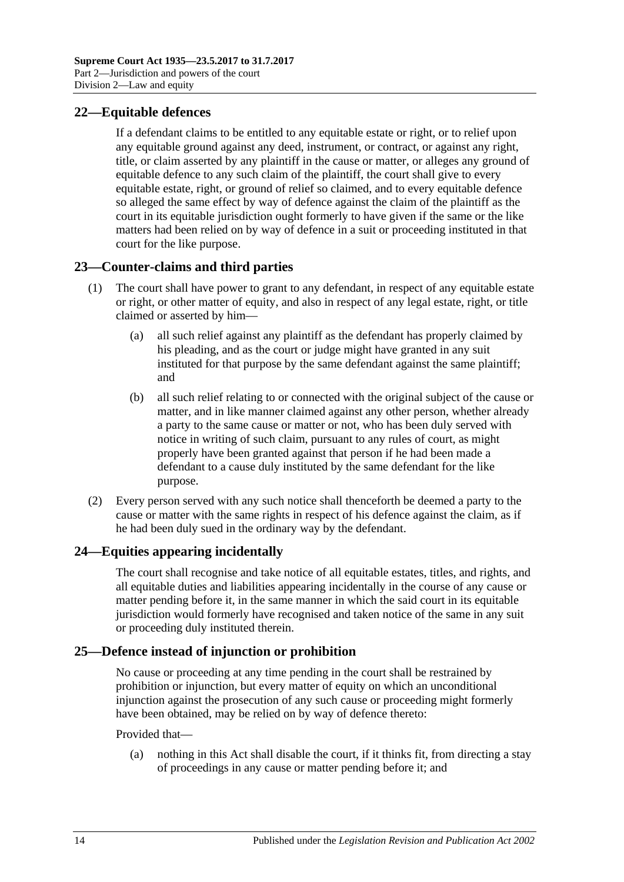## 22—Equitable defences

If a defendant claims to be entitled to any equitable estate or right, or to relief upon any equitable ground against any deed, instrument, or contract, or against any right, title, or claim asserted by any plaintiff in the cause or matter, or alleges any ground of equitable defence to any such claim of the plaintiff, the court shall give to every equitable estate, right, or ground of relief so claimed, and to every equitable defence so alleged the same effect by way of defence against the claim of the plaintiff as the court in its equitable jurisdiction ought formerly to have given if the same or the like matters had been relied on by way of defence in a suit or proceeding instituted in that court for the like purpose.

## 23—Counter-claims and third parties

(1) The court shall have power to grant to any defendant, in respect of any equitable estate or right, or other matter of equity, and also in respect of any legal estate, right, or title claimed or asserted by him—

(a) all such relief against any plaintiff as the defendant has properly claimed by his pleading, and as the court or judge might have granted in any suit instituted for that purpose by the same defendant against the same plaintiff; and

(b) all such relief relating to or connected with the original subject of the cause or matter, and in like manner claimed against any other person, whether already a party to the same cause or matter or not, who has been duly served with notice in writing of such claim, pursuant to any rules of court, as might properly have been granted against that person if he had been made a defendant to a cause duly instituted by the same defendant for the like purpose.

(2) Every person served with any such notice shall thenceforth be deemed a party to the cause or matter with the same rights in respect of his defence against the claim, as if he had been duly sued in the ordinary way by the defendant.

## 24—Equities appearing incidentally

The court shall recognise and take notice of all equitable estates, titles, and rights, and all equitable duties and liabilities appearing incidentally in the course of any cause or matter pending before it, in the same manner in which the said court in its equitable jurisdiction would formerly have recognised and taken notice of the same in any suit or proceeding duly instituted therein.

## 25—Defence instead of injunction or prohibition

No cause or proceeding at any time pending in the court shall be restrained by prohibition or injunction, but every matter of equity on which an unconditional injunction against the prosecution of any such cause or proceeding might formerly have been obtained, may be relied on by way of defence thereto:

Provided that—

(a) nothing in this Act shall disable the court, if it thinks fit, from directing a stay of proceedings in any cause or matter pending before it; and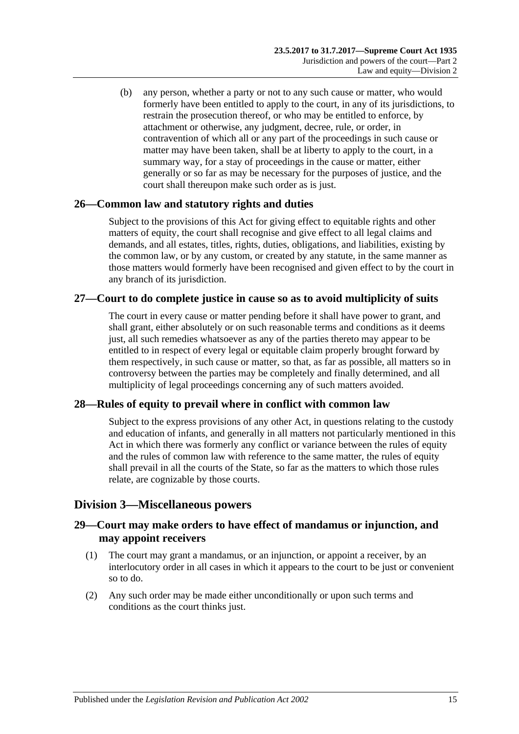(b) any person, whether a party or not to any such cause or matter, who would formerly have been entitled to apply to the court, in any of its jurisdictions, to restrain the prosecution thereof, or who may be entitled to enforce, by attachment or otherwise, any judgment, decree, rule, or order, in contravention of which all or any part of the proceedings in such cause or matter may have been taken, shall be at liberty to apply to the court, in a summary way, for a stay of proceedings in the cause or matter, either generally or so far as may be necessary for the purposes of justice, and the court shall thereupon make such order as is just.

### 26—Common law and statutory rights and duties

Subject to the provisions of this Act for giving effect to equitable rights and other matters of equity, the court shall recognise and give effect to all legal claims and demands, and all estates, titles, rights, duties, obligations, and liabilities, existing by the common law, or by any custom, or created by any statute, in the same manner as those matters would formerly have been recognised and given effect to by the court in any branch of its jurisdiction.

### 27—Court to do complete justice in cause so as to avoid multiplicity of suits

The court in every cause or matter pending before it shall have power to grant, and shall grant, either absolutely or on such reasonable terms and conditions as it deems just, all such remedies whatsoever as any of the parties thereto may appear to be entitled to in respect of every legal or equitable claim properly brought forward by them respectively, in such cause or matter, so that, as far as possible, all matters so in controversy between the parties may be completely and finally determined, and all multiplicity of legal proceedings concerning any of such matters avoided.

### 28—Rules of equity to prevail where in conflict with common law

Subject to the express provisions of any other Act, in questions relating to the custody and education of infants, and generally in all matters not particularly mentioned in this Act in which there was formerly any conflict or variance between the rules of equity and the rules of common law with reference to the same matter, the rules of equity shall prevail in all the courts of the State, so far as the matters to which those rules relate, are cognizable by those courts.

## Division 3—Miscellaneous powers

### 29—Court may make orders to have effect of mandamus or injunction, and may appoint receivers

(1) The court may grant a mandamus, or an injunction, or appoint a receiver, by an interlocutory order in all cases in which it appears to the court to be just or convenient so to do.

(2) Any such order may be made either unconditionally or upon such terms and conditions as the court thinks just.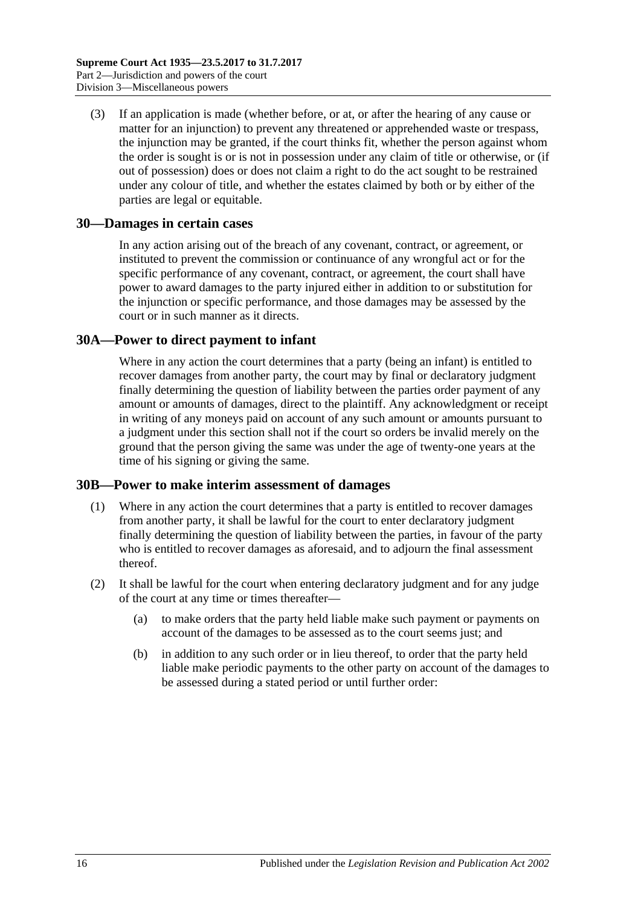(3) If an application is made (whether before, or at, or after the hearing of any cause or matter for an injunction) to prevent any threatened or apprehended waste or trespass, the injunction may be granted, if the court thinks fit, whether the person against whom the order is sought is or is not in possession under any claim of title or otherwise, or (if out of possession) does or does not claim a right to do the act sought to be restrained under any colour of title, and whether the estates claimed by both or by either of the parties are legal or equitable.

## 30—Damages in certain cases

In any action arising out of the breach of any covenant, contract, or agreement, or instituted to prevent the commission or continuance of any wrongful act or for the specific performance of any covenant, contract, or agreement, the court shall have power to award damages to the party injured either in addition to or substitution for the injunction or specific performance, and those damages may be assessed by the court or in such manner as it directs.

## 30A—Power to direct payment to infant

Where in any action the court determines that a party (being an infant) is entitled to recover damages from another party, the court may by final or declaratory judgment finally determining the question of liability between the parties order payment of any amount or amounts of damages, direct to the plaintiff. Any acknowledgment or receipt in writing of any moneys paid on account of any such amount or amounts pursuant to a judgment under this section shall not if the court so orders be invalid merely on the ground that the person giving the same was under the age of twenty-one years at the time of his signing or giving the same.

## 30B—Power to make interim assessment of damages

(1) Where in any action the court determines that a party is entitled to recover damages from another party, it shall be lawful for the court to enter declaratory judgment finally determining the question of liability between the parties, in favour of the party who is entitled to recover damages as aforesaid, and to adjourn the final assessment thereof.

(2) It shall be lawful for the court when entering declaratory judgment and for any judge of the court at any time or times thereafter—

(a) to make orders that the party held liable make such payment or payments on account of the damages to be assessed as to the court seems just; and

(b) in addition to any such order or in lieu thereof, to order that the party held liable make periodic payments to the other party on account of the damages to be assessed during a stated period or until further order: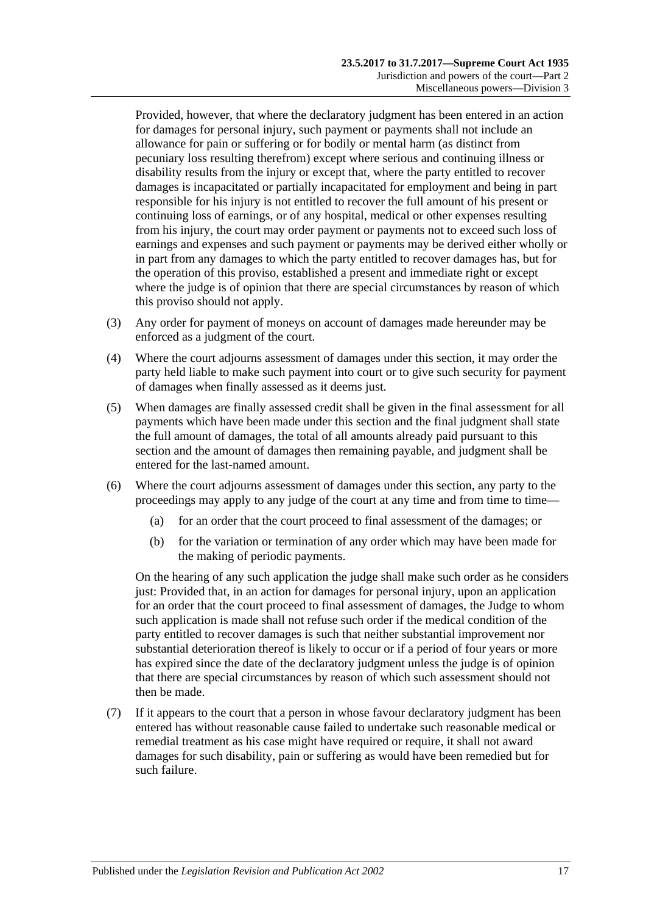Provided, however, that where the declaratory judgment has been entered in an action for damages for personal injury, such payment or payments shall not include an allowance for pain or suffering or for bodily or mental harm (as distinct from pecuniary loss resulting therefrom) except where serious and continuing illness or disability results from the injury or except that, where the party entitled to recover damages is incapacitated or partially incapacitated for employment and being in part responsible for his injury is not entitled to recover the full amount of his present or continuing loss of earnings, or of any hospital, medical or other expenses resulting from his injury, the court may order payment or payments not to exceed such loss of earnings and expenses and such payment or payments may be derived either wholly or in part from any damages to which the party entitled to recover damages has, but for the operation of this proviso, established a present and immediate right or except where the judge is of opinion that there are special circumstances by reason of which this proviso should not apply.

(3) Any order for payment of moneys on account of damages made hereunder may be enforced as a judgment of the court.

(4) Where the court adjourns assessment of damages under this section, it may order the party held liable to make such payment into court or to give such security for payment of damages when finally assessed as it deems just.

(5) When damages are finally assessed credit shall be given in the final assessment for all payments which have been made under this section and the final judgment shall state the full amount of damages, the total of all amounts already paid pursuant to this section and the amount of damages then remaining payable, and judgment shall be entered for the last-named amount.

(6) Where the court adjourns assessment of damages under this section, any party to the proceedings may apply to any judge of the court at any time and from time to time—

(a) for an order that the court proceed to final assessment of the damages; or

(b) for the variation or termination of any order which may have been made for the making of periodic payments.

On the hearing of any such application the judge shall make such order as he considers just: Provided that, in an action for damages for personal injury, upon an application for an order that the court proceed to final assessment of damages, the Judge to whom such application is made shall not refuse such order if the medical condition of the party entitled to recover damages is such that neither substantial improvement nor substantial deterioration thereof is likely to occur or if a period of four years or more has expired since the date of the declaratory judgment unless the judge is of opinion that there are special circumstances by reason of which such assessment should not then be made.

(7) If it appears to the court that a person in whose favour declaratory judgment has been entered has without reasonable cause failed to undertake such reasonable medical or remedial treatment as his case might have required or require, it shall not award damages for such disability, pain or suffering as would have been remedied but for such failure.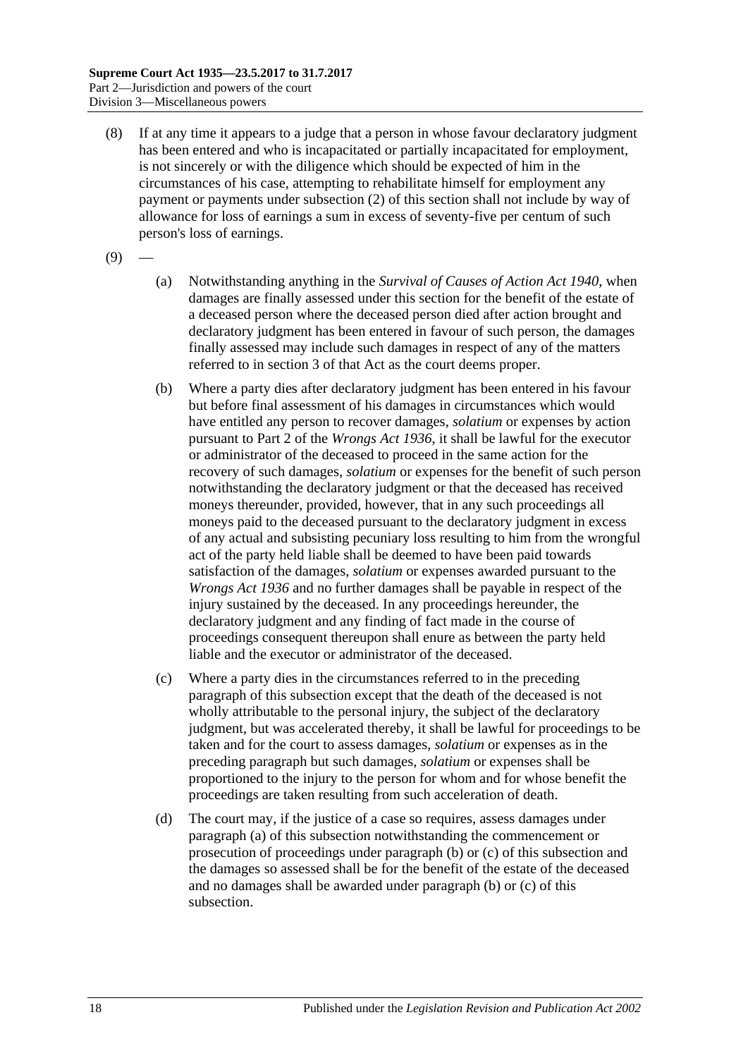(8) If at any time it appears to a judge that a person in whose favour declaratory judgment has been entered and who is incapacitated or partially incapacitated for employment, is not sincerely or with the diligence which should be expected of him in the circumstances of his case, attempting to rehabilitate himself for employment any payment or payments under subsection (2) of this section shall not include by way of allowance for loss of earnings a sum in excess of seventy-five per centum of such person's loss of earnings.

(9) —

(a) Notwithstanding anything in the *Survival of Causes of Action Act 1940*, when damages are finally assessed under this section for the benefit of the estate of a deceased person where the deceased person died after action brought and declaratory judgment has been entered in favour of such person, the damages finally assessed may include such damages in respect of any of the matters referred to in section 3 of that Act as the court deems proper.

(b) Where a party dies after declaratory judgment has been entered in his favour but before final assessment of his damages in circumstances which would have entitled any person to recover damages, *solatium* or expenses by action pursuant to Part 2 of the *Wrongs Act 1936*, it shall be lawful for the executor or administrator of the deceased to proceed in the same action for the recovery of such damages, *solatium* or expenses for the benefit of such person notwithstanding the declaratory judgment or that the deceased has received moneys thereunder, provided, however, that in any such proceedings all moneys paid to the deceased pursuant to the declaratory judgment in excess of any actual and subsisting pecuniary loss resulting to him from the wrongful act of the party held liable shall be deemed to have been paid towards satisfaction of the damages, *solatium* or expenses awarded pursuant to the *Wrongs Act 1936* and no further damages shall be payable in respect of the injury sustained by the deceased. In any proceedings hereunder, the declaratory judgment and any finding of fact made in the course of proceedings consequent thereupon shall enure as between the party held liable and the executor or administrator of the deceased.

(c) Where a party dies in the circumstances referred to in the preceding paragraph of this subsection except that the death of the deceased is not wholly attributable to the personal injury, the subject of the declaratory judgment, but was accelerated thereby, it shall be lawful for proceedings to be taken and for the court to assess damages, *solatium* or expenses as in the preceding paragraph but such damages, *solatium* or expenses shall be proportioned to the injury to the person for whom and for whose benefit the proceedings are taken resulting from such acceleration of death.

(d) The court may, if the justice of a case so requires, assess damages under paragraph (a) of this subsection notwithstanding the commencement or prosecution of proceedings under paragraph (b) or (c) of this subsection and the damages so assessed shall be for the benefit of the estate of the deceased and no damages shall be awarded under paragraph (b) or (c) of this subsection.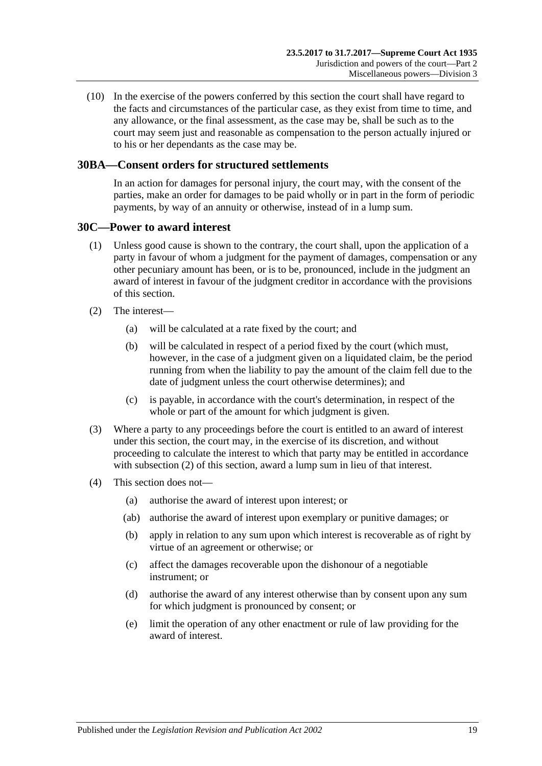(10) In the exercise of the powers conferred by this section the court shall have regard to the facts and circumstances of the particular case, as they exist from time to time, and any allowance, or the final assessment, as the case may be, shall be such as to the court may seem just and reasonable as compensation to the person actually injured or to his or her dependants as the case may be.

## 30BA—Consent orders for structured settlements

In an action for damages for personal injury, the court may, with the consent of the parties, make an order for damages to be paid wholly or in part in the form of periodic payments, by way of an annuity or otherwise, instead of in a lump sum.

## 30C—Power to award interest

(1) Unless good cause is shown to the contrary, the court shall, upon the application of a party in favour of whom a judgment for the payment of damages, compensation or any other pecuniary amount has been, or is to be, pronounced, include in the judgment an award of interest in favour of the judgment creditor in accordance with the provisions of this section.

(2) The interest—

- (a) will be calculated at a rate fixed by the court; and
- (b) will be calculated in respect of a period fixed by the court (which must, however, in the case of a judgment given on a liquidated claim, be the period running from when the liability to pay the amount of the claim fell due to the date of judgment unless the court otherwise determines); and
- (c) is payable, in accordance with the court's determination, in respect of the whole or part of the amount for which judgment is given.

(3) Where a party to any proceedings before the court is entitled to an award of interest under this section, the court may, in the exercise of its discretion, and without proceeding to calculate the interest to which that party may be entitled in accordance with subsection (2) of this section, award a lump sum in lieu of that interest.

(4) This section does not—

- (a) authorise the award of interest upon interest; or
- (ab) authorise the award of interest upon exemplary or punitive damages; or
- (b) apply in relation to any sum upon which interest is recoverable as of right by virtue of an agreement or otherwise; or
- (c) affect the damages recoverable upon the dishonour of a negotiable instrument; or
- (d) authorise the award of any interest otherwise than by consent upon any sum for which judgment is pronounced by consent; or
- (e) limit the operation of any other enactment or rule of law providing for the award of interest.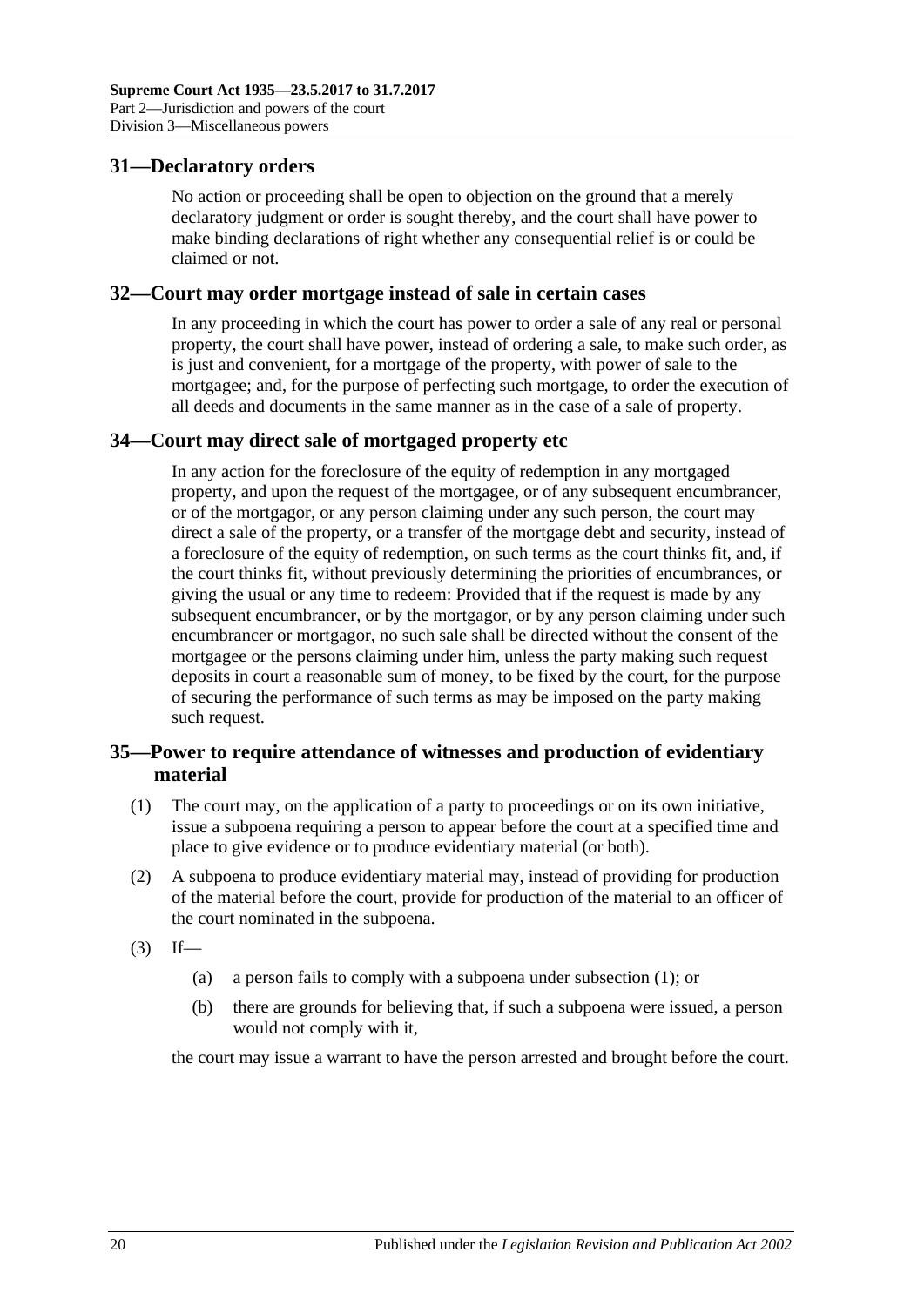## 31—Declaratory orders

No action or proceeding shall be open to objection on the ground that a merely declaratory judgment or order is sought thereby, and the court shall have power to make binding declarations of right whether any consequential relief is or could be claimed or not.

## 32—Court may order mortgage instead of sale in certain cases

In any proceeding in which the court has power to order a sale of any real or personal property, the court shall have power, instead of ordering a sale, to make such order, as is just and convenient, for a mortgage of the property, with power of sale to the mortgagee; and, for the purpose of perfecting such mortgage, to order the execution of all deeds and documents in the same manner as in the case of a sale of property.

## 34—Court may direct sale of mortgaged property etc

In any action for the foreclosure of the equity of redemption in any mortgaged property, and upon the request of the mortgagee, or of any subsequent encumbrancer, or of the mortgagor, or any person claiming under any such person, the court may direct a sale of the property, or a transfer of the mortgage debt and security, instead of a foreclosure of the equity of redemption, on such terms as the court thinks fit, and, if the court thinks fit, without previously determining the priorities of encumbrances, or giving the usual or any time to redeem: Provided that if the request is made by any subsequent encumbrancer, or by the mortgagor, or by any person claiming under such encumbrancer or mortgagor, no such sale shall be directed without the consent of the mortgagee or the persons claiming under him, unless the party making such request deposits in court a reasonable sum of money, to be fixed by the court, for the purpose of securing the performance of such terms as may be imposed on the party making such request.

## 35—Power to require attendance of witnesses and production of evidentiary material

(1) The court may, on the application of a party to proceedings or on its own initiative, issue a subpoena requiring a person to appear before the court at a specified time and place to give evidence or to produce evidentiary material (or both).

(2) A subpoena to produce evidentiary material may, instead of providing for production of the material before the court, provide for production of the material to an officer of the court nominated in the subpoena.

(3) If—

(a) a person fails to comply with a subpoena under subsection (1); or

(b) there are grounds for believing that, if such a subpoena were issued, a person would not comply with it,

the court may issue a warrant to have the person arrested and brought before the court.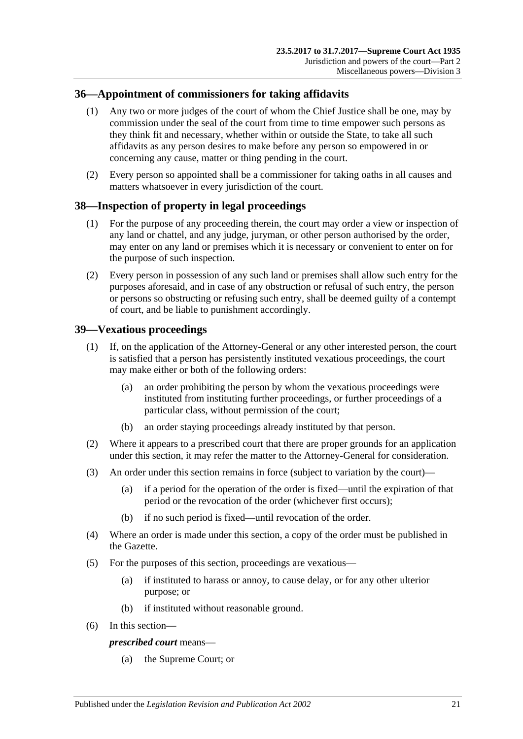## 36—Appointment of commissioners for taking affidavits

(1) Any two or more judges of the court of whom the Chief Justice shall be one, may by commission under the seal of the court from time to time empower such persons as they think fit and necessary, whether within or outside the State, to take all such affidavits as any person desires to make before any person so empowered in or concerning any cause, matter or thing pending in the court.

(2) Every person so appointed shall be a commissioner for taking oaths in all causes and matters whatsoever in every jurisdiction of the court.

## 38—Inspection of property in legal proceedings

(1) For the purpose of any proceeding therein, the court may order a view or inspection of any land or chattel, and any judge, juryman, or other person authorised by the order, may enter on any land or premises which it is necessary or convenient to enter on for the purpose of such inspection.

(2) Every person in possession of any such land or premises shall allow such entry for the purposes aforesaid, and in case of any obstruction or refusal of such entry, the person or persons so obstructing or refusing such entry, shall be deemed guilty of a contempt of court, and be liable to punishment accordingly.

## 39—Vexatious proceedings

(1) If, on the application of the Attorney-General or any other interested person, the court is satisfied that a person has persistently instituted vexatious proceedings, the court may make either or both of the following orders:

- (a) an order prohibiting the person by whom the vexatious proceedings were instituted from instituting further proceedings, or further proceedings of a particular class, without permission of the court;
- (b) an order staying proceedings already instituted by that person.

(2) Where it appears to a prescribed court that there are proper grounds for an application under this section, it may refer the matter to the Attorney-General for consideration.

(3) An order under this section remains in force (subject to variation by the court)—

- (a) if a period for the operation of the order is fixed—until the expiration of that period or the revocation of the order (whichever first occurs);
- (b) if no such period is fixed—until revocation of the order.

(4) Where an order is made under this section, a copy of the order must be published in the Gazette.

(5) For the purposes of this section, proceedings are vexatious—

- (a) if instituted to harass or annoy, to cause delay, or for any other ulterior purpose; or
- (b) if instituted without reasonable ground.

(6) In this section—

***prescribed court*** means—

- (a) the Supreme Court; or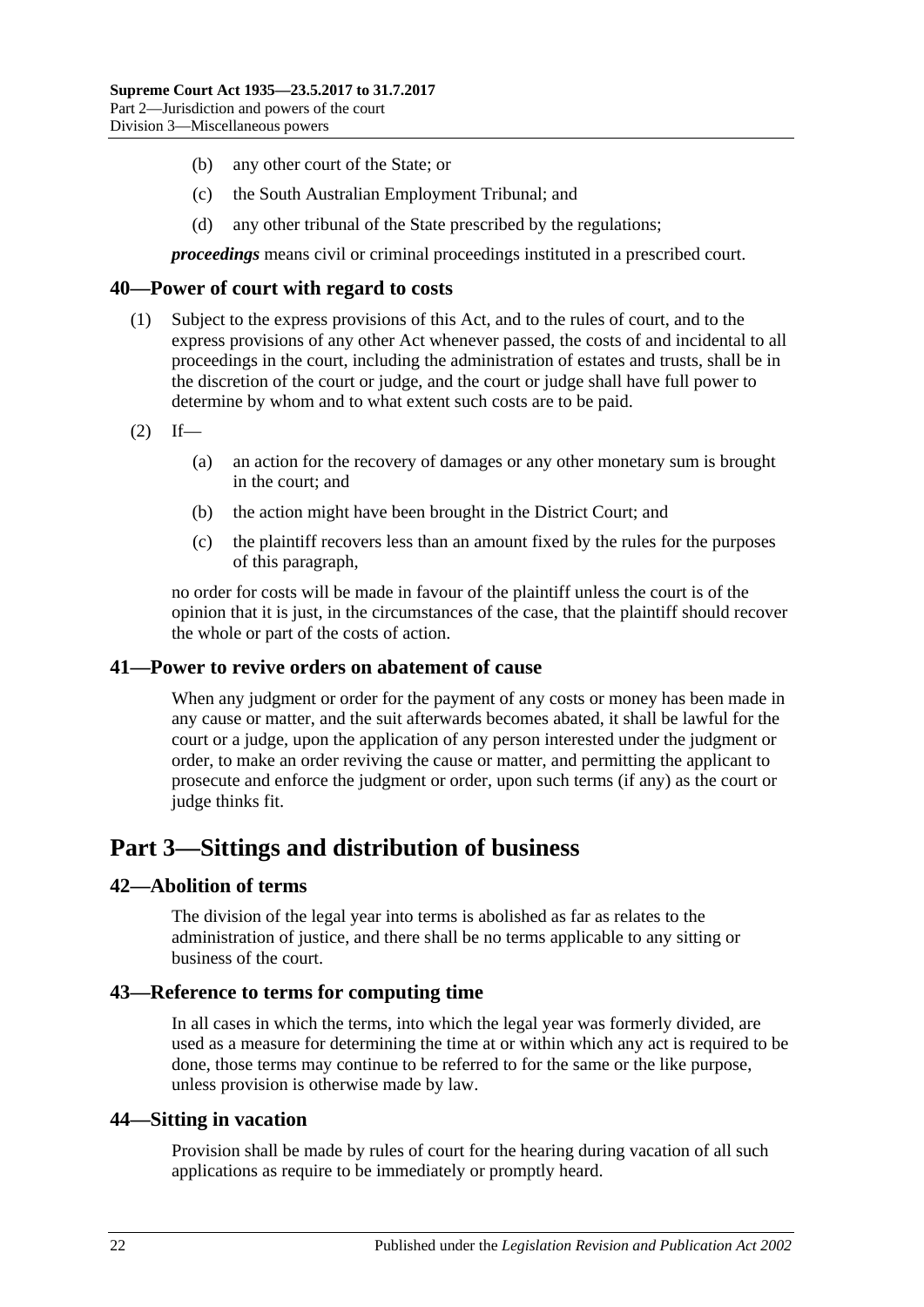(b) any other court of the State; or

(c) the South Australian Employment Tribunal; and

(d) any other tribunal of the State prescribed by the regulations;

***proceedings*** means civil or criminal proceedings instituted in a prescribed court.

### 40—Power of court with regard to costs

(1) Subject to the express provisions of this Act, and to the rules of court, and to the express provisions of any other Act whenever passed, the costs of and incidental to all proceedings in the court, including the administration of estates and trusts, shall be in the discretion of the court or judge, and the court or judge shall have full power to determine by whom and to what extent such costs are to be paid.

(2) If—

(a) an action for the recovery of damages or any other monetary sum is brought in the court; and

(b) the action might have been brought in the District Court; and

(c) the plaintiff recovers less than an amount fixed by the rules for the purposes of this paragraph,

no order for costs will be made in favour of the plaintiff unless the court is of the opinion that it is just, in the circumstances of the case, that the plaintiff should recover the whole or part of the costs of action.

### 41—Power to revive orders on abatement of cause

When any judgment or order for the payment of any costs or money has been made in any cause or matter, and the suit afterwards becomes abated, it shall be lawful for the court or a judge, upon the application of any person interested under the judgment or order, to make an order reviving the cause or matter, and permitting the applicant to prosecute and enforce the judgment or order, upon such terms (if any) as the court or judge thinks fit.

## Part 3—Sittings and distribution of business

### 42—Abolition of terms

The division of the legal year into terms is abolished as far as relates to the administration of justice, and there shall be no terms applicable to any sitting or business of the court.

### 43—Reference to terms for computing time

In all cases in which the terms, into which the legal year was formerly divided, are used as a measure for determining the time at or within which any act is required to be done, those terms may continue to be referred to for the same or the like purpose, unless provision is otherwise made by law.

### 44—Sitting in vacation

Provision shall be made by rules of court for the hearing during vacation of all such applications as require to be immediately or promptly heard.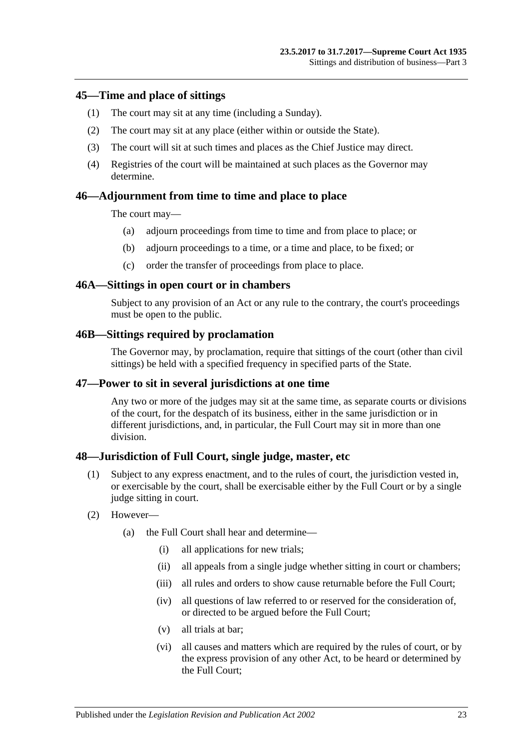## 45—Time and place of sittings

(1) The court may sit at any time (including a Sunday).

(2) The court may sit at any place (either within or outside the State).

(3) The court will sit at such times and places as the Chief Justice may direct.

(4) Registries of the court will be maintained at such places as the Governor may determine.

## 46—Adjournment from time to time and place to place

The court may—

(a) adjourn proceedings from time to time and from place to place; or

(b) adjourn proceedings to a time, or a time and place, to be fixed; or

(c) order the transfer of proceedings from place to place.

## 46A—Sittings in open court or in chambers

Subject to any provision of an Act or any rule to the contrary, the court's proceedings must be open to the public.

## 46B—Sittings required by proclamation

The Governor may, by proclamation, require that sittings of the court (other than civil sittings) be held with a specified frequency in specified parts of the State.

## 47—Power to sit in several jurisdictions at one time

Any two or more of the judges may sit at the same time, as separate courts or divisions of the court, for the despatch of its business, either in the same jurisdiction or in different jurisdictions, and, in particular, the Full Court may sit in more than one division.

## 48—Jurisdiction of Full Court, single judge, master, etc

(1) Subject to any express enactment, and to the rules of court, the jurisdiction vested in, or exercisable by the court, shall be exercisable either by the Full Court or by a single judge sitting in court.

(2) However—

(a) the Full Court shall hear and determine—

(i) all applications for new trials;

(ii) all appeals from a single judge whether sitting in court or chambers;

(iii) all rules and orders to show cause returnable before the Full Court;

(iv) all questions of law referred to or reserved for the consideration of, or directed to be argued before the Full Court;

(v) all trials at bar;

(vi) all causes and matters which are required by the rules of court, or by the express provision of any other Act, to be heard or determined by the Full Court;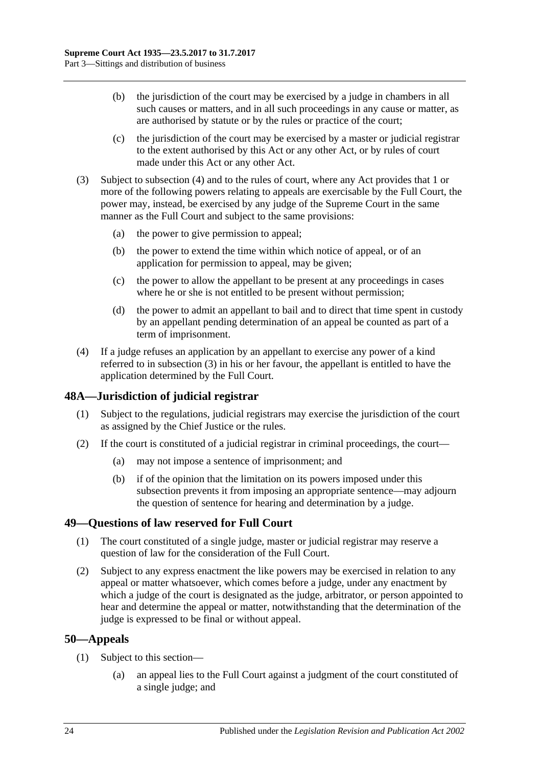(b) the jurisdiction of the court may be exercised by a judge in chambers in all such causes or matters, and in all such proceedings in any cause or matter, as are authorised by statute or by the rules or practice of the court;

(c) the jurisdiction of the court may be exercised by a master or judicial registrar to the extent authorised by this Act or any other Act, or by rules of court made under this Act or any other Act.

(3) Subject to subsection (4) and to the rules of court, where any Act provides that 1 or more of the following powers relating to appeals are exercisable by the Full Court, the power may, instead, be exercised by any judge of the Supreme Court in the same manner as the Full Court and subject to the same provisions:

(a) the power to give permission to appeal;

(b) the power to extend the time within which notice of appeal, or of an application for permission to appeal, may be given;

(c) the power to allow the appellant to be present at any proceedings in cases where he or she is not entitled to be present without permission;

(d) the power to admit an appellant to bail and to direct that time spent in custody by an appellant pending determination of an appeal be counted as part of a term of imprisonment.

(4) If a judge refuses an application by an appellant to exercise any power of a kind referred to in subsection (3) in his or her favour, the appellant is entitled to have the application determined by the Full Court.

## 48A—Jurisdiction of judicial registrar

(1) Subject to the regulations, judicial registrars may exercise the jurisdiction of the court as assigned by the Chief Justice or the rules.

(2) If the court is constituted of a judicial registrar in criminal proceedings, the court—

(a) may not impose a sentence of imprisonment; and

(b) if of the opinion that the limitation on its powers imposed under this subsection prevents it from imposing an appropriate sentence—may adjourn the question of sentence for hearing and determination by a judge.

## 49—Questions of law reserved for Full Court

(1) The court constituted of a single judge, master or judicial registrar may reserve a question of law for the consideration of the Full Court.

(2) Subject to any express enactment the like powers may be exercised in relation to any appeal or matter whatsoever, which comes before a judge, under any enactment by which a judge of the court is designated as the judge, arbitrator, or person appointed to hear and determine the appeal or matter, notwithstanding that the determination of the judge is expressed to be final or without appeal.

## 50—Appeals

(1) Subject to this section—

(a) an appeal lies to the Full Court against a judgment of the court constituted of a single judge; and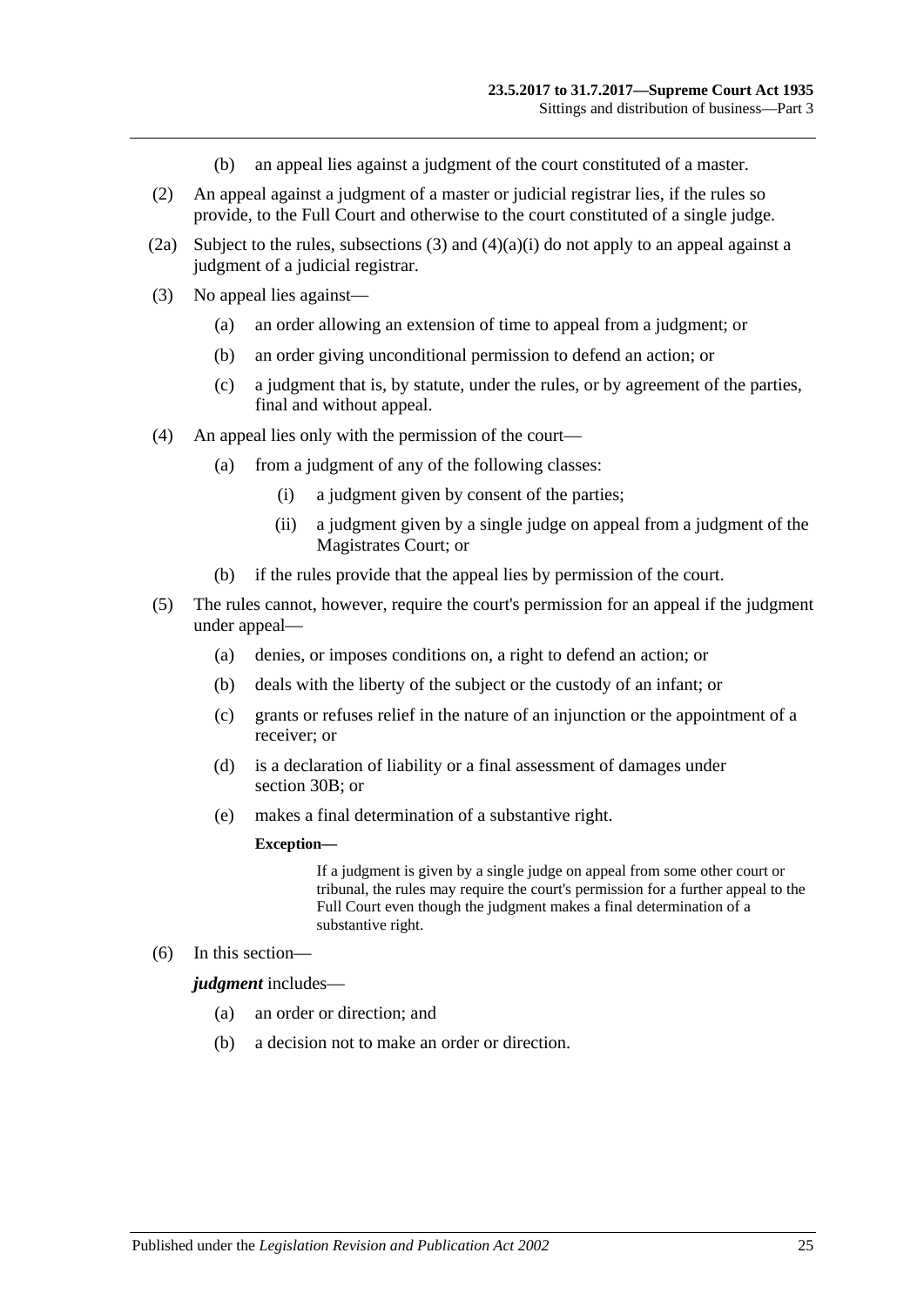(b) an appeal lies against a judgment of the court constituted of a master.

(2) An appeal against a judgment of a master or judicial registrar lies, if the rules so provide, to the Full Court and otherwise to the court constituted of a single judge.

(2a) Subject to the rules, subsections (3) and (4)(a)(i) do not apply to an appeal against a judgment of a judicial registrar.

(3) No appeal lies against—

(a) an order allowing an extension of time to appeal from a judgment; or

(b) an order giving unconditional permission to defend an action; or

(c) a judgment that is, by statute, under the rules, or by agreement of the parties, final and without appeal.

(4) An appeal lies only with the permission of the court—

(a) from a judgment of any of the following classes:

(i) a judgment given by consent of the parties;

(ii) a judgment given by a single judge on appeal from a judgment of the Magistrates Court; or

(b) if the rules provide that the appeal lies by permission of the court.

(5) The rules cannot, however, require the court's permission for an appeal if the judgment under appeal—

(a) denies, or imposes conditions on, a right to defend an action; or

(b) deals with the liberty of the subject or the custody of an infant; or

(c) grants or refuses relief in the nature of an injunction or the appointment of a receiver; or

(d) is a declaration of liability or a final assessment of damages under section 30B; or

(e) makes a final determination of a substantive right.

**Exception—**

If a judgment is given by a single judge on appeal from some other court or tribunal, the rules may require the court's permission for a further appeal to the Full Court even though the judgment makes a final determination of a substantive right.

(6) In this section—

***judgment*** includes—

(a) an order or direction; and

(b) a decision not to make an order or direction.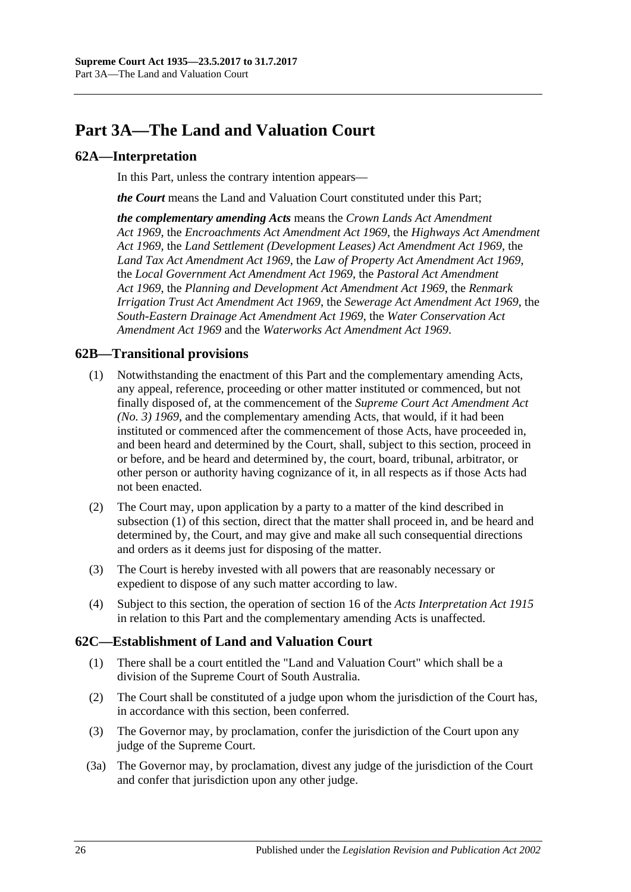# Part 3A—The Land and Valuation Court

## 62A—Interpretation

In this Part, unless the contrary intention appears—

***the Court*** means the Land and Valuation Court constituted under this Part;

***the complementary amending Acts*** means the *Crown Lands Act Amendment Act 1969*, the *Encroachments Act Amendment Act 1969*, the *Highways Act Amendment Act 1969*, the *Land Settlement (Development Leases) Act Amendment Act 1969*, the *Land Tax Act Amendment Act 1969*, the *Law of Property Act Amendment Act 1969*, the *Local Government Act Amendment Act 1969*, the *Pastoral Act Amendment Act 1969*, the *Planning and Development Act Amendment Act 1969*, the *Renmark Irrigation Trust Act Amendment Act 1969*, the *Sewerage Act Amendment Act 1969*, the *South-Eastern Drainage Act Amendment Act 1969*, the *Water Conservation Act Amendment Act 1969* and the *Waterworks Act Amendment Act 1969*.

## 62B—Transitional provisions

(1) Notwithstanding the enactment of this Part and the complementary amending Acts, any appeal, reference, proceeding or other matter instituted or commenced, but not finally disposed of, at the commencement of the *Supreme Court Act Amendment Act (No. 3) 1969*, and the complementary amending Acts, that would, if it had been instituted or commenced after the commencement of those Acts, have proceeded in, and been heard and determined by the Court, shall, subject to this section, proceed in or before, and be heard and determined by, the court, board, tribunal, arbitrator, or other person or authority having cognizance of it, in all respects as if those Acts had not been enacted.

(2) The Court may, upon application by a party to a matter of the kind described in subsection (1) of this section, direct that the matter shall proceed in, and be heard and determined by, the Court, and may give and make all such consequential directions and orders as it deems just for disposing of the matter.

(3) The Court is hereby invested with all powers that are reasonably necessary or expedient to dispose of any such matter according to law.

(4) Subject to this section, the operation of section 16 of the *Acts Interpretation Act 1915* in relation to this Part and the complementary amending Acts is unaffected.

## 62C—Establishment of Land and Valuation Court

(1) There shall be a court entitled the "Land and Valuation Court" which shall be a division of the Supreme Court of South Australia.

(2) The Court shall be constituted of a judge upon whom the jurisdiction of the Court has, in accordance with this section, been conferred.

(3) The Governor may, by proclamation, confer the jurisdiction of the Court upon any judge of the Supreme Court.

(3a) The Governor may, by proclamation, divest any judge of the jurisdiction of the Court and confer that jurisdiction upon any other judge.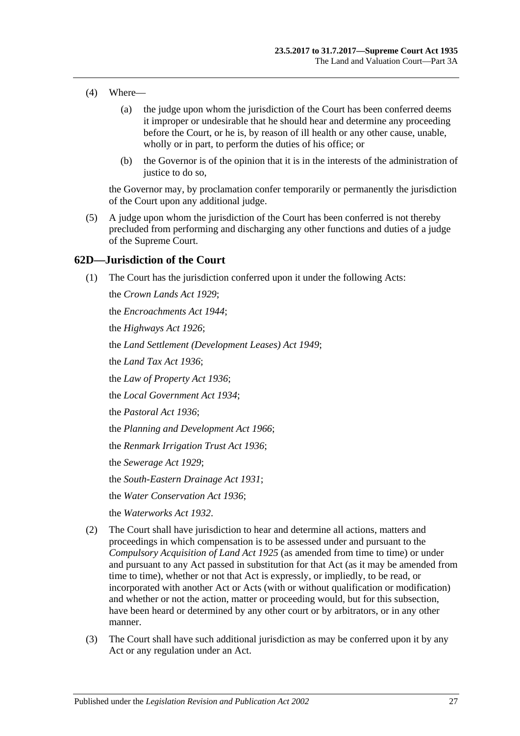(4) Where—

(a) the judge upon whom the jurisdiction of the Court has been conferred deems it improper or undesirable that he should hear and determine any proceeding before the Court, or he is, by reason of ill health or any other cause, unable, wholly or in part, to perform the duties of his office; or

(b) the Governor is of the opinion that it is in the interests of the administration of justice to do so,

the Governor may, by proclamation confer temporarily or permanently the jurisdiction of the Court upon any additional judge.

(5) A judge upon whom the jurisdiction of the Court has been conferred is not thereby precluded from performing and discharging any other functions and duties of a judge of the Supreme Court.

## 62D—Jurisdiction of the Court

(1) The Court has the jurisdiction conferred upon it under the following Acts:

the *Crown Lands Act 1929*;

the *Encroachments Act 1944*;

the *Highways Act 1926*;

the *Land Settlement (Development Leases) Act 1949*;

the *Land Tax Act 1936*;

the *Law of Property Act 1936*;

the *Local Government Act 1934*;

the *Pastoral Act 1936*;

the *Planning and Development Act 1966*;

the *Renmark Irrigation Trust Act 1936*;

the *Sewerage Act 1929*;

the *South-Eastern Drainage Act 1931*;

the *Water Conservation Act 1936*;

the *Waterworks Act 1932*.

(2) The Court shall have jurisdiction to hear and determine all actions, matters and proceedings in which compensation is to be assessed under and pursuant to the *Compulsory Acquisition of Land Act 1925* (as amended from time to time) or under and pursuant to any Act passed in substitution for that Act (as it may be amended from time to time), whether or not that Act is expressly, or impliedly, to be read, or incorporated with another Act or Acts (with or without qualification or modification) and whether or not the action, matter or proceeding would, but for this subsection, have been heard or determined by any other court or by arbitrators, or in any other manner.

(3) The Court shall have such additional jurisdiction as may be conferred upon it by any Act or any regulation under an Act.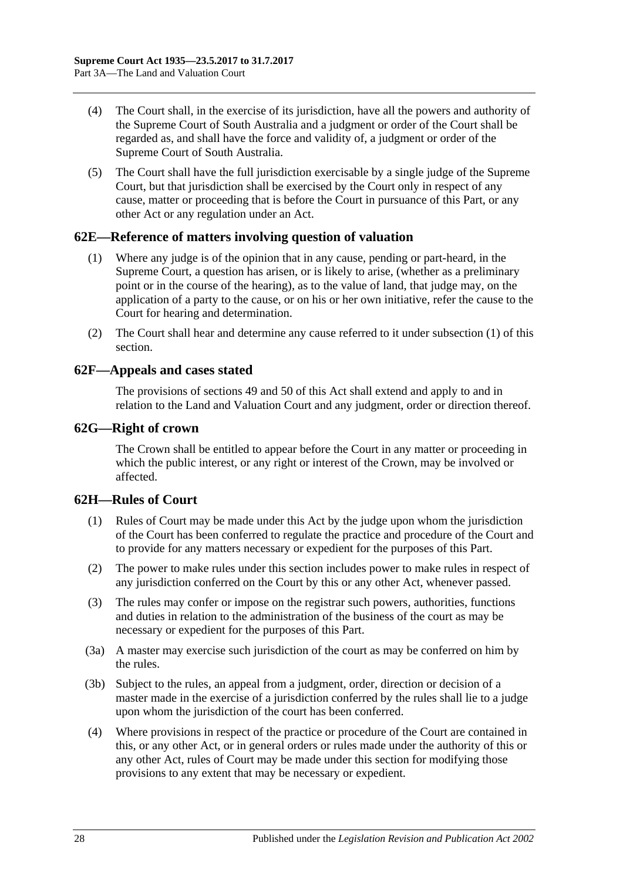(4) The Court shall, in the exercise of its jurisdiction, have all the powers and authority of the Supreme Court of South Australia and a judgment or order of the Court shall be regarded as, and shall have the force and validity of, a judgment or order of the Supreme Court of South Australia.

(5) The Court shall have the full jurisdiction exercisable by a single judge of the Supreme Court, but that jurisdiction shall be exercised by the Court only in respect of any cause, matter or proceeding that is before the Court in pursuance of this Part, or any other Act or any regulation under an Act.

## 62E—Reference of matters involving question of valuation

(1) Where any judge is of the opinion that in any cause, pending or part-heard, in the Supreme Court, a question has arisen, or is likely to arise, (whether as a preliminary point or in the course of the hearing), as to the value of land, that judge may, on the application of a party to the cause, or on his or her own initiative, refer the cause to the Court for hearing and determination.

(2) The Court shall hear and determine any cause referred to it under subsection (1) of this section.

## 62F—Appeals and cases stated

The provisions of sections 49 and 50 of this Act shall extend and apply to and in relation to the Land and Valuation Court and any judgment, order or direction thereof.

## 62G—Right of crown

The Crown shall be entitled to appear before the Court in any matter or proceeding in which the public interest, or any right or interest of the Crown, may be involved or affected.

## 62H—Rules of Court

(1) Rules of Court may be made under this Act by the judge upon whom the jurisdiction of the Court has been conferred to regulate the practice and procedure of the Court and to provide for any matters necessary or expedient for the purposes of this Part.

(2) The power to make rules under this section includes power to make rules in respect of any jurisdiction conferred on the Court by this or any other Act, whenever passed.

(3) The rules may confer or impose on the registrar such powers, authorities, functions and duties in relation to the administration of the business of the court as may be necessary or expedient for the purposes of this Part.

(3a) A master may exercise such jurisdiction of the court as may be conferred on him by the rules.

(3b) Subject to the rules, an appeal from a judgment, order, direction or decision of a master made in the exercise of a jurisdiction conferred by the rules shall lie to a judge upon whom the jurisdiction of the court has been conferred.

(4) Where provisions in respect of the practice or procedure of the Court are contained in this, or any other Act, or in general orders or rules made under the authority of this or any other Act, rules of Court may be made under this section for modifying those provisions to any extent that may be necessary or expedient.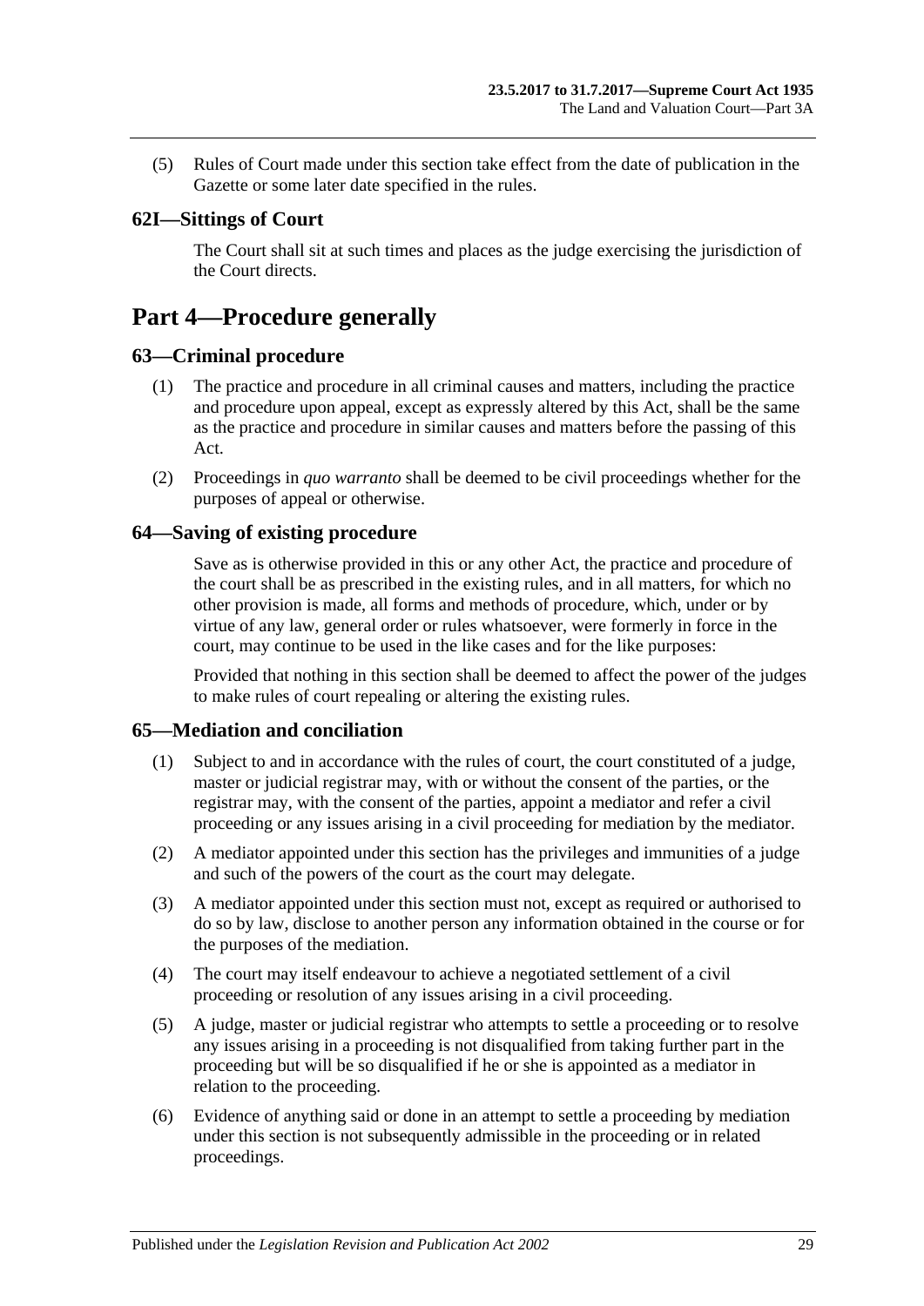(5) Rules of Court made under this section take effect from the date of publication in the Gazette or some later date specified in the rules.

### 62I—Sittings of Court

The Court shall sit at such times and places as the judge exercising the jurisdiction of the Court directs.

## Part 4—Procedure generally

### 63—Criminal procedure

(1) The practice and procedure in all criminal causes and matters, including the practice and procedure upon appeal, except as expressly altered by this Act, shall be the same as the practice and procedure in similar causes and matters before the passing of this Act.

(2) Proceedings in *quo warranto* shall be deemed to be civil proceedings whether for the purposes of appeal or otherwise.

### 64—Saving of existing procedure

Save as is otherwise provided in this or any other Act, the practice and procedure of the court shall be as prescribed in the existing rules, and in all matters, for which no other provision is made, all forms and methods of procedure, which, under or by virtue of any law, general order or rules whatsoever, were formerly in force in the court, may continue to be used in the like cases and for the like purposes:

Provided that nothing in this section shall be deemed to affect the power of the judges to make rules of court repealing or altering the existing rules.

### 65—Mediation and conciliation

(1) Subject to and in accordance with the rules of court, the court constituted of a judge, master or judicial registrar may, with or without the consent of the parties, or the registrar may, with the consent of the parties, appoint a mediator and refer a civil proceeding or any issues arising in a civil proceeding for mediation by the mediator.

(2) A mediator appointed under this section has the privileges and immunities of a judge and such of the powers of the court as the court may delegate.

(3) A mediator appointed under this section must not, except as required or authorised to do so by law, disclose to another person any information obtained in the course or for the purposes of the mediation.

(4) The court may itself endeavour to achieve a negotiated settlement of a civil proceeding or resolution of any issues arising in a civil proceeding.

(5) A judge, master or judicial registrar who attempts to settle a proceeding or to resolve any issues arising in a proceeding is not disqualified from taking further part in the proceeding but will be so disqualified if he or she is appointed as a mediator in relation to the proceeding.

(6) Evidence of anything said or done in an attempt to settle a proceeding by mediation under this section is not subsequently admissible in the proceeding or in related proceedings.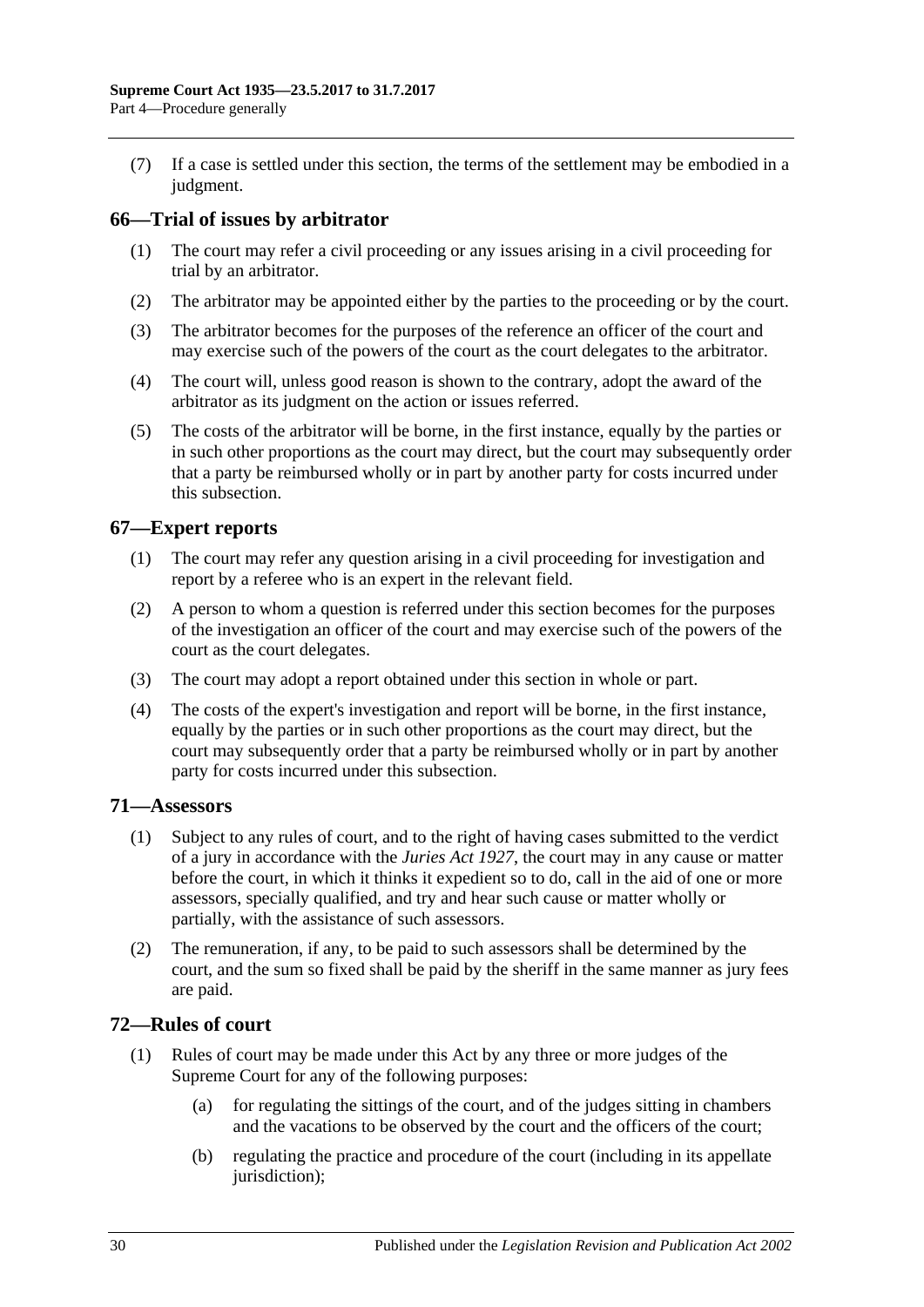(7) If a case is settled under this section, the terms of the settlement may be embodied in a judgment.

## 66—Trial of issues by arbitrator

(1) The court may refer a civil proceeding or any issues arising in a civil proceeding for trial by an arbitrator.

(2) The arbitrator may be appointed either by the parties to the proceeding or by the court.

(3) The arbitrator becomes for the purposes of the reference an officer of the court and may exercise such of the powers of the court as the court delegates to the arbitrator.

(4) The court will, unless good reason is shown to the contrary, adopt the award of the arbitrator as its judgment on the action or issues referred.

(5) The costs of the arbitrator will be borne, in the first instance, equally by the parties or in such other proportions as the court may direct, but the court may subsequently order that a party be reimbursed wholly or in part by another party for costs incurred under this subsection.

## 67—Expert reports

(1) The court may refer any question arising in a civil proceeding for investigation and report by a referee who is an expert in the relevant field.

(2) A person to whom a question is referred under this section becomes for the purposes of the investigation an officer of the court and may exercise such of the powers of the court as the court delegates.

(3) The court may adopt a report obtained under this section in whole or part.

(4) The costs of the expert's investigation and report will be borne, in the first instance, equally by the parties or in such other proportions as the court may direct, but the court may subsequently order that a party be reimbursed wholly or in part by another party for costs incurred under this subsection.

## 71—Assessors

(1) Subject to any rules of court, and to the right of having cases submitted to the verdict of a jury in accordance with the *Juries Act 1927*, the court may in any cause or matter before the court, in which it thinks it expedient so to do, call in the aid of one or more assessors, specially qualified, and try and hear such cause or matter wholly or partially, with the assistance of such assessors.

(2) The remuneration, if any, to be paid to such assessors shall be determined by the court, and the sum so fixed shall be paid by the sheriff in the same manner as jury fees are paid.

## 72—Rules of court

(1) Rules of court may be made under this Act by any three or more judges of the Supreme Court for any of the following purposes:

(a) for regulating the sittings of the court, and of the judges sitting in chambers and the vacations to be observed by the court and the officers of the court;

(b) regulating the practice and procedure of the court (including in its appellate jurisdiction);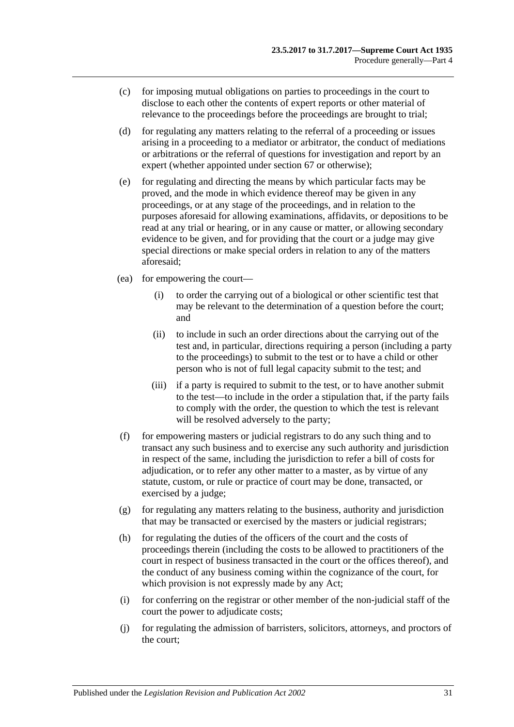(c) for imposing mutual obligations on parties to proceedings in the court to disclose to each other the contents of expert reports or other material of relevance to the proceedings before the proceedings are brought to trial;

(d) for regulating any matters relating to the referral of a proceeding or issues arising in a proceeding to a mediator or arbitrator, the conduct of mediations or arbitrations or the referral of questions for investigation and report by an expert (whether appointed under section 67 or otherwise);

(e) for regulating and directing the means by which particular facts may be proved, and the mode in which evidence thereof may be given in any proceedings, or at any stage of the proceedings, and in relation to the purposes aforesaid for allowing examinations, affidavits, or depositions to be read at any trial or hearing, or in any cause or matter, or allowing secondary evidence to be given, and for providing that the court or a judge may give special directions or make special orders in relation to any of the matters aforesaid;

(ea) for empowering the court—

(i) to order the carrying out of a biological or other scientific test that may be relevant to the determination of a question before the court; and

(ii) to include in such an order directions about the carrying out of the test and, in particular, directions requiring a person (including a party to the proceedings) to submit to the test or to have a child or other person who is not of full legal capacity submit to the test; and

(iii) if a party is required to submit to the test, or to have another submit to the test—to include in the order a stipulation that, if the party fails to comply with the order, the question to which the test is relevant will be resolved adversely to the party;

(f) for empowering masters or judicial registrars to do any such thing and to transact any such business and to exercise any such authority and jurisdiction in respect of the same, including the jurisdiction to refer a bill of costs for adjudication, or to refer any other matter to a master, as by virtue of any statute, custom, or rule or practice of court may be done, transacted, or exercised by a judge;

(g) for regulating any matters relating to the business, authority and jurisdiction that may be transacted or exercised by the masters or judicial registrars;

(h) for regulating the duties of the officers of the court and the costs of proceedings therein (including the costs to be allowed to practitioners of the court in respect of business transacted in the court or the offices thereof), and the conduct of any business coming within the cognizance of the court, for which provision is not expressly made by any Act;

(i) for conferring on the registrar or other member of the non-judicial staff of the court the power to adjudicate costs;

(j) for regulating the admission of barristers, solicitors, attorneys, and proctors of the court;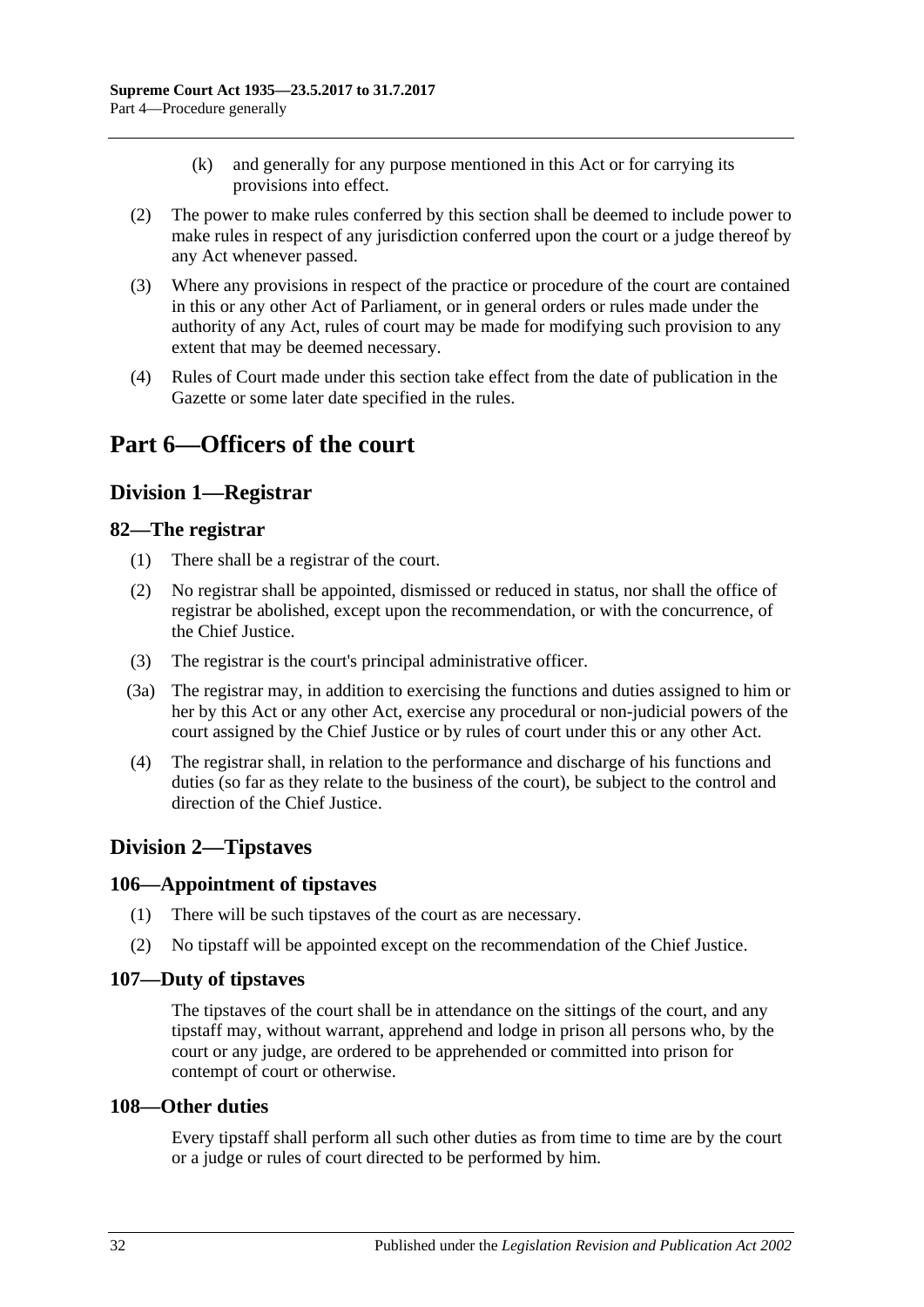(k) and generally for any purpose mentioned in this Act or for carrying its provisions into effect.

(2) The power to make rules conferred by this section shall be deemed to include power to make rules in respect of any jurisdiction conferred upon the court or a judge thereof by any Act whenever passed.

(3) Where any provisions in respect of the practice or procedure of the court are contained in this or any other Act of Parliament, or in general orders or rules made under the authority of any Act, rules of court may be made for modifying such provision to any extent that may be deemed necessary.

(4) Rules of Court made under this section take effect from the date of publication in the Gazette or some later date specified in the rules.

# Part 6—Officers of the court

## Division 1—Registrar

### 82—The registrar

(1) There shall be a registrar of the court.

(2) No registrar shall be appointed, dismissed or reduced in status, nor shall the office of registrar be abolished, except upon the recommendation, or with the concurrence, of the Chief Justice.

(3) The registrar is the court's principal administrative officer.

(3a) The registrar may, in addition to exercising the functions and duties assigned to him or her by this Act or any other Act, exercise any procedural or non-judicial powers of the court assigned by the Chief Justice or by rules of court under this or any other Act.

(4) The registrar shall, in relation to the performance and discharge of his functions and duties (so far as they relate to the business of the court), be subject to the control and direction of the Chief Justice.

## Division 2—Tipstaves

### 106—Appointment of tipstaves

(1) There will be such tipstaves of the court as are necessary.

(2) No tipstaff will be appointed except on the recommendation of the Chief Justice.

### 107—Duty of tipstaves

The tipstaves of the court shall be in attendance on the sittings of the court, and any tipstaff may, without warrant, apprehend and lodge in prison all persons who, by the court or any judge, are ordered to be apprehended or committed into prison for contempt of court or otherwise.

### 108—Other duties

Every tipstaff shall perform all such other duties as from time to time are by the court or a judge or rules of court directed to be performed by him.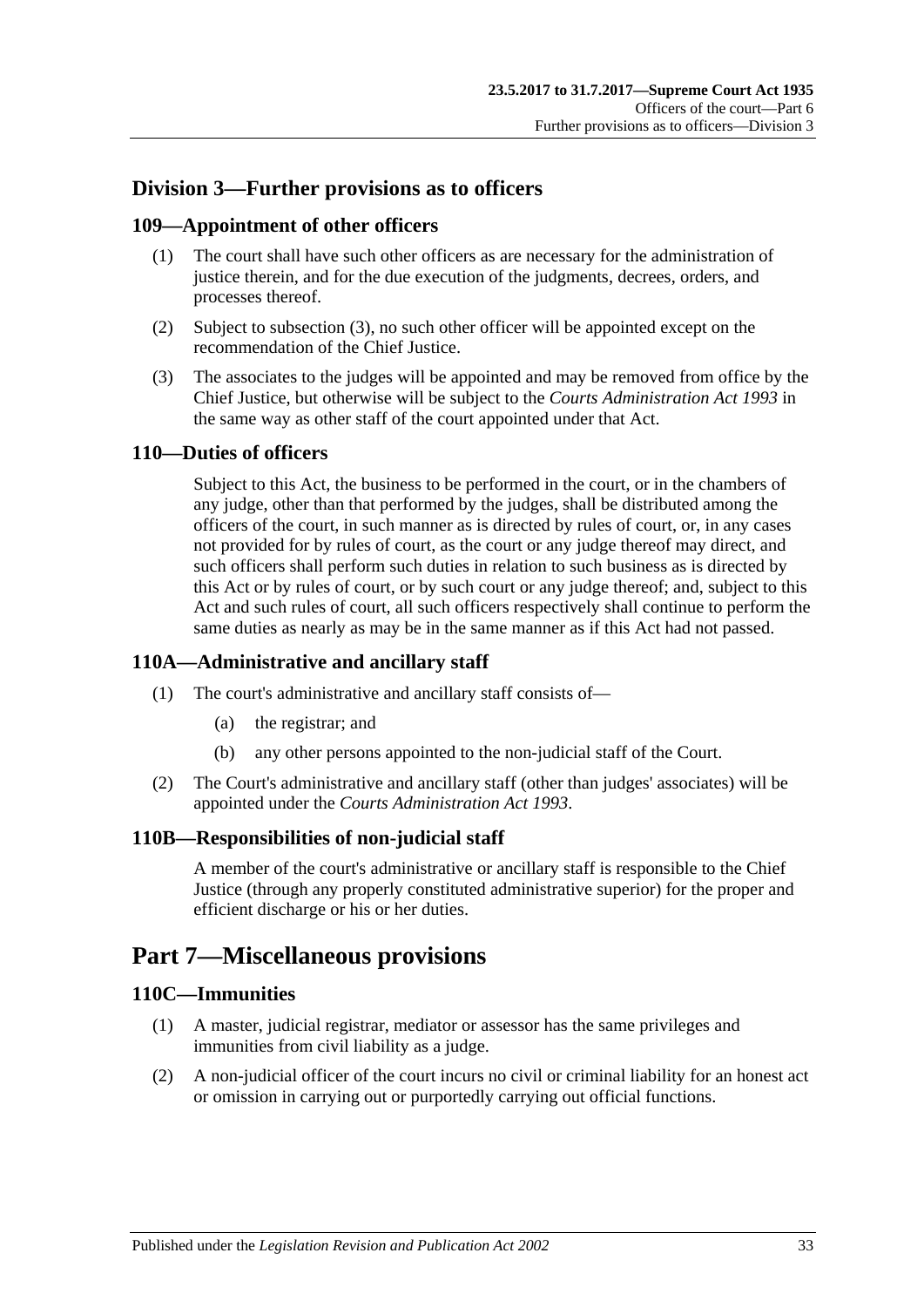## Division 3—Further provisions as to officers

### 109—Appointment of other officers

(1) The court shall have such other officers as are necessary for the administration of justice therein, and for the due execution of the judgments, decrees, orders, and processes thereof.

(2) Subject to subsection (3), no such other officer will be appointed except on the recommendation of the Chief Justice.

(3) The associates to the judges will be appointed and may be removed from office by the Chief Justice, but otherwise will be subject to the *Courts Administration Act 1993* in the same way as other staff of the court appointed under that Act.

### 110—Duties of officers

Subject to this Act, the business to be performed in the court, or in the chambers of any judge, other than that performed by the judges, shall be distributed among the officers of the court, in such manner as is directed by rules of court, or, in any cases not provided for by rules of court, as the court or any judge thereof may direct, and such officers shall perform such duties in relation to such business as is directed by this Act or by rules of court, or by such court or any judge thereof; and, subject to this Act and such rules of court, all such officers respectively shall continue to perform the same duties as nearly as may be in the same manner as if this Act had not passed.

### 110A—Administrative and ancillary staff

(1) The court's administrative and ancillary staff consists of—

(a) the registrar; and

(b) any other persons appointed to the non-judicial staff of the Court.

(2) The Court's administrative and ancillary staff (other than judges' associates) will be appointed under the *Courts Administration Act 1993*.

### 110B—Responsibilities of non-judicial staff

A member of the court's administrative or ancillary staff is responsible to the Chief Justice (through any properly constituted administrative superior) for the proper and efficient discharge or his or her duties.

# Part 7—Miscellaneous provisions

### 110C—Immunities

(1) A master, judicial registrar, mediator or assessor has the same privileges and immunities from civil liability as a judge.

(2) A non-judicial officer of the court incurs no civil or criminal liability for an honest act or omission in carrying out or purportedly carrying out official functions.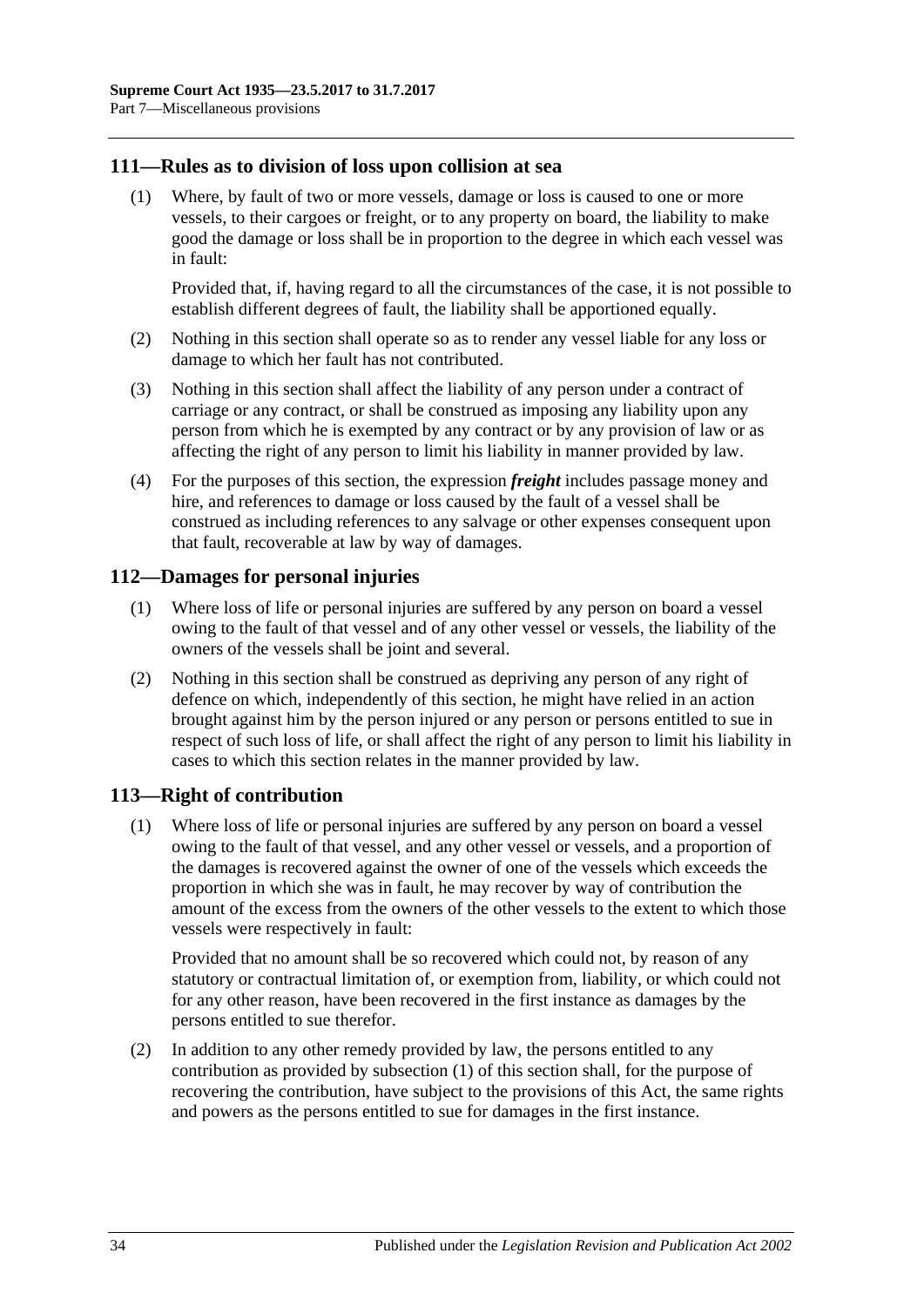## 111—Rules as to division of loss upon collision at sea

(1) Where, by fault of two or more vessels, damage or loss is caused to one or more vessels, to their cargoes or freight, or to any property on board, the liability to make good the damage or loss shall be in proportion to the degree in which each vessel was in fault:

Provided that, if, having regard to all the circumstances of the case, it is not possible to establish different degrees of fault, the liability shall be apportioned equally.

(2) Nothing in this section shall operate so as to render any vessel liable for any loss or damage to which her fault has not contributed.

(3) Nothing in this section shall affect the liability of any person under a contract of carriage or any contract, or shall be construed as imposing any liability upon any person from which he is exempted by any contract or by any provision of law or as affecting the right of any person to limit his liability in manner provided by law.

(4) For the purposes of this section, the expression ***freight*** includes passage money and hire, and references to damage or loss caused by the fault of a vessel shall be construed as including references to any salvage or other expenses consequent upon that fault, recoverable at law by way of damages.

## 112—Damages for personal injuries

(1) Where loss of life or personal injuries are suffered by any person on board a vessel owing to the fault of that vessel and of any other vessel or vessels, the liability of the owners of the vessels shall be joint and several.

(2) Nothing in this section shall be construed as depriving any person of any right of defence on which, independently of this section, he might have relied in an action brought against him by the person injured or any person or persons entitled to sue in respect of such loss of life, or shall affect the right of any person to limit his liability in cases to which this section relates in the manner provided by law.

## 113—Right of contribution

(1) Where loss of life or personal injuries are suffered by any person on board a vessel owing to the fault of that vessel, and any other vessel or vessels, and a proportion of the damages is recovered against the owner of one of the vessels which exceeds the proportion in which she was in fault, he may recover by way of contribution the amount of the excess from the owners of the other vessels to the extent to which those vessels were respectively in fault:

Provided that no amount shall be so recovered which could not, by reason of any statutory or contractual limitation of, or exemption from, liability, or which could not for any other reason, have been recovered in the first instance as damages by the persons entitled to sue therefor.

(2) In addition to any other remedy provided by law, the persons entitled to any contribution as provided by subsection (1) of this section shall, for the purpose of recovering the contribution, have subject to the provisions of this Act, the same rights and powers as the persons entitled to sue for damages in the first instance.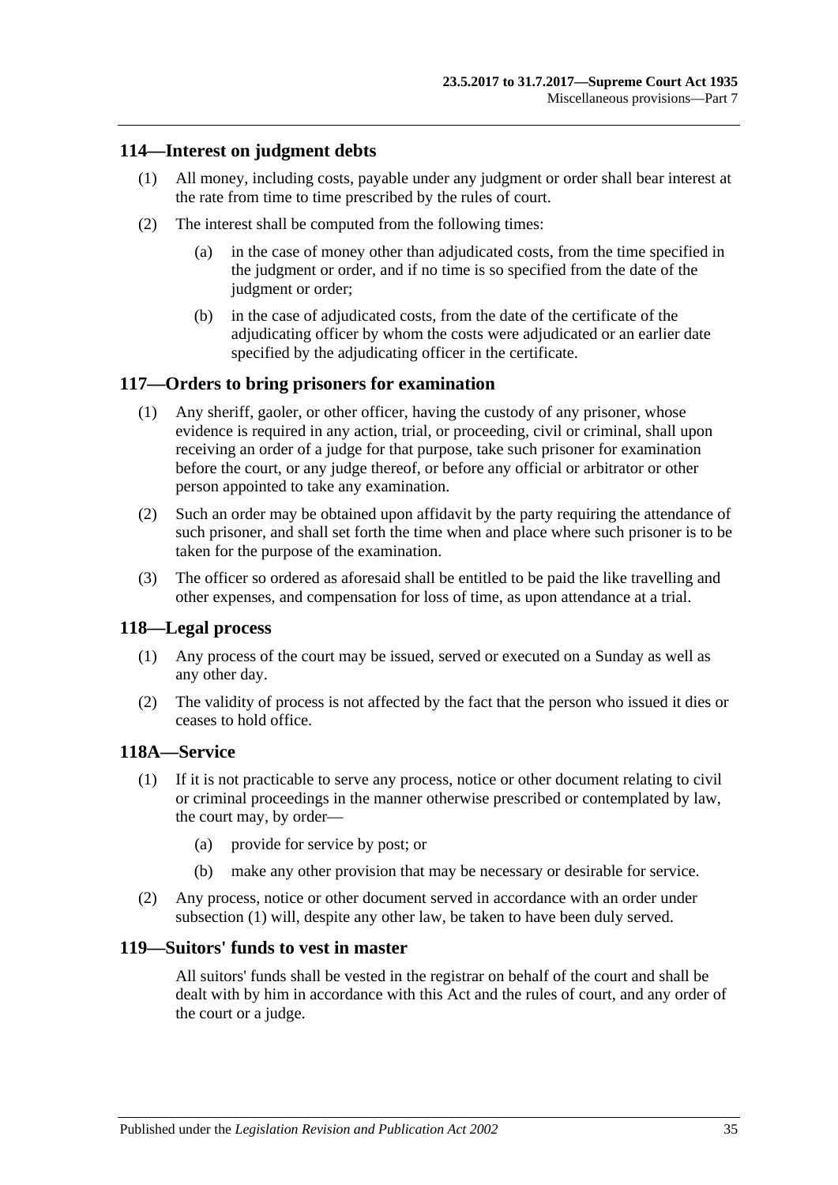## 114—Interest on judgment debts

(1) All money, including costs, payable under any judgment or order shall bear interest at the rate from time to time prescribed by the rules of court.

(2) The interest shall be computed from the following times:

(a) in the case of money other than adjudicated costs, from the time specified in the judgment or order, and if no time is so specified from the date of the judgment or order;

(b) in the case of adjudicated costs, from the date of the certificate of the adjudicating officer by whom the costs were adjudicated or an earlier date specified by the adjudicating officer in the certificate.

## 117—Orders to bring prisoners for examination

(1) Any sheriff, gaoler, or other officer, having the custody of any prisoner, whose evidence is required in any action, trial, or proceeding, civil or criminal, shall upon receiving an order of a judge for that purpose, take such prisoner for examination before the court, or any judge thereof, or before any official or arbitrator or other person appointed to take any examination.

(2) Such an order may be obtained upon affidavit by the party requiring the attendance of such prisoner, and shall set forth the time when and place where such prisoner is to be taken for the purpose of the examination.

(3) The officer so ordered as aforesaid shall be entitled to be paid the like travelling and other expenses, and compensation for loss of time, as upon attendance at a trial.

## 118—Legal process

(1) Any process of the court may be issued, served or executed on a Sunday as well as any other day.

(2) The validity of process is not affected by the fact that the person who issued it dies or ceases to hold office.

## 118A—Service

(1) If it is not practicable to serve any process, notice or other document relating to civil or criminal proceedings in the manner otherwise prescribed or contemplated by law, the court may, by order—

(a) provide for service by post; or

(b) make any other provision that may be necessary or desirable for service.

(2) Any process, notice or other document served in accordance with an order under subsection (1) will, despite any other law, be taken to have been duly served.

## 119—Suitors' funds to vest in master

All suitors' funds shall be vested in the registrar on behalf of the court and shall be dealt with by him in accordance with this Act and the rules of court, and any order of the court or a judge.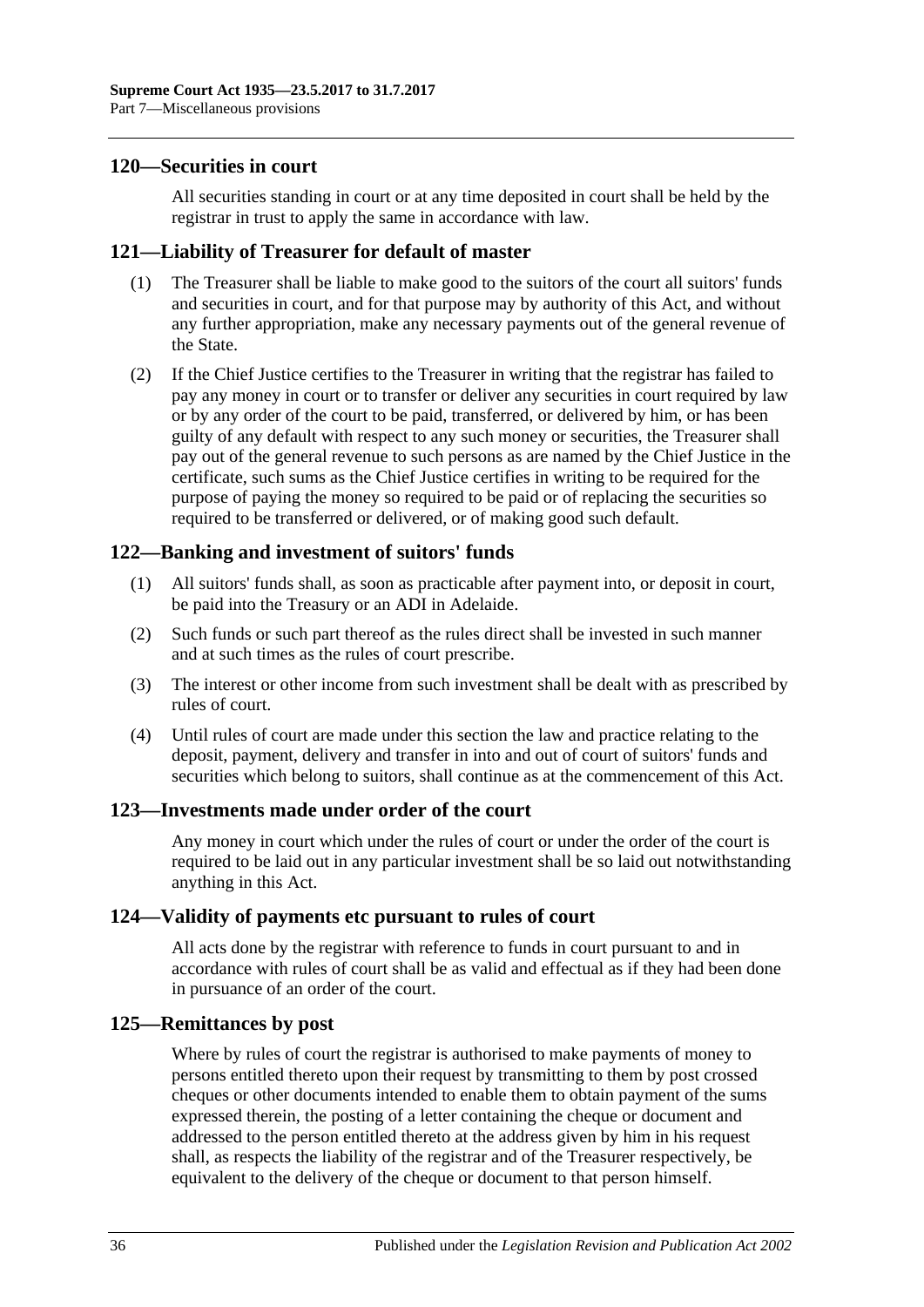## 120—Securities in court

All securities standing in court or at any time deposited in court shall be held by the registrar in trust to apply the same in accordance with law.

## 121—Liability of Treasurer for default of master

(1) The Treasurer shall be liable to make good to the suitors of the court all suitors' funds and securities in court, and for that purpose may by authority of this Act, and without any further appropriation, make any necessary payments out of the general revenue of the State.

(2) If the Chief Justice certifies to the Treasurer in writing that the registrar has failed to pay any money in court or to transfer or deliver any securities in court required by law or by any order of the court to be paid, transferred, or delivered by him, or has been guilty of any default with respect to any such money or securities, the Treasurer shall pay out of the general revenue to such persons as are named by the Chief Justice in the certificate, such sums as the Chief Justice certifies in writing to be required for the purpose of paying the money so required to be paid or of replacing the securities so required to be transferred or delivered, or of making good such default.

## 122—Banking and investment of suitors' funds

(1) All suitors' funds shall, as soon as practicable after payment into, or deposit in court, be paid into the Treasury or an ADI in Adelaide.

(2) Such funds or such part thereof as the rules direct shall be invested in such manner and at such times as the rules of court prescribe.

(3) The interest or other income from such investment shall be dealt with as prescribed by rules of court.

(4) Until rules of court are made under this section the law and practice relating to the deposit, payment, delivery and transfer in into and out of court of suitors' funds and securities which belong to suitors, shall continue as at the commencement of this Act.

## 123—Investments made under order of the court

Any money in court which under the rules of court or under the order of the court is required to be laid out in any particular investment shall be so laid out notwithstanding anything in this Act.

## 124—Validity of payments etc pursuant to rules of court

All acts done by the registrar with reference to funds in court pursuant to and in accordance with rules of court shall be as valid and effectual as if they had been done in pursuance of an order of the court.

## 125—Remittances by post

Where by rules of court the registrar is authorised to make payments of money to persons entitled thereto upon their request by transmitting to them by post crossed cheques or other documents intended to enable them to obtain payment of the sums expressed therein, the posting of a letter containing the cheque or document and addressed to the person entitled thereto at the address given by him in his request shall, as respects the liability of the registrar and of the Treasurer respectively, be equivalent to the delivery of the cheque or document to that person himself.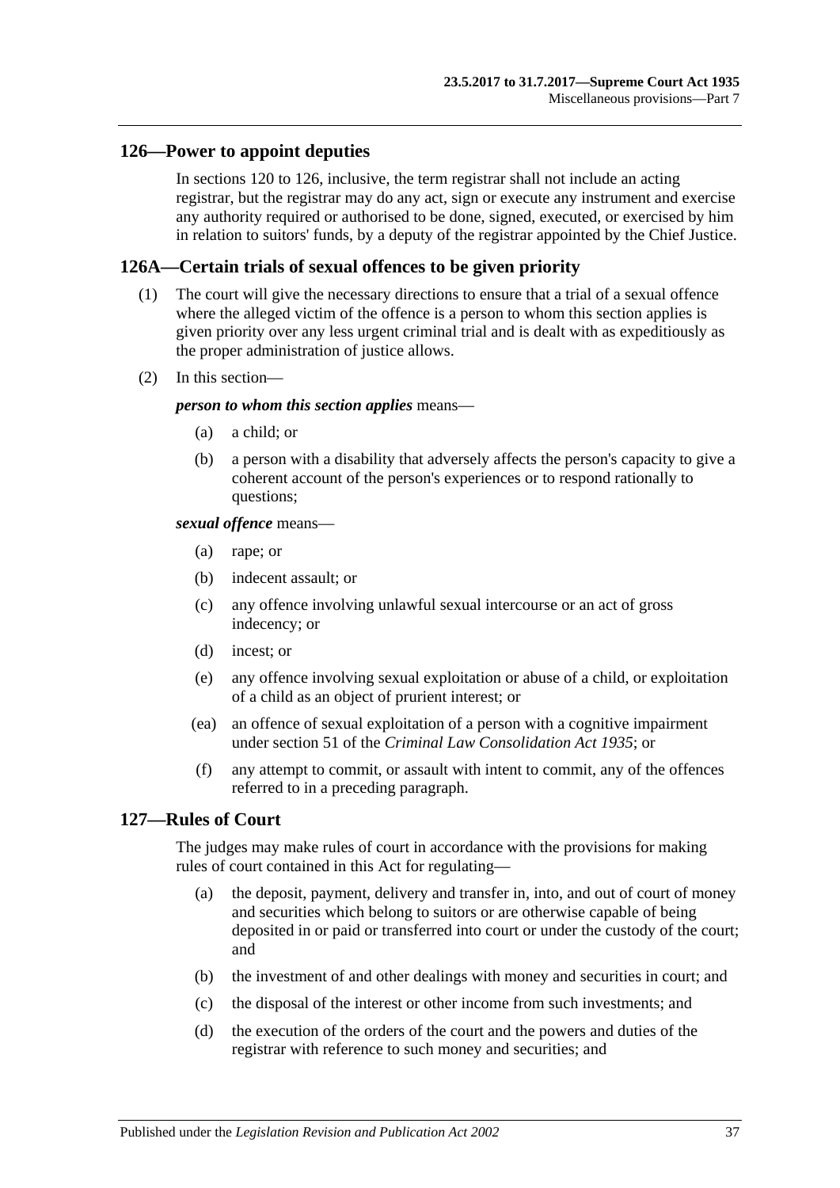## 126—Power to appoint deputies

In sections 120 to 126, inclusive, the term registrar shall not include an acting registrar, but the registrar may do any act, sign or execute any instrument and exercise any authority required or authorised to be done, signed, executed, or exercised by him in relation to suitors' funds, by a deputy of the registrar appointed by the Chief Justice.

## 126A—Certain trials of sexual offences to be given priority

(1) The court will give the necessary directions to ensure that a trial of a sexual offence where the alleged victim of the offence is a person to whom this section applies is given priority over any less urgent criminal trial and is dealt with as expeditiously as the proper administration of justice allows.

(2) In this section—

***person to whom this section applies*** means—

(a) a child; or

(b) a person with a disability that adversely affects the person's capacity to give a coherent account of the person's experiences or to respond rationally to questions;

***sexual offence*** means—

(a) rape; or

(b) indecent assault; or

(c) any offence involving unlawful sexual intercourse or an act of gross indecency; or

(d) incest; or

(e) any offence involving sexual exploitation or abuse of a child, or exploitation of a child as an object of prurient interest; or

(ea) an offence of sexual exploitation of a person with a cognitive impairment under section 51 of the *Criminal Law Consolidation Act 1935*; or

(f) any attempt to commit, or assault with intent to commit, any of the offences referred to in a preceding paragraph.

## 127—Rules of Court

The judges may make rules of court in accordance with the provisions for making rules of court contained in this Act for regulating—

(a) the deposit, payment, delivery and transfer in, into, and out of court of money and securities which belong to suitors or are otherwise capable of being deposited in or paid or transferred into court or under the custody of the court; and

(b) the investment of and other dealings with money and securities in court; and

(c) the disposal of the interest or other income from such investments; and

(d) the execution of the orders of the court and the powers and duties of the registrar with reference to such money and securities; and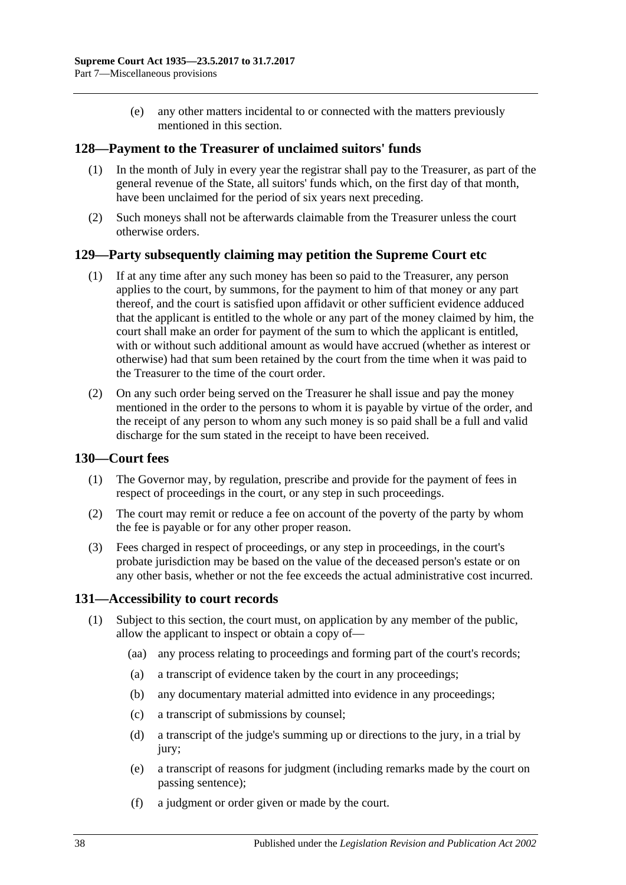(e) any other matters incidental to or connected with the matters previously mentioned in this section.

## 128—Payment to the Treasurer of unclaimed suitors' funds

(1) In the month of July in every year the registrar shall pay to the Treasurer, as part of the general revenue of the State, all suitors' funds which, on the first day of that month, have been unclaimed for the period of six years next preceding.

(2) Such moneys shall not be afterwards claimable from the Treasurer unless the court otherwise orders.

## 129—Party subsequently claiming may petition the Supreme Court etc

(1) If at any time after any such money has been so paid to the Treasurer, any person applies to the court, by summons, for the payment to him of that money or any part thereof, and the court is satisfied upon affidavit or other sufficient evidence adduced that the applicant is entitled to the whole or any part of the money claimed by him, the court shall make an order for payment of the sum to which the applicant is entitled, with or without such additional amount as would have accrued (whether as interest or otherwise) had that sum been retained by the court from the time when it was paid to the Treasurer to the time of the court order.

(2) On any such order being served on the Treasurer he shall issue and pay the money mentioned in the order to the persons to whom it is payable by virtue of the order, and the receipt of any person to whom any such money is so paid shall be a full and valid discharge for the sum stated in the receipt to have been received.

## 130—Court fees

(1) The Governor may, by regulation, prescribe and provide for the payment of fees in respect of proceedings in the court, or any step in such proceedings.

(2) The court may remit or reduce a fee on account of the poverty of the party by whom the fee is payable or for any other proper reason.

(3) Fees charged in respect of proceedings, or any step in proceedings, in the court's probate jurisdiction may be based on the value of the deceased person's estate or on any other basis, whether or not the fee exceeds the actual administrative cost incurred.

## 131—Accessibility to court records

(1) Subject to this section, the court must, on application by any member of the public, allow the applicant to inspect or obtain a copy of—

(aa) any process relating to proceedings and forming part of the court's records;

(a) a transcript of evidence taken by the court in any proceedings;

(b) any documentary material admitted into evidence in any proceedings;

(c) a transcript of submissions by counsel;

(d) a transcript of the judge's summing up or directions to the jury, in a trial by jury;

(e) a transcript of reasons for judgment (including remarks made by the court on passing sentence);

(f) a judgment or order given or made by the court.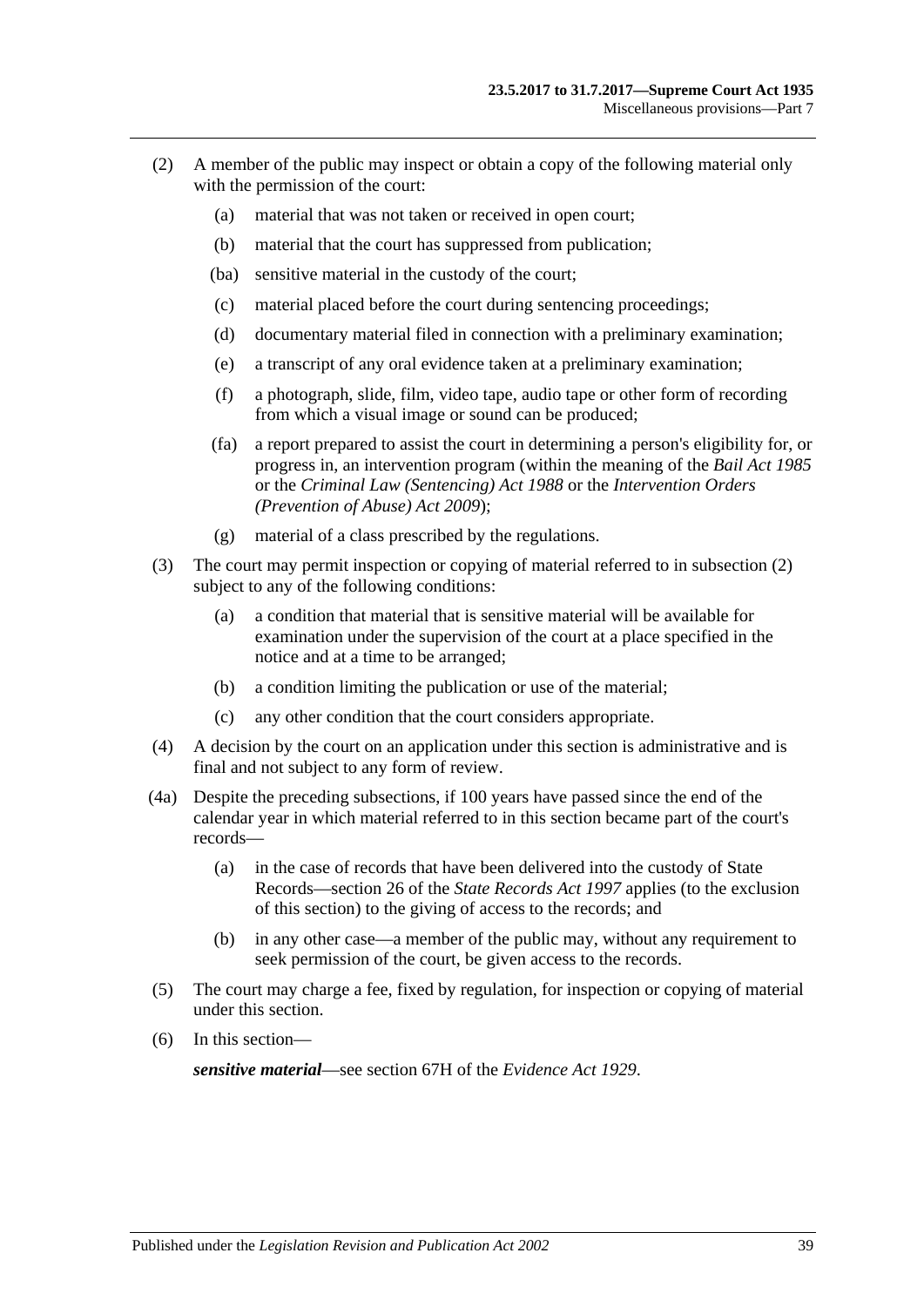(2) A member of the public may inspect or obtain a copy of the following material only with the permission of the court:

(a) material that was not taken or received in open court;

(b) material that the court has suppressed from publication;

(ba) sensitive material in the custody of the court;

(c) material placed before the court during sentencing proceedings;

(d) documentary material filed in connection with a preliminary examination;

(e) a transcript of any oral evidence taken at a preliminary examination;

(f) a photograph, slide, film, video tape, audio tape or other form of recording from which a visual image or sound can be produced;

(fa) a report prepared to assist the court in determining a person's eligibility for, or progress in, an intervention program (within the meaning of the *Bail Act 1985* or the *Criminal Law (Sentencing) Act 1988* or the *Intervention Orders (Prevention of Abuse) Act 2009*);

(g) material of a class prescribed by the regulations.

(3) The court may permit inspection or copying of material referred to in subsection (2) subject to any of the following conditions:

(a) a condition that material that is sensitive material will be available for examination under the supervision of the court at a place specified in the notice and at a time to be arranged;

(b) a condition limiting the publication or use of the material;

(c) any other condition that the court considers appropriate.

(4) A decision by the court on an application under this section is administrative and is final and not subject to any form of review.

(4a) Despite the preceding subsections, if 100 years have passed since the end of the calendar year in which material referred to in this section became part of the court's records—

(a) in the case of records that have been delivered into the custody of State Records—section 26 of the *State Records Act 1997* applies (to the exclusion of this section) to the giving of access to the records; and

(b) in any other case—a member of the public may, without any requirement to seek permission of the court, be given access to the records.

(5) The court may charge a fee, fixed by regulation, for inspection or copying of material under this section.

(6) In this section—

***sensitive material***—see section 67H of the *Evidence Act 1929*.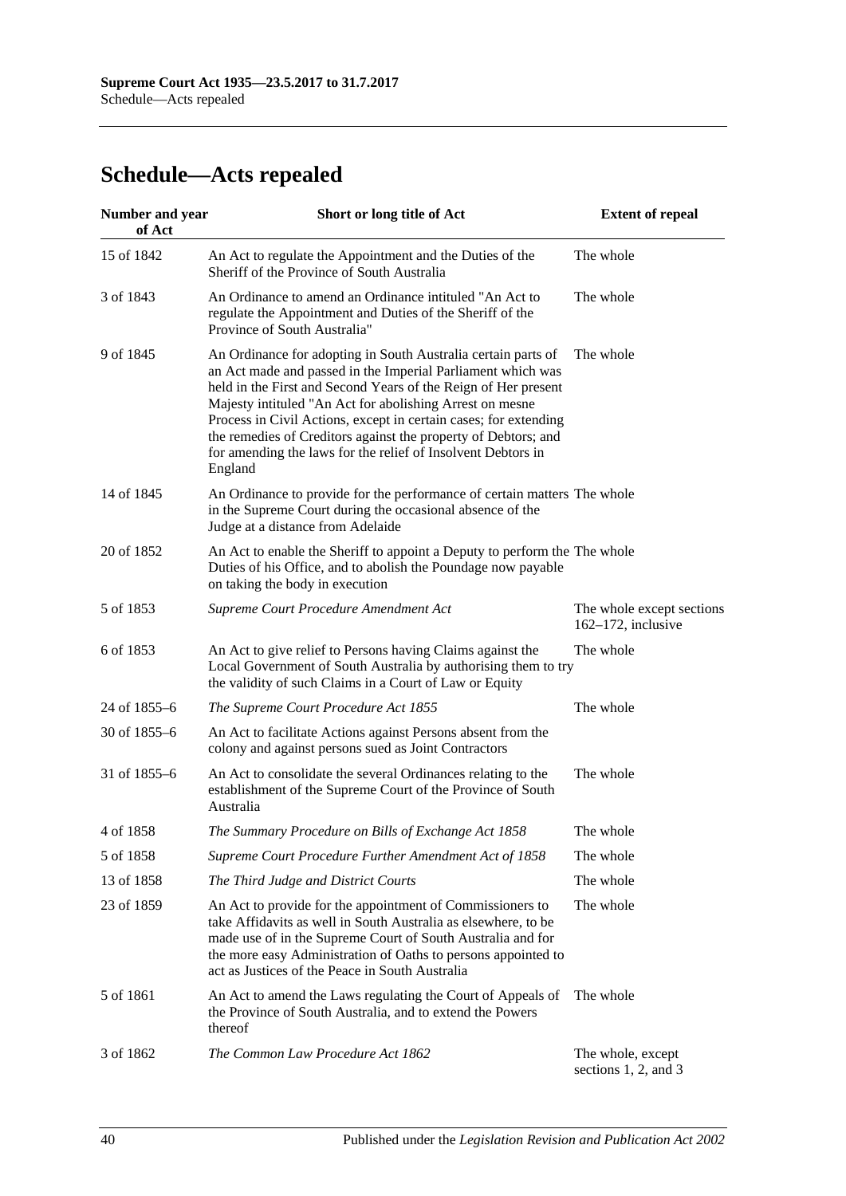## Schedule—Acts repealed

| Number and year of Act | Short or long title of Act | Extent of repeal |
|---|---|---|
| 15 of 1842 | An Act to regulate the Appointment and the Duties of the Sheriff of the Province of South Australia | The whole |
| 3 of 1843 | An Ordinance to amend an Ordinance intituled "An Act to regulate the Appointment and Duties of the Sheriff of the Province of South Australia" | The whole |
| 9 of 1845 | An Ordinance for adopting in South Australia certain parts of an Act made and passed in the Imperial Parliament which was held in the First and Second Years of the Reign of Her present Majesty intituled "An Act for abolishing Arrest on mesne Process in Civil Actions, except in certain cases; for extending the remedies of Creditors against the property of Debtors; and for amending the laws for the relief of Insolvent Debtors in England | The whole |
| 14 of 1845 | An Ordinance to provide for the performance of certain matters in the Supreme Court during the occasional absence of the Judge at a distance from Adelaide | The whole |
| 20 of 1852 | An Act to enable the Sheriff to appoint a Deputy to perform the Duties of his Office, and to abolish the Poundage now payable on taking the body in execution | The whole |
| 5 of 1853 | *Supreme Court Procedure Amendment Act* | The whole except sections 162–172, inclusive |
| 6 of 1853 | An Act to give relief to Persons having Claims against the Local Government of South Australia by authorising them to try the validity of such Claims in a Court of Law or Equity | The whole |
| 24 of 1855–6 | *The Supreme Court Procedure Act 1855* | The whole |
| 30 of 1855–6 | An Act to facilitate Actions against Persons absent from the colony and against persons sued as Joint Contractors | |
| 31 of 1855–6 | An Act to consolidate the several Ordinances relating to the establishment of the Supreme Court of the Province of South Australia | The whole |
| 4 of 1858 | *The Summary Procedure on Bills of Exchange Act 1858* | The whole |
| 5 of 1858 | *Supreme Court Procedure Further Amendment Act of 1858* | The whole |
| 13 of 1858 | *The Third Judge and District Courts* | The whole |
| 23 of 1859 | An Act to provide for the appointment of Commissioners to take Affidavits as well in South Australia as elsewhere, to be made use of in the Supreme Court of South Australia and for the more easy Administration of Oaths to persons appointed to act as Justices of the Peace in South Australia | The whole |
| 5 of 1861 | An Act to amend the Laws regulating the Court of Appeals of the Province of South Australia, and to extend the Powers thereof | The whole |
| 3 of 1862 | *The Common Law Procedure Act 1862* | The whole, except sections 1, 2, and 3 |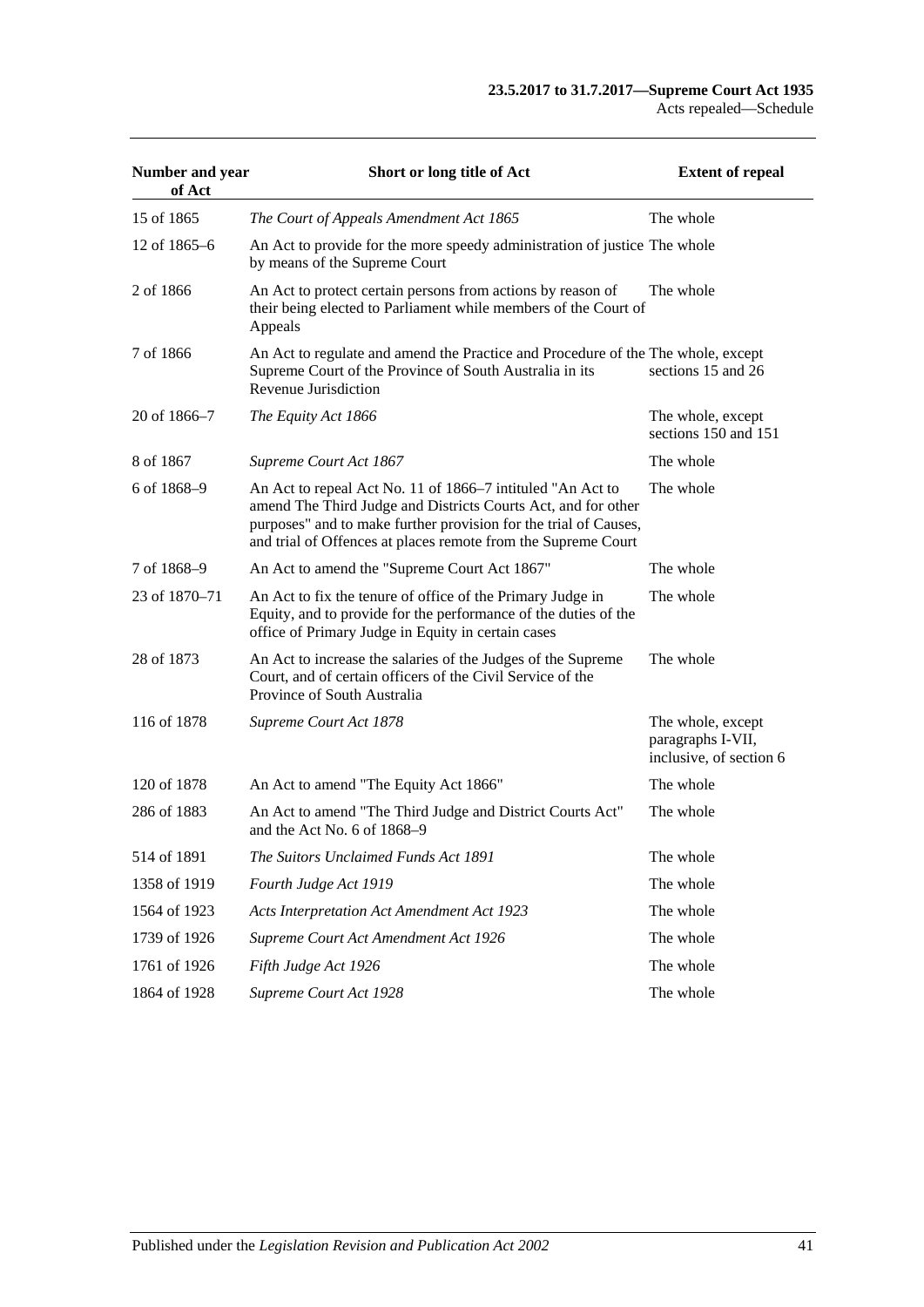| Number and year of Act | Short or long title of Act | Extent of repeal |
|---|---|---|
| 15 of 1865 | *The Court of Appeals Amendment Act 1865* | The whole |
| 12 of 1865–6 | An Act to provide for the more speedy administration of justice by means of the Supreme Court | The whole |
| 2 of 1866 | An Act to protect certain persons from actions by reason of their being elected to Parliament while members of the Court of Appeals | The whole |
| 7 of 1866 | An Act to regulate and amend the Practice and Procedure of the Supreme Court of the Province of South Australia in its Revenue Jurisdiction | The whole, except sections 15 and 26 |
| 20 of 1866–7 | *The Equity Act 1866* | The whole, except sections 150 and 151 |
| 8 of 1867 | *Supreme Court Act 1867* | The whole |
| 6 of 1868–9 | An Act to repeal Act No. 11 of 1866–7 intituled "An Act to amend The Third Judge and Districts Courts Act, and for other purposes" and to make further provision for the trial of Causes, and trial of Offences at places remote from the Supreme Court | The whole |
| 7 of 1868–9 | An Act to amend the "Supreme Court Act 1867" | The whole |
| 23 of 1870–71 | An Act to fix the tenure of office of the Primary Judge in Equity, and to provide for the performance of the duties of the office of Primary Judge in Equity in certain cases | The whole |
| 28 of 1873 | An Act to increase the salaries of the Judges of the Supreme Court, and of certain officers of the Civil Service of the Province of South Australia | The whole |
| 116 of 1878 | *Supreme Court Act 1878* | The whole, except paragraphs I-VII, inclusive, of section 6 |
| 120 of 1878 | An Act to amend "The Equity Act 1866" | The whole |
| 286 of 1883 | An Act to amend "The Third Judge and District Courts Act" and the Act No. 6 of 1868–9 | The whole |
| 514 of 1891 | *The Suitors Unclaimed Funds Act 1891* | The whole |
| 1358 of 1919 | *Fourth Judge Act 1919* | The whole |
| 1564 of 1923 | *Acts Interpretation Act Amendment Act 1923* | The whole |
| 1739 of 1926 | *Supreme Court Act Amendment Act 1926* | The whole |
| 1761 of 1926 | *Fifth Judge Act 1926* | The whole |
| 1864 of 1928 | *Supreme Court Act 1928* | The whole |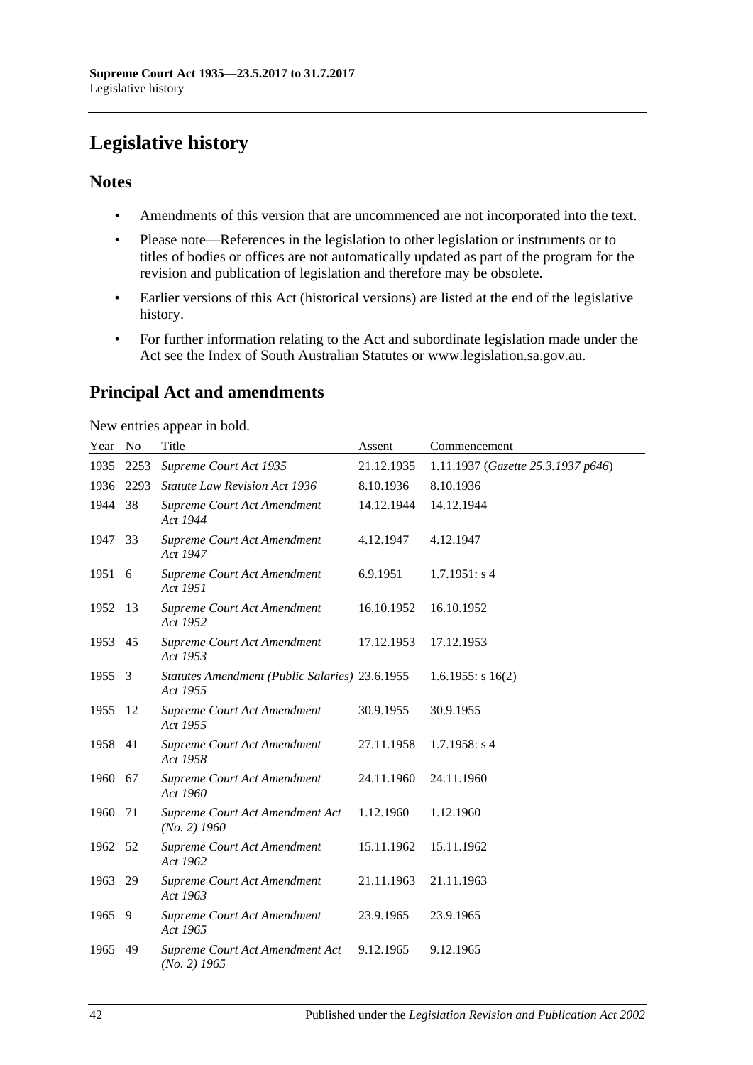# Legislative history

## Notes

- Amendments of this version that are uncommenced are not incorporated into the text.
- Please note—References in the legislation to other legislation or instruments or to titles of bodies or offices are not automatically updated as part of the program for the revision and publication of legislation and therefore may be obsolete.
- Earlier versions of this Act (historical versions) are listed at the end of the legislative history.
- For further information relating to the Act and subordinate legislation made under the Act see the Index of South Australian Statutes or www.legislation.sa.gov.au.

## Principal Act and amendments

New entries appear in bold.

| Year | No | Title | Assent | Commencement |
|---|---|---|---|---|
| 1935 | 2253 | *Supreme Court Act 1935* | 21.12.1935 | 1.11.1937 (*Gazette 25.3.1937 p646*) |
| 1936 | 2293 | *Statute Law Revision Act 1936* | 8.10.1936 | 8.10.1936 |
| 1944 | 38 | *Supreme Court Act Amendment Act 1944* | 14.12.1944 | 14.12.1944 |
| 1947 | 33 | *Supreme Court Act Amendment Act 1947* | 4.12.1947 | 4.12.1947 |
| 1951 | 6 | *Supreme Court Act Amendment Act 1951* | 6.9.1951 | 1.7.1951: s 4 |
| 1952 | 13 | *Supreme Court Act Amendment Act 1952* | 16.10.1952 | 16.10.1952 |
| 1953 | 45 | *Supreme Court Act Amendment Act 1953* | 17.12.1953 | 17.12.1953 |
| 1955 | 3 | *Statutes Amendment (Public Salaries) Act 1955* | 23.6.1955 | 1.6.1955: s 16(2) |
| 1955 | 12 | *Supreme Court Act Amendment Act 1955* | 30.9.1955 | 30.9.1955 |
| 1958 | 41 | *Supreme Court Act Amendment Act 1958* | 27.11.1958 | 1.7.1958: s 4 |
| 1960 | 67 | *Supreme Court Act Amendment Act 1960* | 24.11.1960 | 24.11.1960 |
| 1960 | 71 | *Supreme Court Act Amendment Act (No. 2) 1960* | 1.12.1960 | 1.12.1960 |
| 1962 | 52 | *Supreme Court Act Amendment Act 1962* | 15.11.1962 | 15.11.1962 |
| 1963 | 29 | *Supreme Court Act Amendment Act 1963* | 21.11.1963 | 21.11.1963 |
| 1965 | 9 | *Supreme Court Act Amendment Act 1965* | 23.9.1965 | 23.9.1965 |
| 1965 | 49 | *Supreme Court Act Amendment Act (No. 2) 1965* | 9.12.1965 | 9.12.1965 |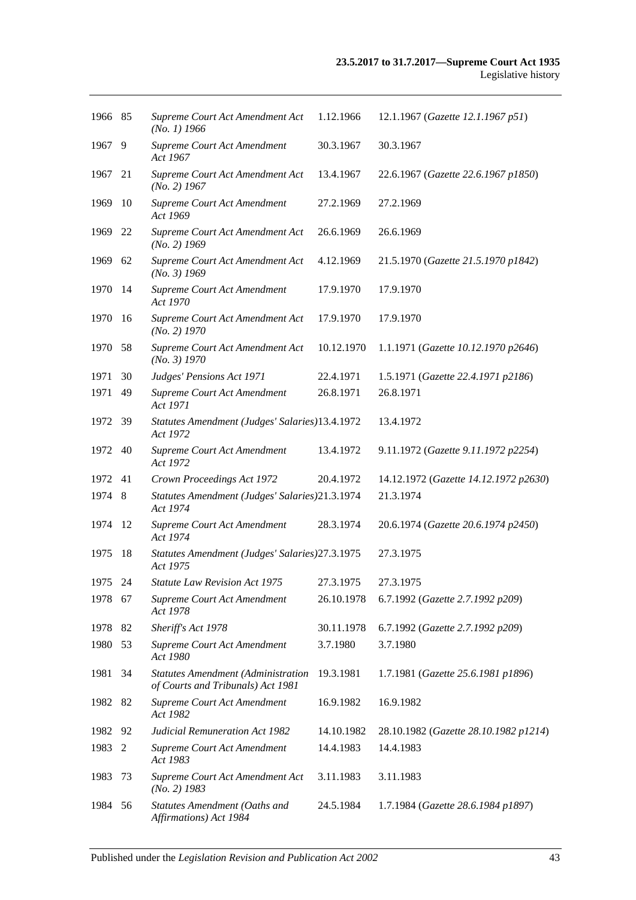| | | | | |
|---|---|---|---|---|
| 1966 | 85 | *Supreme Court Act Amendment Act (No. 1) 1966* | 1.12.1966 | 12.1.1967 (*Gazette 12.1.1967 p51*) |
| 1967 | 9 | *Supreme Court Act Amendment Act 1967* | 30.3.1967 | 30.3.1967 |
| 1967 | 21 | *Supreme Court Act Amendment Act (No. 2) 1967* | 13.4.1967 | 22.6.1967 (*Gazette 22.6.1967 p1850*) |
| 1969 | 10 | *Supreme Court Act Amendment Act 1969* | 27.2.1969 | 27.2.1969 |
| 1969 | 22 | *Supreme Court Act Amendment Act (No. 2) 1969* | 26.6.1969 | 26.6.1969 |
| 1969 | 62 | *Supreme Court Act Amendment Act (No. 3) 1969* | 4.12.1969 | 21.5.1970 (*Gazette 21.5.1970 p1842*) |
| 1970 | 14 | *Supreme Court Act Amendment Act 1970* | 17.9.1970 | 17.9.1970 |
| 1970 | 16 | *Supreme Court Act Amendment Act (No. 2) 1970* | 17.9.1970 | 17.9.1970 |
| 1970 | 58 | *Supreme Court Act Amendment Act (No. 3) 1970* | 10.12.1970 | 1.1.1971 (*Gazette 10.12.1970 p2646*) |
| 1971 | 30 | *Judges' Pensions Act 1971* | 22.4.1971 | 1.5.1971 (*Gazette 22.4.1971 p2186*) |
| 1971 | 49 | *Supreme Court Act Amendment Act 1971* | 26.8.1971 | 26.8.1971 |
| 1972 | 39 | *Statutes Amendment (Judges' Salaries) Act 1972* | 13.4.1972 | 13.4.1972 |
| 1972 | 40 | *Supreme Court Act Amendment Act 1972* | 13.4.1972 | 9.11.1972 (*Gazette 9.11.1972 p2254*) |
| 1972 | 41 | *Crown Proceedings Act 1972* | 20.4.1972 | 14.12.1972 (*Gazette 14.12.1972 p2630*) |
| 1974 | 8 | *Statutes Amendment (Judges' Salaries) Act 1974* | 21.3.1974 | 21.3.1974 |
| 1974 | 12 | *Supreme Court Act Amendment Act 1974* | 28.3.1974 | 20.6.1974 (*Gazette 20.6.1974 p2450*) |
| 1975 | 18 | *Statutes Amendment (Judges' Salaries) Act 1975* | 27.3.1975 | 27.3.1975 |
| 1975 | 24 | *Statute Law Revision Act 1975* | 27.3.1975 | 27.3.1975 |
| 1978 | 67 | *Supreme Court Act Amendment Act 1978* | 26.10.1978 | 6.7.1992 (*Gazette 2.7.1992 p209*) |
| 1978 | 82 | *Sheriff's Act 1978* | 30.11.1978 | 6.7.1992 (*Gazette 2.7.1992 p209*) |
| 1980 | 53 | *Supreme Court Act Amendment Act 1980* | 3.7.1980 | 3.7.1980 |
| 1981 | 34 | *Statutes Amendment (Administration of Courts and Tribunals) Act 1981* | 19.3.1981 | 1.7.1981 (*Gazette 25.6.1981 p1896*) |
| 1982 | 82 | *Supreme Court Act Amendment Act 1982* | 16.9.1982 | 16.9.1982 |
| 1982 | 92 | *Judicial Remuneration Act 1982* | 14.10.1982 | 28.10.1982 (*Gazette 28.10.1982 p1214*) |
| 1983 | 2 | *Supreme Court Act Amendment Act 1983* | 14.4.1983 | 14.4.1983 |
| 1983 | 73 | *Supreme Court Act Amendment Act (No. 2) 1983* | 3.11.1983 | 3.11.1983 |
| 1984 | 56 | *Statutes Amendment (Oaths and Affirmations) Act 1984* | 24.5.1984 | 1.7.1984 (*Gazette 28.6.1984 p1897*) |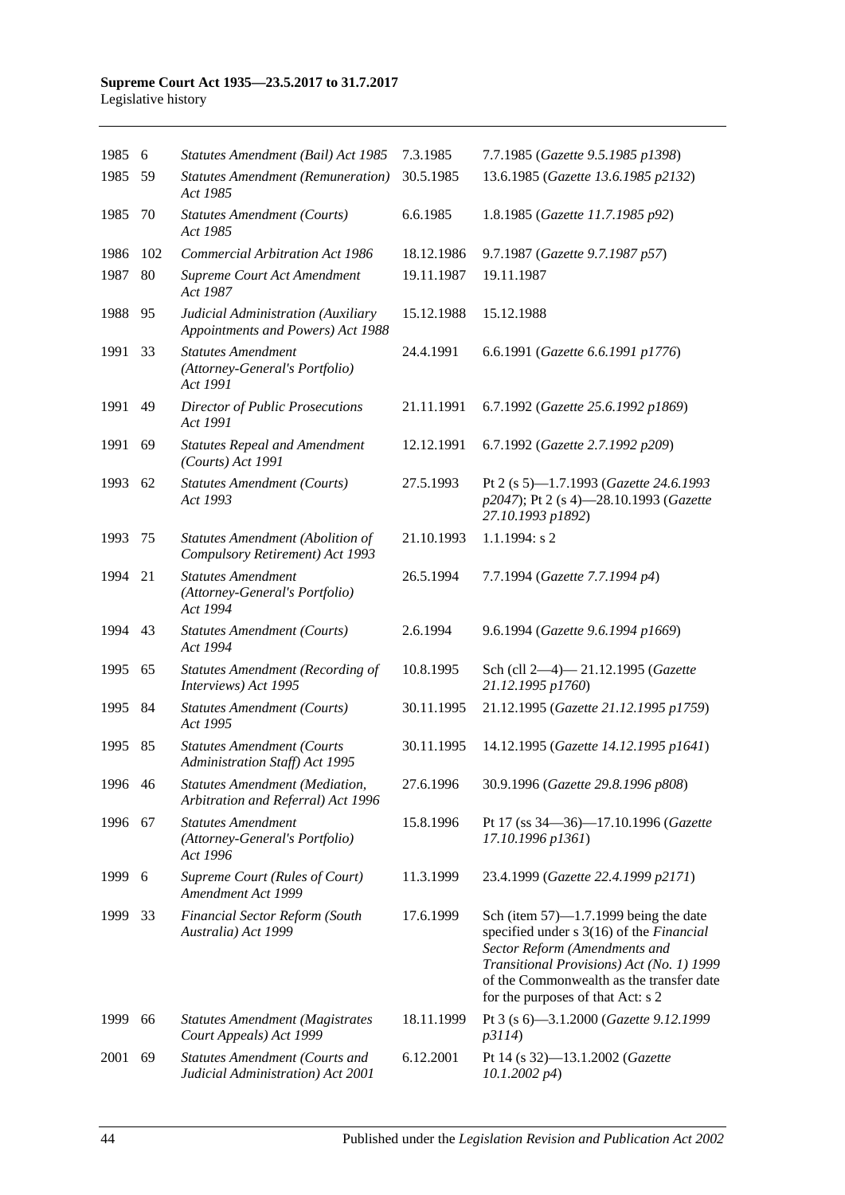| | | | | |
|---|---|---|---|---|
| 1985 | 6 | *Statutes Amendment (Bail) Act 1985* | 7.3.1985 | 7.7.1985 (*Gazette 9.5.1985 p1398*) |
| 1985 | 59 | *Statutes Amendment (Remuneration) Act 1985* | 30.5.1985 | 13.6.1985 (*Gazette 13.6.1985 p2132*) |
| 1985 | 70 | *Statutes Amendment (Courts) Act 1985* | 6.6.1985 | 1.8.1985 (*Gazette 11.7.1985 p92*) |
| 1986 | 102 | *Commercial Arbitration Act 1986* | 18.12.1986 | 9.7.1987 (*Gazette 9.7.1987 p57*) |
| 1987 | 80 | *Supreme Court Act Amendment Act 1987* | 19.11.1987 | 19.11.1987 |
| 1988 | 95 | *Judicial Administration (Auxiliary Appointments and Powers) Act 1988* | 15.12.1988 | 15.12.1988 |
| 1991 | 33 | *Statutes Amendment (Attorney-General's Portfolio) Act 1991* | 24.4.1991 | 6.6.1991 (*Gazette 6.6.1991 p1776*) |
| 1991 | 49 | *Director of Public Prosecutions Act 1991* | 21.11.1991 | 6.7.1992 (*Gazette 25.6.1992 p1869*) |
| 1991 | 69 | *Statutes Repeal and Amendment (Courts) Act 1991* | 12.12.1991 | 6.7.1992 (*Gazette 2.7.1992 p209*) |
| 1993 | 62 | *Statutes Amendment (Courts) Act 1993* | 27.5.1993 | Pt 2 (s 5)—1.7.1993 (*Gazette 24.6.1993 p2047*); Pt 2 (s 4)—28.10.1993 (*Gazette 27.10.1993 p1892*) |
| 1993 | 75 | *Statutes Amendment (Abolition of Compulsory Retirement) Act 1993* | 21.10.1993 | 1.1.1994: s 2 |
| 1994 | 21 | *Statutes Amendment (Attorney-General's Portfolio) Act 1994* | 26.5.1994 | 7.7.1994 (*Gazette 7.7.1994 p4*) |
| 1994 | 43 | *Statutes Amendment (Courts) Act 1994* | 2.6.1994 | 9.6.1994 (*Gazette 9.6.1994 p1669*) |
| 1995 | 65 | *Statutes Amendment (Recording of Interviews) Act 1995* | 10.8.1995 | Sch (cll 2—4)— 21.12.1995 (*Gazette 21.12.1995 p1760*) |
| 1995 | 84 | *Statutes Amendment (Courts) Act 1995* | 30.11.1995 | 21.12.1995 (*Gazette 21.12.1995 p1759*) |
| 1995 | 85 | *Statutes Amendment (Courts Administration Staff) Act 1995* | 30.11.1995 | 14.12.1995 (*Gazette 14.12.1995 p1641*) |
| 1996 | 46 | *Statutes Amendment (Mediation, Arbitration and Referral) Act 1996* | 27.6.1996 | 30.9.1996 (*Gazette 29.8.1996 p808*) |
| 1996 | 67 | *Statutes Amendment (Attorney-General's Portfolio) Act 1996* | 15.8.1996 | Pt 17 (ss 34—36)—17.10.1996 (*Gazette 17.10.1996 p1361*) |
| 1999 | 6 | *Supreme Court (Rules of Court) Amendment Act 1999* | 11.3.1999 | 23.4.1999 (*Gazette 22.4.1999 p2171*) |
| 1999 | 33 | *Financial Sector Reform (South Australia) Act 1999* | 17.6.1999 | Sch (item 57)—1.7.1999 being the date specified under s 3(16) of the *Financial Sector Reform (Amendments and Transitional Provisions) Act (No. 1) 1999* of the Commonwealth as the transfer date for the purposes of that Act: s 2 |
| 1999 | 66 | *Statutes Amendment (Magistrates Court Appeals) Act 1999* | 18.11.1999 | Pt 3 (s 6)—3.1.2000 (*Gazette 9.12.1999 p3114*) |
| 2001 | 69 | *Statutes Amendment (Courts and Judicial Administration) Act 2001* | 6.12.2001 | Pt 14 (s 32)—13.1.2002 (*Gazette 10.1.2002 p4*) |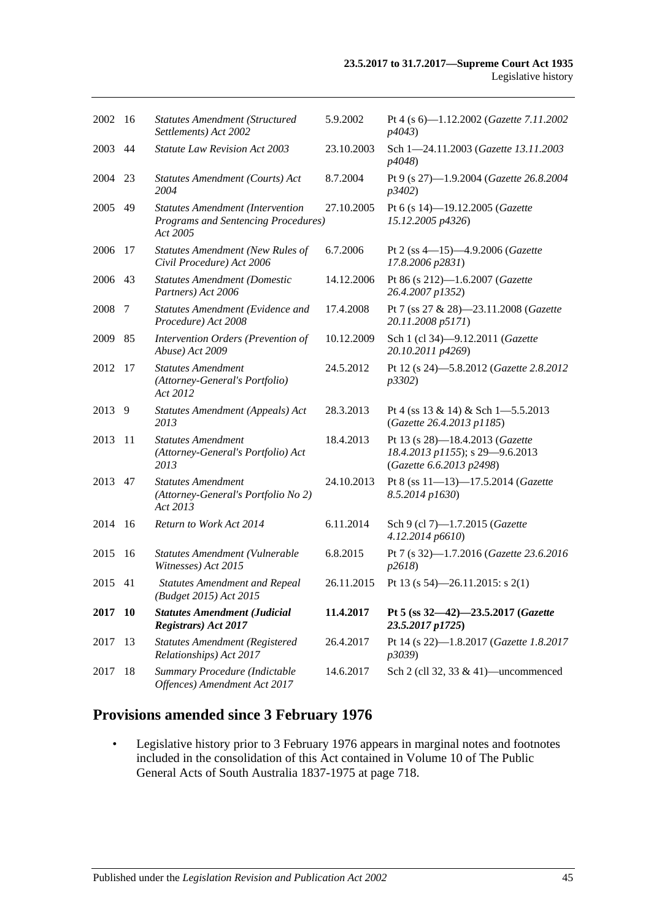| | | | | |
|---|---|---|---|---|
| 2002 | 16 | *Statutes Amendment (Structured Settlements) Act 2002* | 5.9.2002 | Pt 4 (s 6)—1.12.2002 (*Gazette 7.11.2002 p4043*) |
| 2003 | 44 | *Statute Law Revision Act 2003* | 23.10.2003 | Sch 1—24.11.2003 (*Gazette 13.11.2003 p4048*) |
| 2004 | 23 | *Statutes Amendment (Courts) Act 2004* | 8.7.2004 | Pt 9 (s 27)—1.9.2004 (*Gazette 26.8.2004 p3402*) |
| 2005 | 49 | *Statutes Amendment (Intervention Programs and Sentencing Procedures) Act 2005* | 27.10.2005 | Pt 6 (s 14)—19.12.2005 (*Gazette 15.12.2005 p4326*) |
| 2006 | 17 | *Statutes Amendment (New Rules of Civil Procedure) Act 2006* | 6.7.2006 | Pt 2 (ss 4—15)—4.9.2006 (*Gazette 17.8.2006 p2831*) |
| 2006 | 43 | *Statutes Amendment (Domestic Partners) Act 2006* | 14.12.2006 | Pt 86 (s 212)—1.6.2007 (*Gazette 26.4.2007 p1352*) |
| 2008 | 7 | *Statutes Amendment (Evidence and Procedure) Act 2008* | 17.4.2008 | Pt 7 (ss 27 & 28)—23.11.2008 (*Gazette 20.11.2008 p5171*) |
| 2009 | 85 | *Intervention Orders (Prevention of Abuse) Act 2009* | 10.12.2009 | Sch 1 (cl 34)—9.12.2011 (*Gazette 20.10.2011 p4269*) |
| 2012 | 17 | *Statutes Amendment (Attorney-General's Portfolio) Act 2012* | 24.5.2012 | Pt 12 (s 24)—5.8.2012 (*Gazette 2.8.2012 p3302*) |
| 2013 | 9 | *Statutes Amendment (Appeals) Act 2013* | 28.3.2013 | Pt 4 (ss 13 & 14) & Sch 1—5.5.2013 (*Gazette 26.4.2013 p1185*) |
| 2013 | 11 | *Statutes Amendment (Attorney-General's Portfolio) Act 2013* | 18.4.2013 | Pt 13 (s 28)—18.4.2013 (*Gazette 18.4.2013 p1155*); s 29—9.6.2013 (*Gazette 6.6.2013 p2498*) |
| 2013 | 47 | *Statutes Amendment (Attorney-General's Portfolio No 2) Act 2013* | 24.10.2013 | Pt 8 (ss 11—13)—17.5.2014 (*Gazette 8.5.2014 p1630*) |
| 2014 | 16 | *Return to Work Act 2014* | 6.11.2014 | Sch 9 (cl 7)—1.7.2015 (*Gazette 4.12.2014 p6610*) |
| 2015 | 16 | *Statutes Amendment (Vulnerable Witnesses) Act 2015* | 6.8.2015 | Pt 7 (s 32)—1.7.2016 (*Gazette 23.6.2016 p2618*) |
| 2015 | 41 | *Statutes Amendment and Repeal (Budget 2015) Act 2015* | 26.11.2015 | Pt 13 (s 54)—26.11.2015: s 2(1) |
| **2017** | **10** | ***Statutes Amendment (Judicial Registrars) Act 2017*** | **11.4.2017** | **Pt 5 (ss 32—42)—23.5.2017 (*Gazette 23.5.2017 p1725*)** |
| 2017 | 13 | *Statutes Amendment (Registered Relationships) Act 2017* | 26.4.2017 | Pt 14 (s 22)—1.8.2017 (*Gazette 1.8.2017 p3039*) |
| 2017 | 18 | *Summary Procedure (Indictable Offences) Amendment Act 2017* | 14.6.2017 | Sch 2 (cll 32, 33 & 41)—uncommenced |

## Provisions amended since 3 February 1976

- Legislative history prior to 3 February 1976 appears in marginal notes and footnotes included in the consolidation of this Act contained in Volume 10 of The Public General Acts of South Australia 1837-1975 at page 718.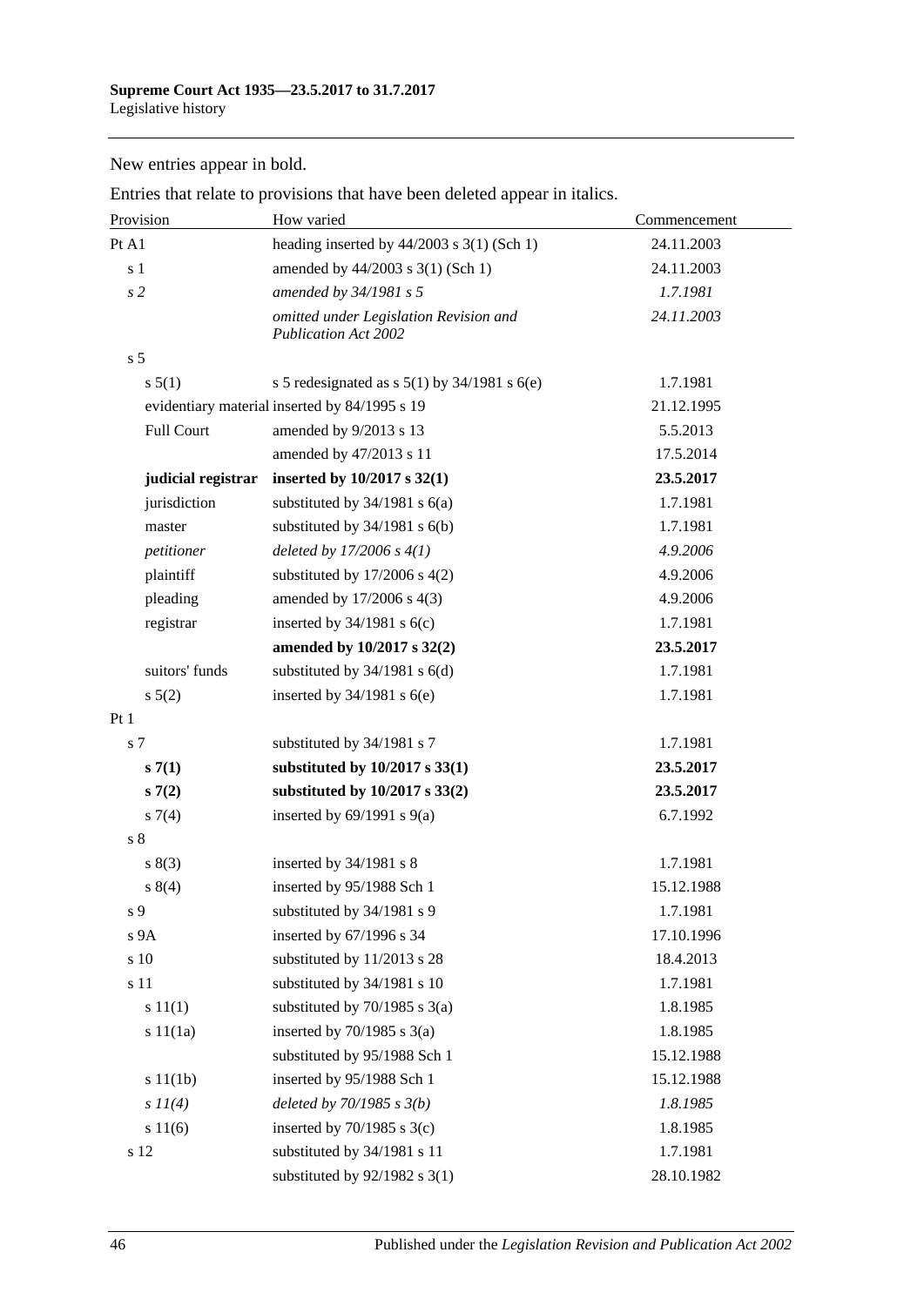New entries appear in bold.

Entries that relate to provisions that have been deleted appear in italics.

| Provision | How varied | Commencement |
|---|---|---|
| Pt A1 | heading inserted by 44/2003 s 3(1) (Sch 1) | 24.11.2003 |
| s 1 | amended by 44/2003 s 3(1) (Sch 1) | 24.11.2003 |
| *s 2* | *amended by 34/1981 s 5* | *1.7.1981* |
| | *omitted under Legislation Revision and Publication Act 2002* | *24.11.2003* |
| s 5 | | |
| s 5(1) | s 5 redesignated as s 5(1) by 34/1981 s 6(e) | 1.7.1981 |
| evidentiary material | inserted by 84/1995 s 19 | 21.12.1995 |
| Full Court | amended by 9/2013 s 13 | 5.5.2013 |
| | amended by 47/2013 s 11 | 17.5.2014 |
| **judicial registrar** | **inserted by 10/2017 s 32(1)** | **23.5.2017** |
| jurisdiction | substituted by 34/1981 s 6(a) | 1.7.1981 |
| master | substituted by 34/1981 s 6(b) | 1.7.1981 |
| *petitioner* | *deleted by 17/2006 s 4(1)* | *4.9.2006* |
| plaintiff | substituted by 17/2006 s 4(2) | 4.9.2006 |
| pleading | amended by 17/2006 s 4(3) | 4.9.2006 |
| registrar | inserted by 34/1981 s 6(c) | 1.7.1981 |
| | **amended by 10/2017 s 32(2)** | **23.5.2017** |
| suitors' funds | substituted by 34/1981 s 6(d) | 1.7.1981 |
| s 5(2) | inserted by 34/1981 s 6(e) | 1.7.1981 |
| Pt 1 | | |
| s 7 | substituted by 34/1981 s 7 | 1.7.1981 |
| **s 7(1)** | **substituted by 10/2017 s 33(1)** | **23.5.2017** |
| **s 7(2)** | **substituted by 10/2017 s 33(2)** | **23.5.2017** |
| s 7(4) | inserted by 69/1991 s 9(a) | 6.7.1992 |
| s 8 | | |
| s 8(3) | inserted by 34/1981 s 8 | 1.7.1981 |
| s 8(4) | inserted by 95/1988 Sch 1 | 15.12.1988 |
| s 9 | substituted by 34/1981 s 9 | 1.7.1981 |
| s 9A | inserted by 67/1996 s 34 | 17.10.1996 |
| s 10 | substituted by 11/2013 s 28 | 18.4.2013 |
| s 11 | substituted by 34/1981 s 10 | 1.7.1981 |
| s 11(1) | substituted by 70/1985 s 3(a) | 1.8.1985 |
| s 11(1a) | inserted by 70/1985 s 3(a) | 1.8.1985 |
| | substituted by 95/1988 Sch 1 | 15.12.1988 |
| s 11(1b) | inserted by 95/1988 Sch 1 | 15.12.1988 |
| *s 11(4)* | *deleted by 70/1985 s 3(b)* | *1.8.1985* |
| s 11(6) | inserted by 70/1985 s 3(c) | 1.8.1985 |
| s 12 | substituted by 34/1981 s 11 | 1.7.1981 |
| | substituted by 92/1982 s 3(1) | 28.10.1982 |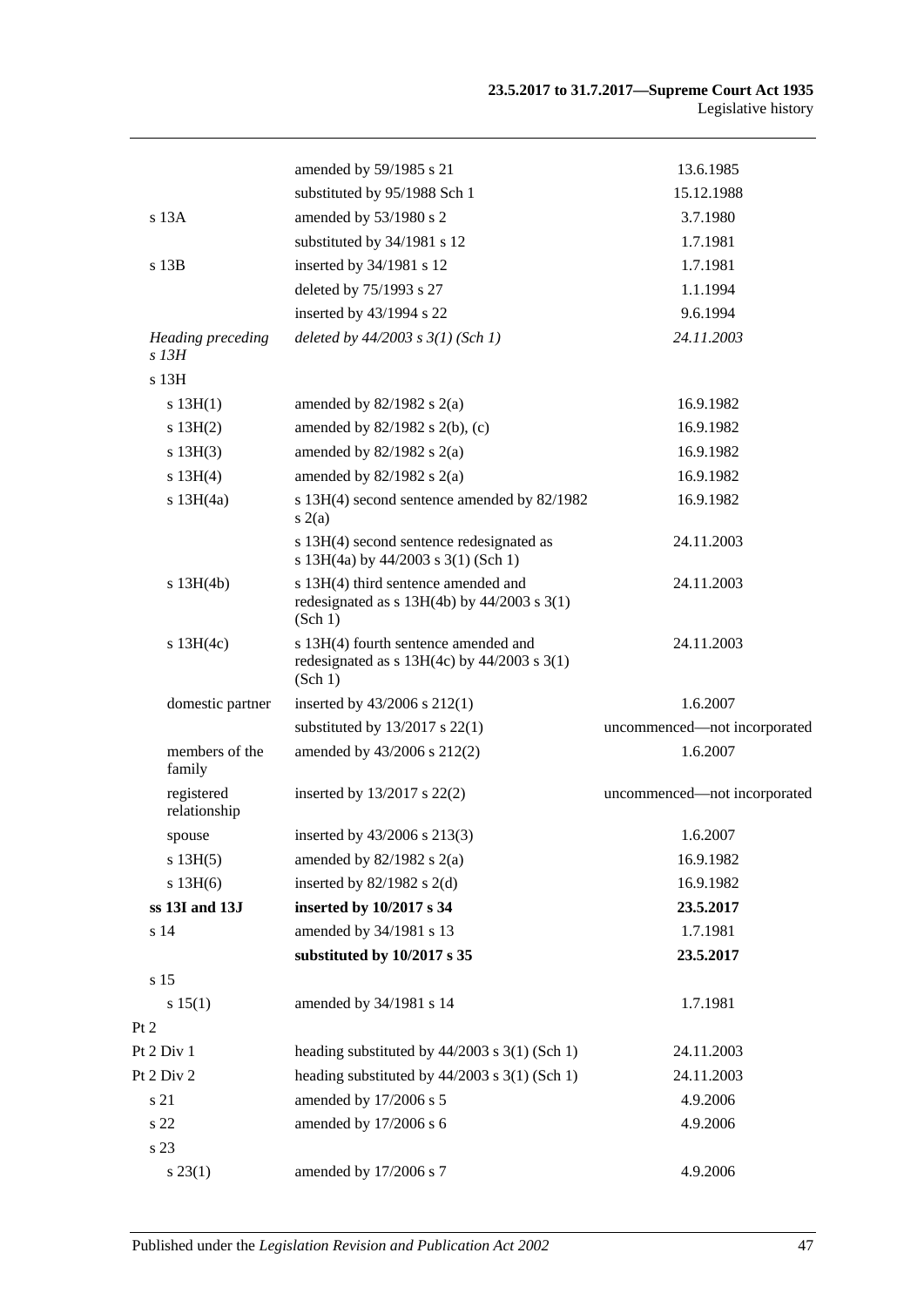| | | |
|---|---|---|
| | amended by 59/1985 s 21 | 13.6.1985 |
| | substituted by 95/1988 Sch 1 | 15.12.1988 |
| s 13A | amended by 53/1980 s 2 | 3.7.1980 |
| | substituted by 34/1981 s 12 | 1.7.1981 |
| s 13B | inserted by 34/1981 s 12 | 1.7.1981 |
| | deleted by 75/1993 s 27 | 1.1.1994 |
| | inserted by 43/1994 s 22 | 9.6.1994 |
| *Heading preceding s 13H* | *deleted by 44/2003 s 3(1) (Sch 1)* | *24.11.2003* |
| s 13H | | |
| s 13H(1) | amended by 82/1982 s 2(a) | 16.9.1982 |
| s 13H(2) | amended by 82/1982 s 2(b), (c) | 16.9.1982 |
| s 13H(3) | amended by 82/1982 s 2(a) | 16.9.1982 |
| s 13H(4) | amended by 82/1982 s 2(a) | 16.9.1982 |
| s 13H(4a) | s 13H(4) second sentence amended by 82/1982 s 2(a) | 16.9.1982 |
| | s 13H(4) second sentence redesignated as s 13H(4a) by 44/2003 s 3(1) (Sch 1) | 24.11.2003 |
| s 13H(4b) | s 13H(4) third sentence amended and redesignated as s 13H(4b) by 44/2003 s 3(1) (Sch 1) | 24.11.2003 |
| s 13H(4c) | s 13H(4) fourth sentence amended and redesignated as s 13H(4c) by 44/2003 s 3(1) (Sch 1) | 24.11.2003 |
| domestic partner | inserted by 43/2006 s 212(1) | 1.6.2007 |
| | substituted by 13/2017 s 22(1) | uncommenced—not incorporated |
| members of the family | amended by 43/2006 s 212(2) | 1.6.2007 |
| registered relationship | inserted by 13/2017 s 22(2) | uncommenced—not incorporated |
| spouse | inserted by 43/2006 s 213(3) | 1.6.2007 |
| s 13H(5) | amended by 82/1982 s 2(a) | 16.9.1982 |
| s 13H(6) | inserted by 82/1982 s 2(d) | 16.9.1982 |
| **ss 13I and 13J** | **inserted by 10/2017 s 34** | **23.5.2017** |
| s 14 | amended by 34/1981 s 13 | 1.7.1981 |
| | **substituted by 10/2017 s 35** | **23.5.2017** |
| s 15 | | |
| s 15(1) | amended by 34/1981 s 14 | 1.7.1981 |
| Pt 2 | | |
| Pt 2 Div 1 | heading substituted by 44/2003 s 3(1) (Sch 1) | 24.11.2003 |
| Pt 2 Div 2 | heading substituted by 44/2003 s 3(1) (Sch 1) | 24.11.2003 |
| s 21 | amended by 17/2006 s 5 | 4.9.2006 |
| s 22 | amended by 17/2006 s 6 | 4.9.2006 |
| s 23 | | |
| s 23(1) | amended by 17/2006 s 7 | 4.9.2006 |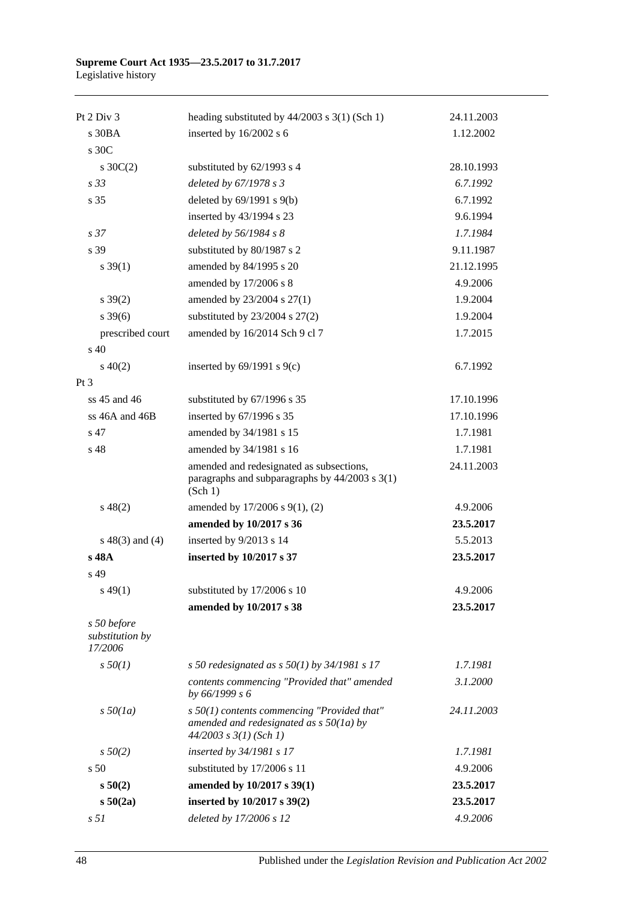| | | |
|---|---|---|
| Pt 2 Div 3 | heading substituted by 44/2003 s 3(1) (Sch 1) | 24.11.2003 |
| s 30BA | inserted by 16/2002 s 6 | 1.12.2002 |
| s 30C | | |
| s 30C(2) | substituted by 62/1993 s 4 | 28.10.1993 |
| *s 33* | *deleted by 67/1978 s 3* | *6.7.1992* |
| s 35 | deleted by 69/1991 s 9(b) | 6.7.1992 |
| | inserted by 43/1994 s 23 | 9.6.1994 |
| *s 37* | *deleted by 56/1984 s 8* | *1.7.1984* |
| s 39 | substituted by 80/1987 s 2 | 9.11.1987 |
| s 39(1) | amended by 84/1995 s 20 | 21.12.1995 |
| | amended by 17/2006 s 8 | 4.9.2006 |
| s 39(2) | amended by 23/2004 s 27(1) | 1.9.2004 |
| s 39(6) | substituted by 23/2004 s 27(2) | 1.9.2004 |
| prescribed court | amended by 16/2014 Sch 9 cl 7 | 1.7.2015 |
| s 40 | | |
| s 40(2) | inserted by 69/1991 s 9(c) | 6.7.1992 |
| Pt 3 | | |
| ss 45 and 46 | substituted by 67/1996 s 35 | 17.10.1996 |
| ss 46A and 46B | inserted by 67/1996 s 35 | 17.10.1996 |
| s 47 | amended by 34/1981 s 15 | 1.7.1981 |
| s 48 | amended by 34/1981 s 16 | 1.7.1981 |
| | amended and redesignated as subsections, paragraphs and subparagraphs by 44/2003 s 3(1) (Sch 1) | 24.11.2003 |
| s 48(2) | amended by 17/2006 s 9(1), (2) | 4.9.2006 |
| | **amended by 10/2017 s 36** | **23.5.2017** |
| s 48(3) and (4) | inserted by 9/2013 s 14 | 5.5.2013 |
| **s 48A** | **inserted by 10/2017 s 37** | **23.5.2017** |
| s 49 | | |
| s 49(1) | substituted by 17/2006 s 10 | 4.9.2006 |
| | **amended by 10/2017 s 38** | **23.5.2017** |
| *s 50 before substitution by 17/2006* | | |
| *s 50(1)* | *s 50 redesignated as s 50(1) by 34/1981 s 17* | *1.7.1981* |
| | *contents commencing "Provided that" amended by 66/1999 s 6* | *3.1.2000* |
| *s 50(1a)* | *s 50(1) contents commencing "Provided that" amended and redesignated as s 50(1a) by 44/2003 s 3(1) (Sch 1)* | *24.11.2003* |
| *s 50(2)* | *inserted by 34/1981 s 17* | *1.7.1981* |
| s 50 | substituted by 17/2006 s 11 | 4.9.2006 |
| **s 50(2)** | **amended by 10/2017 s 39(1)** | **23.5.2017** |
| **s 50(2a)** | **inserted by 10/2017 s 39(2)** | **23.5.2017** |
| *s 51* | *deleted by 17/2006 s 12* | *4.9.2006* |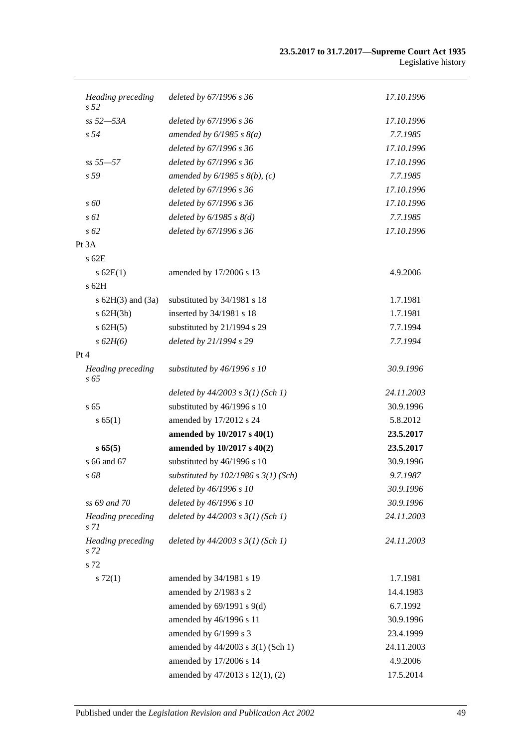| | | |
|---|---|---|
| *Heading preceding s 52* | *deleted by 67/1996 s 36* | *17.10.1996* |
| *ss 52—53A* | *deleted by 67/1996 s 36* | *17.10.1996* |
| *s 54* | *amended by 6/1985 s 8(a)* | *7.7.1985* |
| | *deleted by 67/1996 s 36* | *17.10.1996* |
| *ss 55—57* | *deleted by 67/1996 s 36* | *17.10.1996* |
| *s 59* | *amended by 6/1985 s 8(b), (c)* | *7.7.1985* |
| | *deleted by 67/1996 s 36* | *17.10.1996* |
| *s 60* | *deleted by 67/1996 s 36* | *17.10.1996* |
| *s 61* | *deleted by 6/1985 s 8(d)* | *7.7.1985* |
| *s 62* | *deleted by 67/1996 s 36* | *17.10.1996* |
| Pt 3A | | |
| s 62E | | |
| s 62E(1) | amended by 17/2006 s 13 | 4.9.2006 |
| s 62H | | |
| s 62H(3) and (3a) | substituted by 34/1981 s 18 | 1.7.1981 |
| s 62H(3b) | inserted by 34/1981 s 18 | 1.7.1981 |
| s 62H(5) | substituted by 21/1994 s 29 | 7.7.1994 |
| *s 62H(6)* | *deleted by 21/1994 s 29* | *7.7.1994* |
| Pt 4 | | |
| *Heading preceding s 65* | *substituted by 46/1996 s 10* | *30.9.1996* |
| | *deleted by 44/2003 s 3(1) (Sch 1)* | *24.11.2003* |
| s 65 | substituted by 46/1996 s 10 | 30.9.1996 |
| s 65(1) | amended by 17/2012 s 24 | 5.8.2012 |
| | **amended by 10/2017 s 40(1)** | **23.5.2017** |
| **s 65(5)** | **amended by 10/2017 s 40(2)** | **23.5.2017** |
| s 66 and 67 | substituted by 46/1996 s 10 | 30.9.1996 |
| *s 68* | *substituted by 102/1986 s 3(1) (Sch)* | *9.7.1987* |
| | *deleted by 46/1996 s 10* | *30.9.1996* |
| *ss 69 and 70* | *deleted by 46/1996 s 10* | *30.9.1996* |
| *Heading preceding s 71* | *deleted by 44/2003 s 3(1) (Sch 1)* | *24.11.2003* |
| *Heading preceding s 72* | *deleted by 44/2003 s 3(1) (Sch 1)* | *24.11.2003* |
| s 72 | | |
| s 72(1) | amended by 34/1981 s 19 | 1.7.1981 |
| | amended by 2/1983 s 2 | 14.4.1983 |
| | amended by 69/1991 s 9(d) | 6.7.1992 |
| | amended by 46/1996 s 11 | 30.9.1996 |
| | amended by 6/1999 s 3 | 23.4.1999 |
| | amended by 44/2003 s 3(1) (Sch 1) | 24.11.2003 |
| | amended by 17/2006 s 14 | 4.9.2006 |
| | amended by 47/2013 s 12(1), (2) | 17.5.2014 |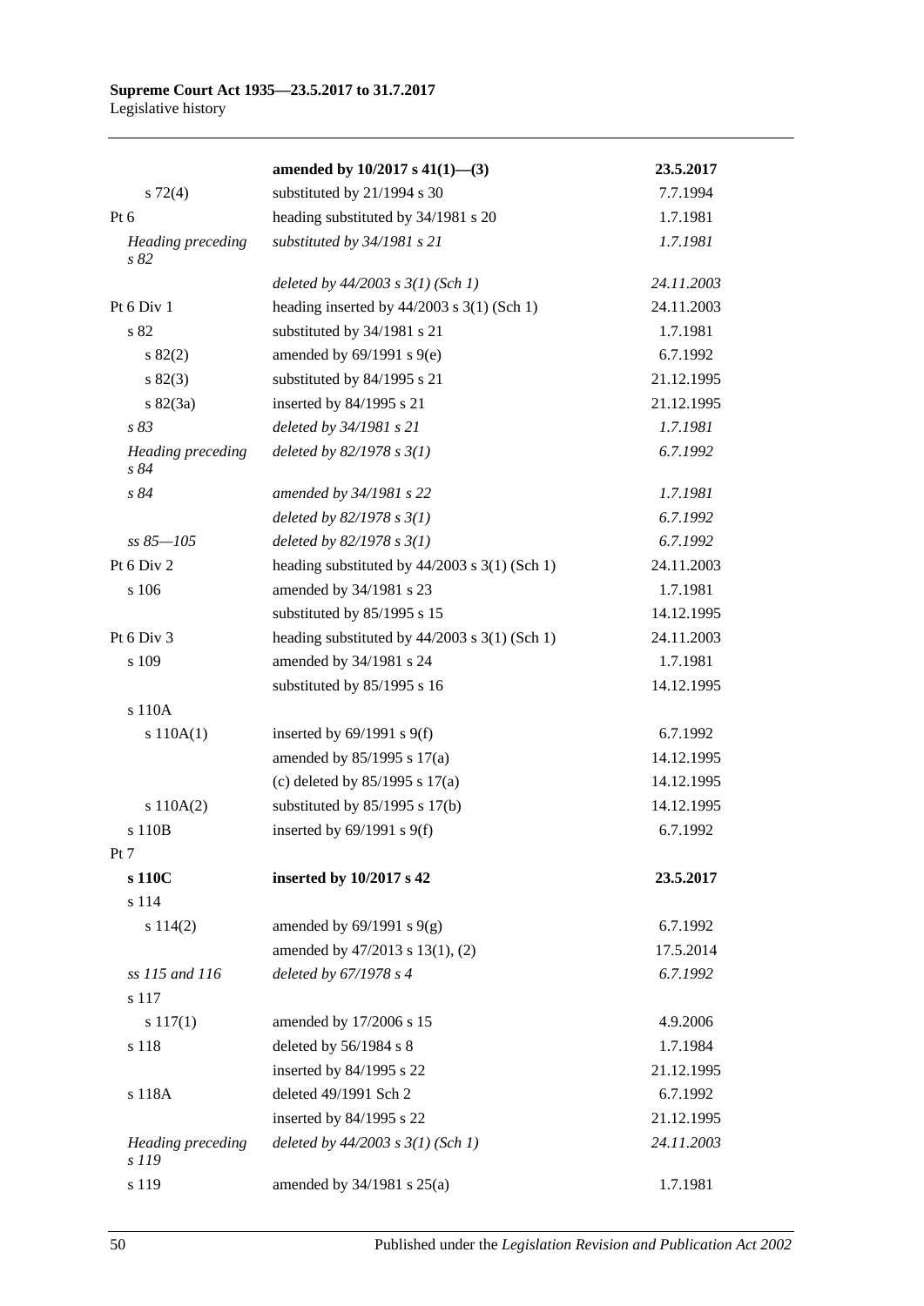| | | |
|---|---|---|
| | **amended by 10/2017 s 41(1)—(3)** | **23.5.2017** |
| s 72(4) | substituted by 21/1994 s 30 | 7.7.1994 |
| Pt 6 | heading substituted by 34/1981 s 20 | 1.7.1981 |
| *Heading preceding s 82* | *substituted by 34/1981 s 21* | *1.7.1981* |
| | *deleted by 44/2003 s 3(1) (Sch 1)* | *24.11.2003* |
| Pt 6 Div 1 | heading inserted by 44/2003 s 3(1) (Sch 1) | 24.11.2003 |
| s 82 | substituted by 34/1981 s 21 | 1.7.1981 |
| s 82(2) | amended by 69/1991 s 9(e) | 6.7.1992 |
| s 82(3) | substituted by 84/1995 s 21 | 21.12.1995 |
| s 82(3a) | inserted by 84/1995 s 21 | 21.12.1995 |
| *s 83* | *deleted by 34/1981 s 21* | *1.7.1981* |
| *Heading preceding s 84* | *deleted by 82/1978 s 3(1)* | *6.7.1992* |
| *s 84* | *amended by 34/1981 s 22* | *1.7.1981* |
| | *deleted by 82/1978 s 3(1)* | *6.7.1992* |
| *ss 85—105* | *deleted by 82/1978 s 3(1)* | *6.7.1992* |
| Pt 6 Div 2 | heading substituted by 44/2003 s 3(1) (Sch 1) | 24.11.2003 |
| s 106 | amended by 34/1981 s 23 | 1.7.1981 |
| | substituted by 85/1995 s 15 | 14.12.1995 |
| Pt 6 Div 3 | heading substituted by 44/2003 s 3(1) (Sch 1) | 24.11.2003 |
| s 109 | amended by 34/1981 s 24 | 1.7.1981 |
| | substituted by 85/1995 s 16 | 14.12.1995 |
| s 110A | | |
| s 110A(1) | inserted by 69/1991 s 9(f) | 6.7.1992 |
| | amended by 85/1995 s 17(a) | 14.12.1995 |
| | (c) deleted by 85/1995 s 17(a) | 14.12.1995 |
| s 110A(2) | substituted by 85/1995 s 17(b) | 14.12.1995 |
| s 110B | inserted by 69/1991 s 9(f) | 6.7.1992 |
| Pt 7 | | |
| **s 110C** | **inserted by 10/2017 s 42** | **23.5.2017** |
| s 114 | | |
| s 114(2) | amended by 69/1991 s 9(g) | 6.7.1992 |
| | amended by 47/2013 s 13(1), (2) | 17.5.2014 |
| *ss 115 and 116* | *deleted by 67/1978 s 4* | *6.7.1992* |
| s 117 | | |
| s 117(1) | amended by 17/2006 s 15 | 4.9.2006 |
| s 118 | deleted by 56/1984 s 8 | 1.7.1984 |
| | inserted by 84/1995 s 22 | 21.12.1995 |
| s 118A | deleted 49/1991 Sch 2 | 6.7.1992 |
| | inserted by 84/1995 s 22 | 21.12.1995 |
| *Heading preceding s 119* | *deleted by 44/2003 s 3(1) (Sch 1)* | *24.11.2003* |
| s 119 | amended by 34/1981 s 25(a) | 1.7.1981 |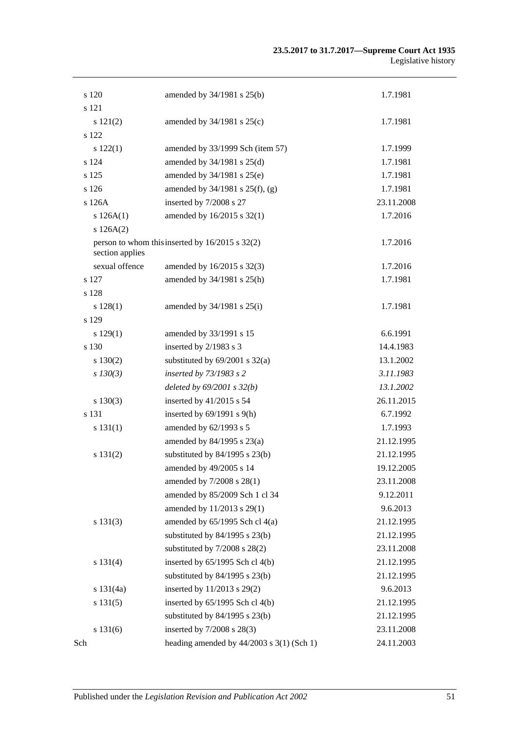| | | |
|---|---|---|
| s 120 | amended by 34/1981 s 25(b) | 1.7.1981 |
| s 121 | | |
| s 121(2) | amended by 34/1981 s 25(c) | 1.7.1981 |
| s 122 | | |
| s 122(1) | amended by 33/1999 Sch (item 57) | 1.7.1999 |
| s 124 | amended by 34/1981 s 25(d) | 1.7.1981 |
| s 125 | amended by 34/1981 s 25(e) | 1.7.1981 |
| s 126 | amended by 34/1981 s 25(f), (g) | 1.7.1981 |
| s 126A | inserted by 7/2008 s 27 | 23.11.2008 |
| s 126A(1) | amended by 16/2015 s 32(1) | 1.7.2016 |
| s 126A(2) | | |
| person to whom this section applies | inserted by 16/2015 s 32(2) | 1.7.2016 |
| sexual offence | amended by 16/2015 s 32(3) | 1.7.2016 |
| s 127 | amended by 34/1981 s 25(h) | 1.7.1981 |
| s 128 | | |
| s 128(1) | amended by 34/1981 s 25(i) | 1.7.1981 |
| s 129 | | |
| s 129(1) | amended by 33/1991 s 15 | 6.6.1991 |
| s 130 | inserted by 2/1983 s 3 | 14.4.1983 |
| s 130(2) | substituted by 69/2001 s 32(a) | 13.1.2002 |
| *s 130(3)* | *inserted by 73/1983 s 2* | *3.11.1983* |
| | *deleted by 69/2001 s 32(b)* | *13.1.2002* |
| s 130(3) | inserted by 41/2015 s 54 | 26.11.2015 |
| s 131 | inserted by 69/1991 s 9(h) | 6.7.1992 |
| s 131(1) | amended by 62/1993 s 5 | 1.7.1993 |
| | amended by 84/1995 s 23(a) | 21.12.1995 |
| s 131(2) | substituted by 84/1995 s 23(b) | 21.12.1995 |
| | amended by 49/2005 s 14 | 19.12.2005 |
| | amended by 7/2008 s 28(1) | 23.11.2008 |
| | amended by 85/2009 Sch 1 cl 34 | 9.12.2011 |
| | amended by 11/2013 s 29(1) | 9.6.2013 |
| s 131(3) | amended by 65/1995 Sch cl 4(a) | 21.12.1995 |
| | substituted by 84/1995 s 23(b) | 21.12.1995 |
| | substituted by 7/2008 s 28(2) | 23.11.2008 |
| s 131(4) | inserted by 65/1995 Sch cl 4(b) | 21.12.1995 |
| | substituted by 84/1995 s 23(b) | 21.12.1995 |
| s 131(4a) | inserted by 11/2013 s 29(2) | 9.6.2013 |
| s 131(5) | inserted by 65/1995 Sch cl 4(b) | 21.12.1995 |
| | substituted by 84/1995 s 23(b) | 21.12.1995 |
| s 131(6) | inserted by 7/2008 s 28(3) | 23.11.2008 |
| Sch | heading amended by 44/2003 s 3(1) (Sch 1) | 24.11.2003 |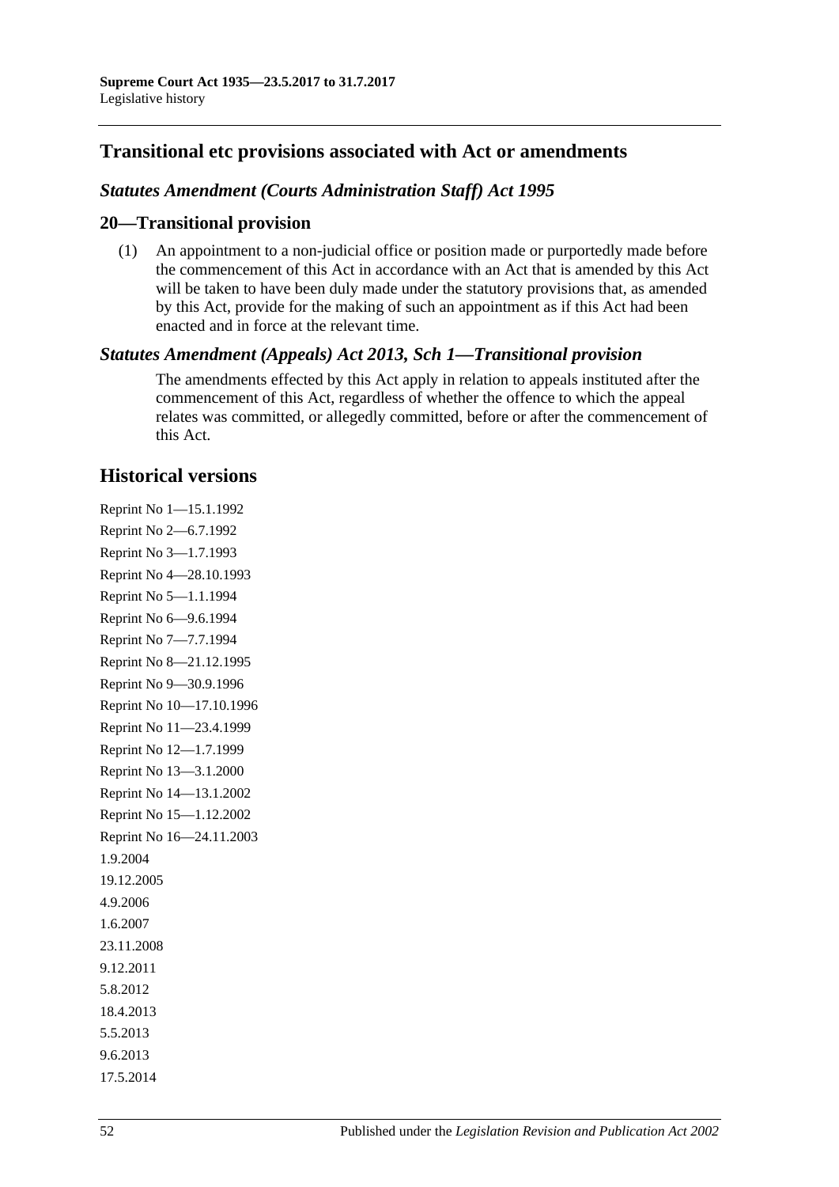## Transitional etc provisions associated with Act or amendments

### *Statutes Amendment (Courts Administration Staff) Act 1995*

### 20—Transitional provision

(1) An appointment to a non-judicial office or position made or purportedly made before the commencement of this Act in accordance with an Act that is amended by this Act will be taken to have been duly made under the statutory provisions that, as amended by this Act, provide for the making of such an appointment as if this Act had been enacted and in force at the relevant time.

### *Statutes Amendment (Appeals) Act 2013, Sch 1—Transitional provision*

The amendments effected by this Act apply in relation to appeals instituted after the commencement of this Act, regardless of whether the offence to which the appeal relates was committed, or allegedly committed, before or after the commencement of this Act.

## Historical versions

Reprint No 1—15.1.1992

Reprint No 2—6.7.1992

Reprint No 3—1.7.1993

Reprint No 4—28.10.1993

Reprint No 5—1.1.1994

Reprint No 6—9.6.1994

Reprint No 7—7.7.1994

Reprint No 8—21.12.1995

Reprint No 9—30.9.1996

Reprint No 10—17.10.1996

Reprint No 11—23.4.1999

Reprint No 12—1.7.1999

Reprint No 13—3.1.2000

Reprint No 14—13.1.2002

Reprint No 15—1.12.2002

Reprint No 16—24.11.2003

1.9.2004

19.12.2005

4.9.2006

1.6.2007

23.11.2008

9.12.2011

5.8.2012

18.4.2013

5.5.2013

9.6.2013

17.5.2014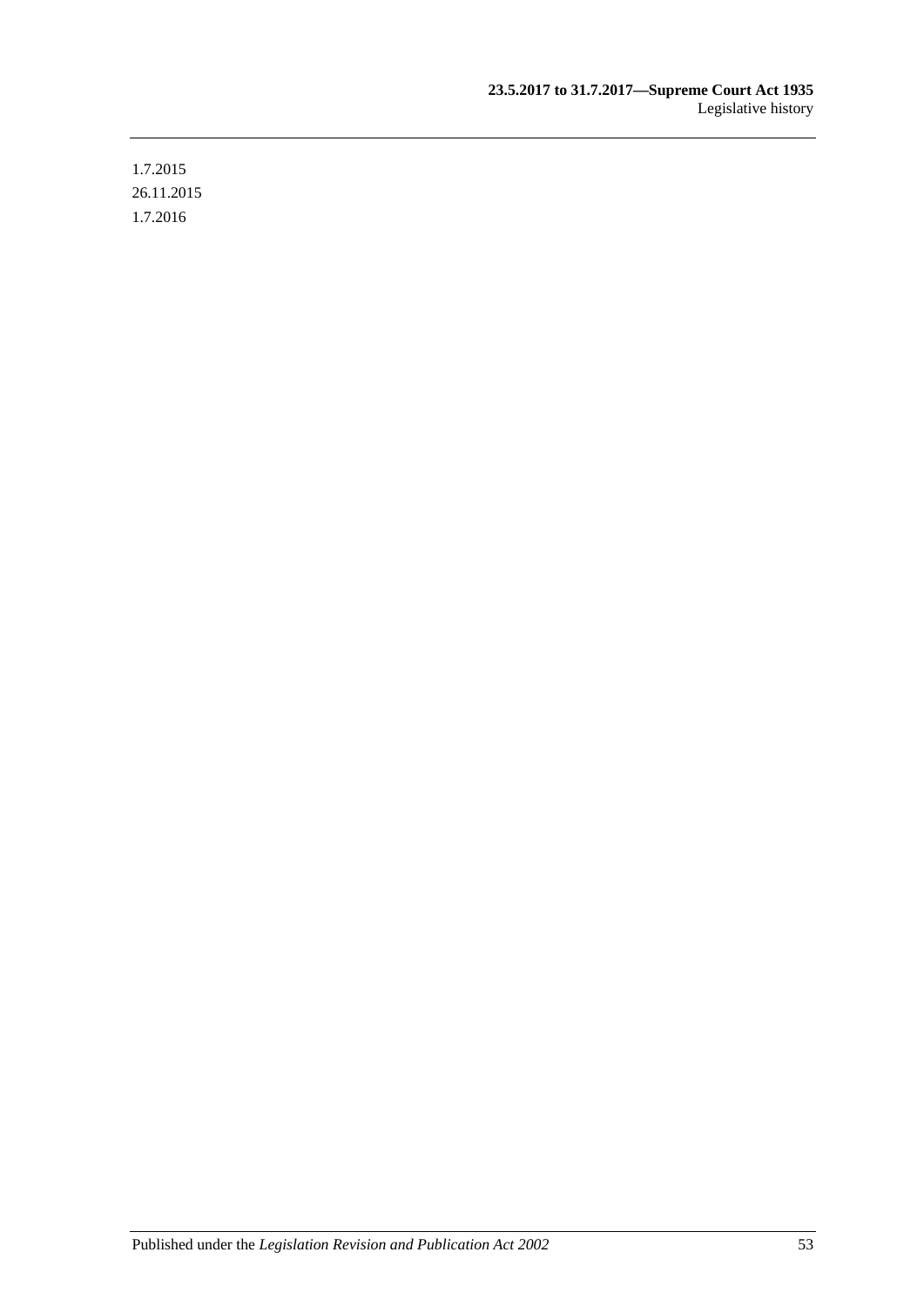1.7.2015

26.11.2015

1.7.2016